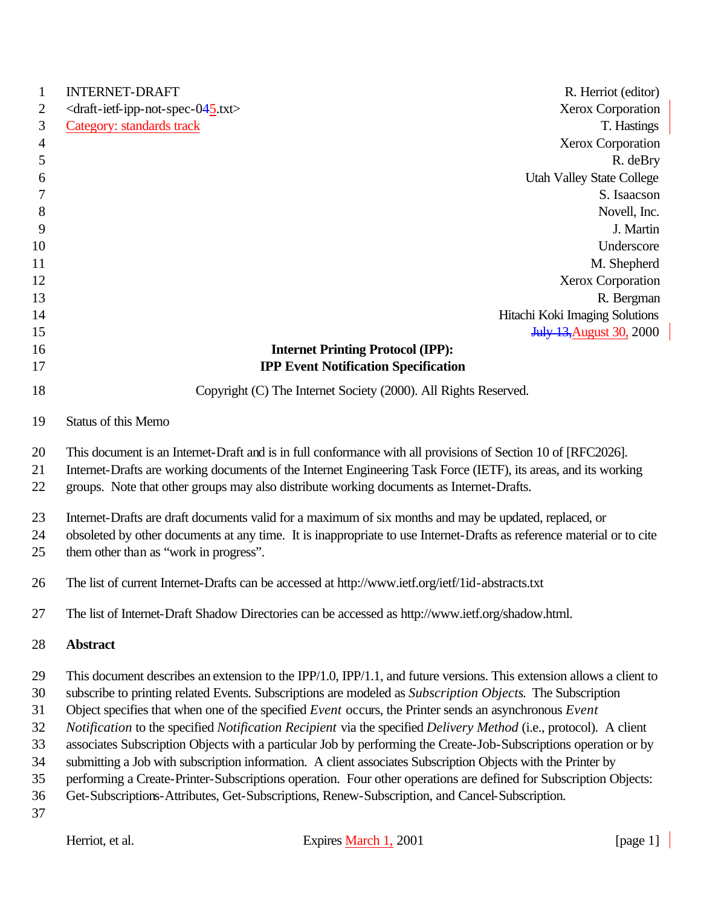INTERNET-DRAFT R. Herriot (editor)
<draft-ietf-ipp-not-spec-045.txt> Xerox Corporation
Category: standards track T. Hastings
Xerox Corporation
R. deBry
Utah Valley State College
S. Isaacson
Novell, Inc.
J. Martin
Underscore
M. Shepherd
Xerox Corporation
R. Bergman
Hitachi Koki Imaging Solutions
~~July 13,~~ August 30, 2000

**Internet Printing Protocol (IPP):**
**IPP Event Notification Specification**

Copyright (C) The Internet Society (2000). All Rights Reserved.

Status of this Memo

This document is an Internet-Draft and is in full conformance with all provisions of Section 10 of [RFC2026]. Internet-Drafts are working documents of the Internet Engineering Task Force (IETF), its areas, and its working groups. Note that other groups may also distribute working documents as Internet-Drafts.

Internet-Drafts are draft documents valid for a maximum of six months and may be updated, replaced, or obsoleted by other documents at any time. It is inappropriate to use Internet-Drafts as reference material or to cite them other than as "work in progress".

The list of current Internet-Drafts can be accessed at http://www.ietf.org/ietf/1id-abstracts.txt

The list of Internet-Draft Shadow Directories can be accessed as http://www.ietf.org/shadow.html.

**Abstract**

This document describes an extension to the IPP/1.0, IPP/1.1, and future versions. This extension allows a client to subscribe to printing related Events. Subscriptions are modeled as *Subscription Objects*. The Subscription Object specifies that when one of the specified *Event* occurs, the Printer sends an asynchronous *Event Notification* to the specified *Notification Recipient* via the specified *Delivery Method* (i.e., protocol). A client associates Subscription Objects with a particular Job by performing the Create-Job-Subscriptions operation or by submitting a Job with subscription information. A client associates Subscription Objects with the Printer by performing a Create-Printer-Subscriptions operation. Four other operations are defined for Subscription Objects: Get-Subscriptions-Attributes, Get-Subscriptions, Renew-Subscription, and Cancel-Subscription.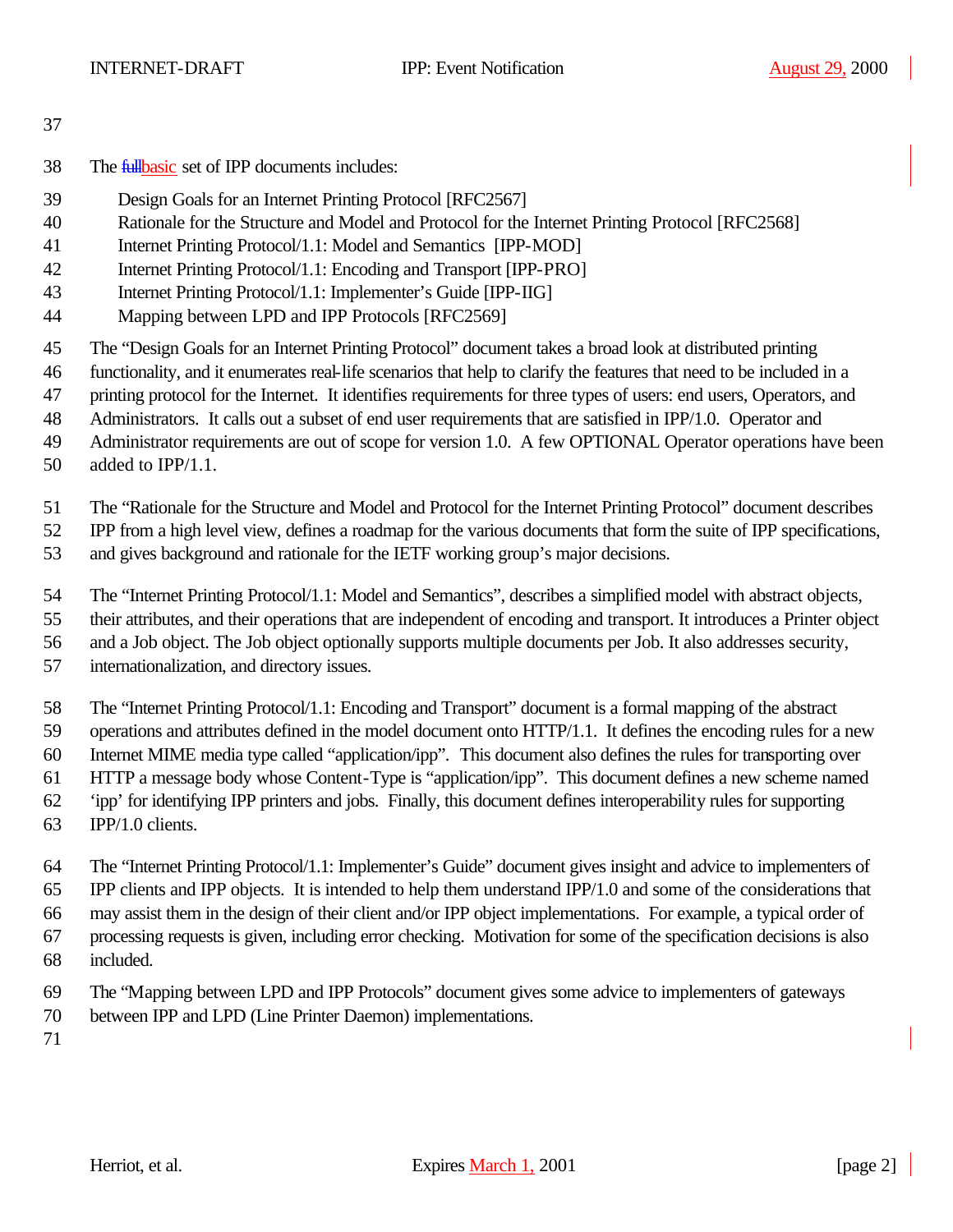The ~~full~~basic set of IPP documents includes:

- Design Goals for an Internet Printing Protocol [RFC2567]
- Rationale for the Structure and Model and Protocol for the Internet Printing Protocol [RFC2568]
- Internet Printing Protocol/1.1: Model and Semantics [IPP-MOD]
- Internet Printing Protocol/1.1: Encoding and Transport [IPP-PRO]
- Internet Printing Protocol/1.1: Implementer's Guide [IPP-IIG]
- Mapping between LPD and IPP Protocols [RFC2569]

The "Design Goals for an Internet Printing Protocol" document takes a broad look at distributed printing functionality, and it enumerates real-life scenarios that help to clarify the features that need to be included in a printing protocol for the Internet. It identifies requirements for three types of users: end users, Operators, and Administrators. It calls out a subset of end user requirements that are satisfied in IPP/1.0. Operator and Administrator requirements are out of scope for version 1.0. A few OPTIONAL Operator operations have been added to IPP/1.1.

The "Rationale for the Structure and Model and Protocol for the Internet Printing Protocol" document describes IPP from a high level view, defines a roadmap for the various documents that form the suite of IPP specifications, and gives background and rationale for the IETF working group's major decisions.

The "Internet Printing Protocol/1.1: Model and Semantics", describes a simplified model with abstract objects, their attributes, and their operations that are independent of encoding and transport. It introduces a Printer object and a Job object. The Job object optionally supports multiple documents per Job. It also addresses security, internationalization, and directory issues.

The "Internet Printing Protocol/1.1: Encoding and Transport" document is a formal mapping of the abstract operations and attributes defined in the model document onto HTTP/1.1. It defines the encoding rules for a new Internet MIME media type called "application/ipp". This document also defines the rules for transporting over HTTP a message body whose Content-Type is "application/ipp". This document defines a new scheme named 'ipp' for identifying IPP printers and jobs. Finally, this document defines interoperability rules for supporting IPP/1.0 clients.

The "Internet Printing Protocol/1.1: Implementer's Guide" document gives insight and advice to implementers of IPP clients and IPP objects. It is intended to help them understand IPP/1.0 and some of the considerations that may assist them in the design of their client and/or IPP object implementations. For example, a typical order of processing requests is given, including error checking. Motivation for some of the specification decisions is also included.

The "Mapping between LPD and IPP Protocols" document gives some advice to implementers of gateways between IPP and LPD (Line Printer Daemon) implementations.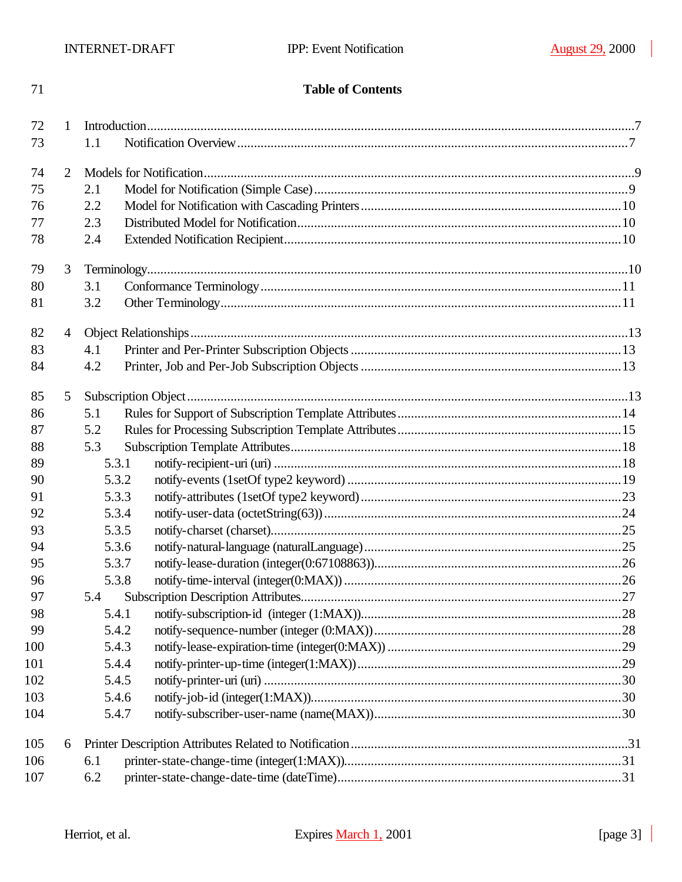71 **Table of Contents**

72 1 Introduction.....7
73 1.1 Notification Overview.....7

74 2 Models for Notification.....9
75 2.1 Model for Notification (Simple Case).....9
76 2.2 Model for Notification with Cascading Printers.....10
77 2.3 Distributed Model for Notification.....10
78 2.4 Extended Notification Recipient.....10

79 3 Terminology.....10
80 3.1 Conformance Terminology.....11
81 3.2 Other Terminology.....11

82 4 Object Relationships.....13
83 4.1 Printer and Per-Printer Subscription Objects.....13
84 4.2 Printer, Job and Per-Job Subscription Objects.....13

85 5 Subscription Object.....13
86 5.1 Rules for Support of Subscription Template Attributes.....14
87 5.2 Rules for Processing Subscription Template Attributes.....15
88 5.3 Subscription Template Attributes.....18
89 5.3.1 notify-recipient-uri (uri).....18
90 5.3.2 notify-events (1setOf type2 keyword).....19
91 5.3.3 notify-attributes (1setOf type2 keyword).....23
92 5.3.4 notify-user-data (octetString(63)).....24
93 5.3.5 notify-charset (charset).....25
94 5.3.6 notify-natural-language (naturalLanguage).....25
95 5.3.7 notify-lease-duration (integer(0:67108863)).....26
96 5.3.8 notify-time-interval (integer(0:MAX)).....26
97 5.4 Subscription Description Attributes.....27
98 5.4.1 notify-subscription-id (integer (1:MAX)).....28
99 5.4.2 notify-sequence-number (integer (0:MAX)).....28
100 5.4.3 notify-lease-expiration-time (integer(0:MAX)).....29
101 5.4.4 notify-printer-up-time (integer(1:MAX)).....29
102 5.4.5 notify-printer-uri (uri).....30
103 5.4.6 notify-job-id (integer(1:MAX)).....30
104 5.4.7 notify-subscriber-user-name (name(MAX)).....30

105 6 Printer Description Attributes Related to Notification.....31
106 6.1 printer-state-change-time (integer(1:MAX)).....31
107 6.2 printer-state-change-date-time (dateTime).....31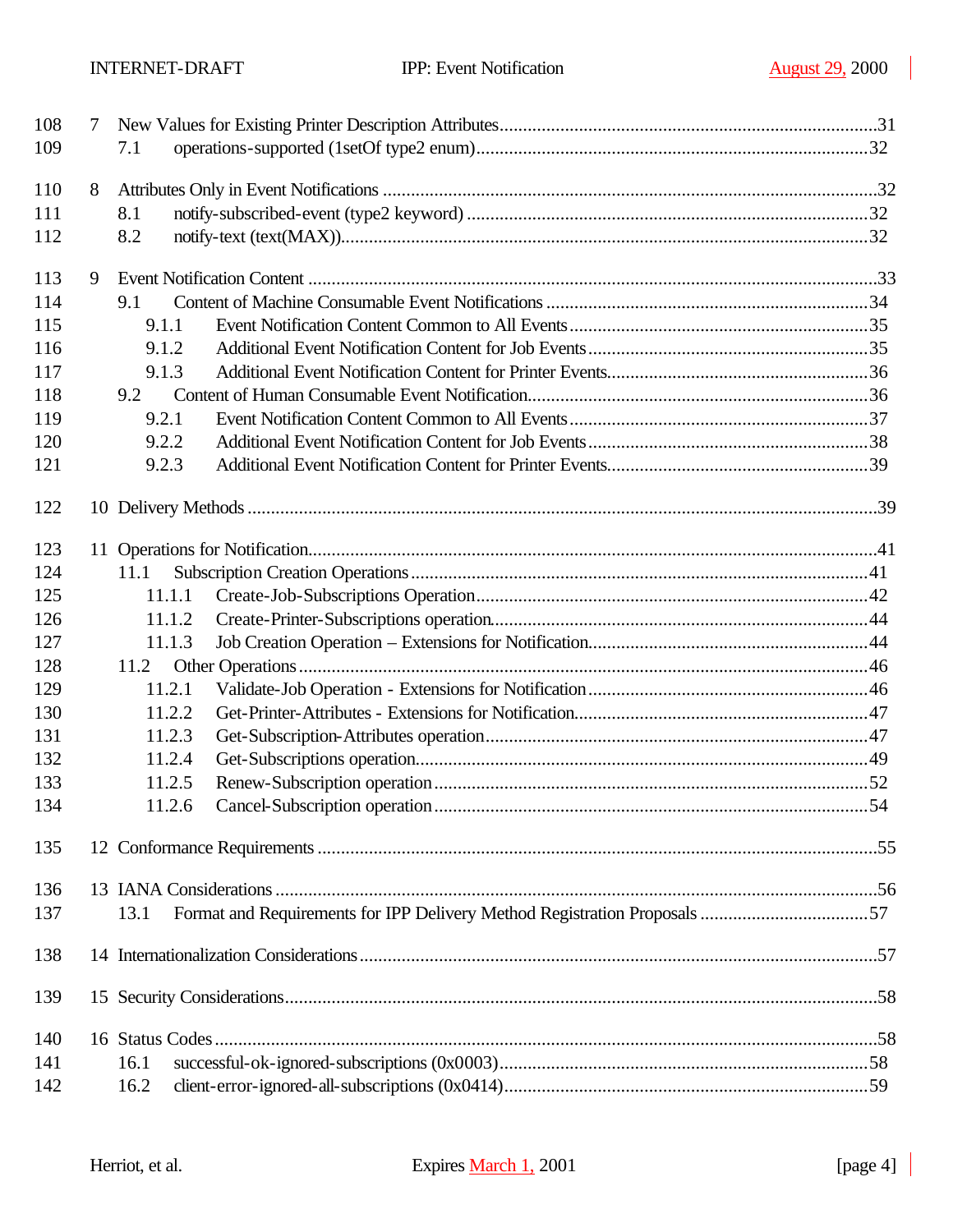108 7 New Values for Existing Printer Description Attributes....................................................................................31
109 7.1 operations-supported (1setOf type2 enum).......................................................................................32

110 8 Attributes Only in Event Notifications ..............................................................................................32
111 8.1 notify-subscribed-event (type2 keyword) ..........................................................................................32
112 8.2 notify-text (text(MAX))......................................................................................................................32

113 9 Event Notification Content .................................................................................................................33
114 9.1 Content of Machine Consumable Event Notifications ......................................................................34
115 9.1.1 Event Notification Content Common to All Events ...................................................................35
116 9.1.2 Additional Event Notification Content for Job Events ..............................................................35
117 9.1.3 Additional Event Notification Content for Printer Events..........................................................36
118 9.2 Content of Human Consumable Event Notification..........................................................................36
119 9.2.1 Event Notification Content Common to All Events ...................................................................37
120 9.2.2 Additional Event Notification Content for Job Events ..............................................................38
121 9.2.3 Additional Event Notification Content for Printer Events..........................................................39

122 10 Delivery Methods ..............................................................................................................................39

123 11 Operations for Notification.................................................................................................................41
124 11.1 Subscription Creation Operations ....................................................................................................41
125 11.1.1 Create-Job-Subscriptions Operation.....................................................................................42
126 11.1.2 Create-Printer-Subscriptions operation..................................................................................44
127 11.1.3 Job Creation Operation – Extensions for Notification...............................................................44
128 11.2 Other Operations ...........................................................................................................................46
129 11.2.1 Validate-Job Operation - Extensions for Notification ...............................................................46
130 11.2.2 Get-Printer-Attributes - Extensions for Notification.................................................................47
131 11.2.3 Get-Subscription-Attributes operation.....................................................................................47
132 11.2.4 Get-Subscriptions operation...................................................................................................49
133 11.2.5 Renew-Subscription operation...............................................................................................52
134 11.2.6 Cancel-Subscription operation...............................................................................................54

135 12 Conformance Requirements ...............................................................................................................55

136 13 IANA Considerations .........................................................................................................................56
137 13.1 Format and Requirements for IPP Delivery Method Registration Proposals ......................................57

138 14 Internationalization Considerations.....................................................................................................57

139 15 Security Considerations......................................................................................................................58

140 16 Status Codes .....................................................................................................................................58
141 16.1 successful-ok-ignored-subscriptions (0x0003)..................................................................................58
142 16.2 client-error-ignored-all-subscriptions (0x0414)...................................................................................59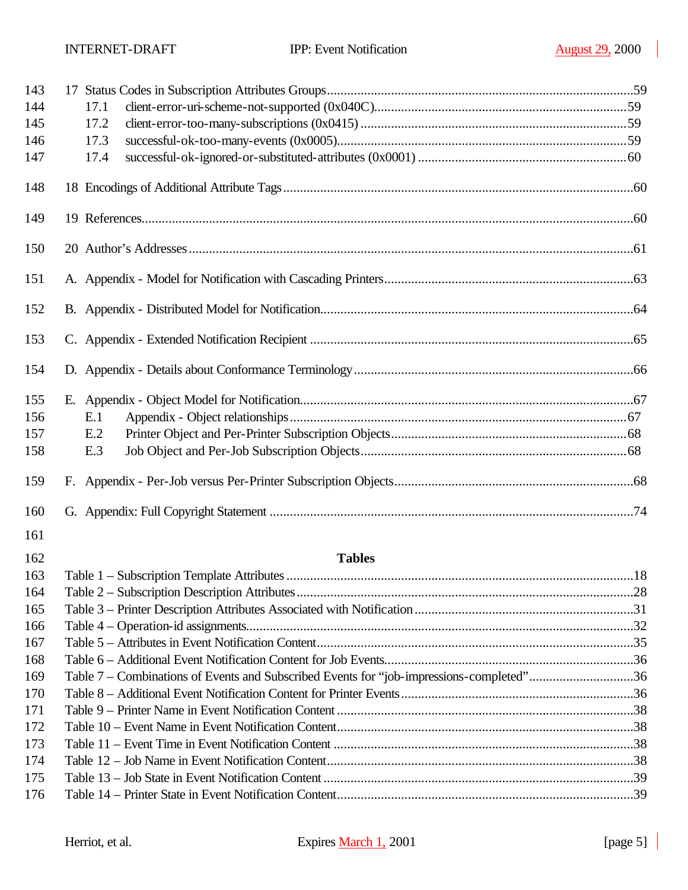17 Status Codes in Subscription Attributes Groups....59
- 17.1 client-error-uri-scheme-not-supported (0x040C)....59
- 17.2 client-error-too-many-subscriptions (0x0415)....59
- 17.3 successful-ok-too-many-events (0x0005)....59
- 17.4 successful-ok-ignored-or-substituted-attributes (0x0001)....60

18 Encodings of Additional Attribute Tags....60

19 References....60

20 Author's Addresses....61

A. Appendix - Model for Notification with Cascading Printers....63

B. Appendix - Distributed Model for Notification....64

C. Appendix - Extended Notification Recipient....65

D. Appendix - Details about Conformance Terminology....66

E. Appendix - Object Model for Notification....67
- E.1 Appendix - Object relationships....67
- E.2 Printer Object and Per-Printer Subscription Objects....68
- E.3 Job Object and Per-Job Subscription Objects....68

F. Appendix - Per-Job versus Per-Printer Subscription Objects....68

G. Appendix: Full Copyright Statement....74

**Tables**

Table 1 – Subscription Template Attributes....18
Table 2 – Subscription Description Attributes....28
Table 3 – Printer Description Attributes Associated with Notification....31
Table 4 – Operation-id assignments....32
Table 5 – Attributes in Event Notification Content....35
Table 6 – Additional Event Notification Content for Job Events....36
Table 7 – Combinations of Events and Subscribed Events for "job-impressions-completed"....36
Table 8 – Additional Event Notification Content for Printer Events....36
Table 9 – Printer Name in Event Notification Content....38
Table 10 – Event Name in Event Notification Content....38
Table 11 – Event Time in Event Notification Content....38
Table 12 – Job Name in Event Notification Content....38
Table 13 – Job State in Event Notification Content....39
Table 14 – Printer State in Event Notification Content....39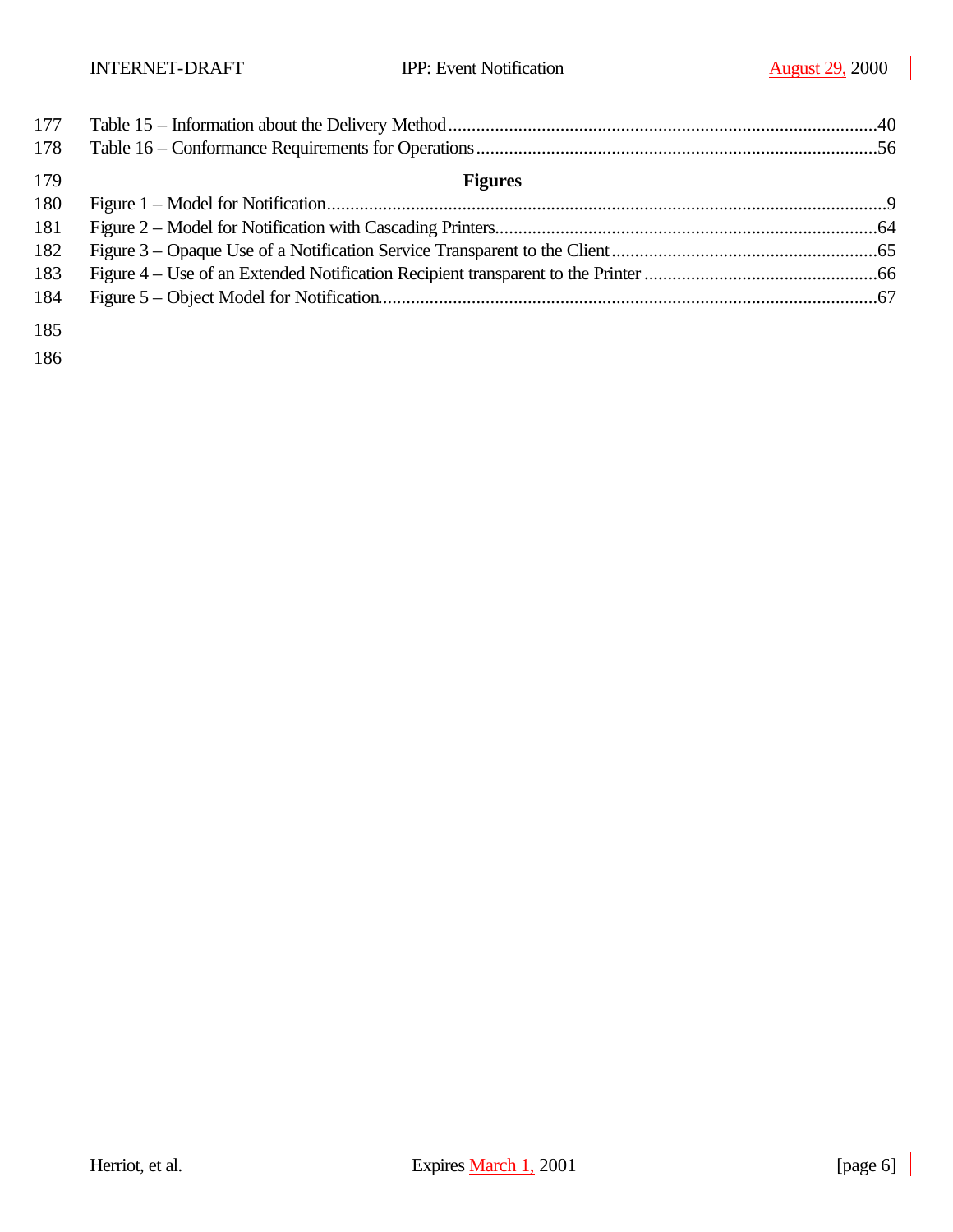Table 15 – Information about the Delivery Method....................................................................................40
Table 16 – Conformance Requirements for Operations..............................................................................56

**Figures**

Figure 1 – Model for Notification..................................................................................................................9
Figure 2 – Model for Notification with Cascading Printers..........................................................................64
Figure 3 – Opaque Use of a Notification Service Transparent to the Client.................................................65
Figure 4 – Use of an Extended Notification Recipient transparent to the Printer ..........................................66
Figure 5 – Object Model for Notification......................................................................................................67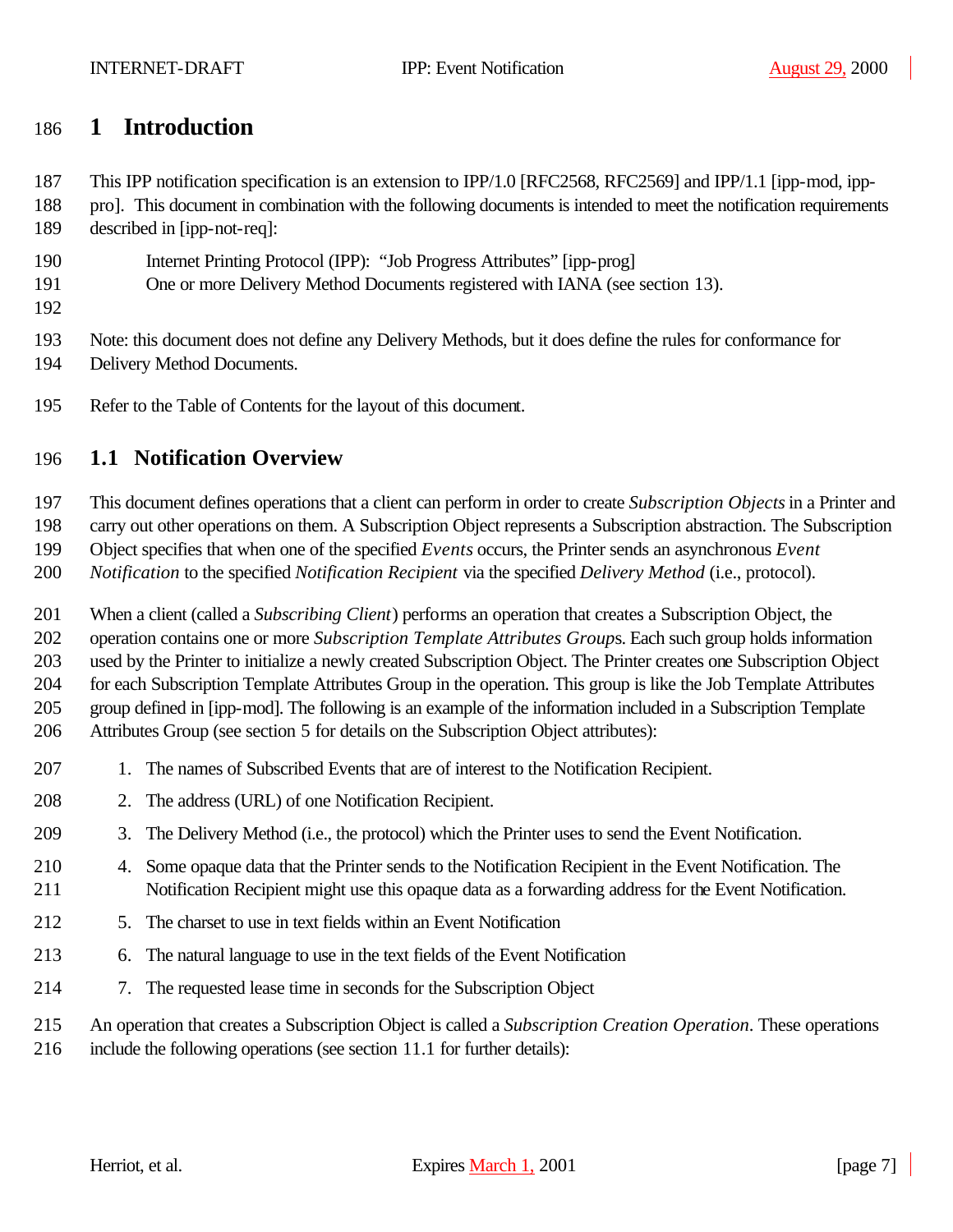# 1 Introduction

This IPP notification specification is an extension to IPP/1.0 [RFC2568, RFC2569] and IPP/1.1 [ipp-mod, ipp-pro]. This document in combination with the following documents is intended to meet the notification requirements described in [ipp-not-req]:

Internet Printing Protocol (IPP): "Job Progress Attributes" [ipp-prog]
One or more Delivery Method Documents registered with IANA (see section 13).

Note: this document does not define any Delivery Methods, but it does define the rules for conformance for Delivery Method Documents.

Refer to the Table of Contents for the layout of this document.

## 1.1 Notification Overview

This document defines operations that a client can perform in order to create *Subscription Objects* in a Printer and carry out other operations on them. A Subscription Object represents a Subscription abstraction. The Subscription Object specifies that when one of the specified *Events* occurs, the Printer sends an asynchronous *Event Notification* to the specified *Notification Recipient* via the specified *Delivery Method* (i.e., protocol).

When a client (called a *Subscribing Client*) performs an operation that creates a Subscription Object, the operation contains one or more *Subscription Template Attributes Group*s. Each such group holds information used by the Printer to initialize a newly created Subscription Object. The Printer creates one Subscription Object for each Subscription Template Attributes Group in the operation. This group is like the Job Template Attributes group defined in [ipp-mod]. The following is an example of the information included in a Subscription Template Attributes Group (see section 5 for details on the Subscription Object attributes):

1. The names of Subscribed Events that are of interest to the Notification Recipient.
2. The address (URL) of one Notification Recipient.
3. The Delivery Method (i.e., the protocol) which the Printer uses to send the Event Notification.
4. Some opaque data that the Printer sends to the Notification Recipient in the Event Notification. The Notification Recipient might use this opaque data as a forwarding address for the Event Notification.
5. The charset to use in text fields within an Event Notification
6. The natural language to use in the text fields of the Event Notification
7. The requested lease time in seconds for the Subscription Object

An operation that creates a Subscription Object is called a *Subscription Creation Operation*. These operations include the following operations (see section 11.1 for further details):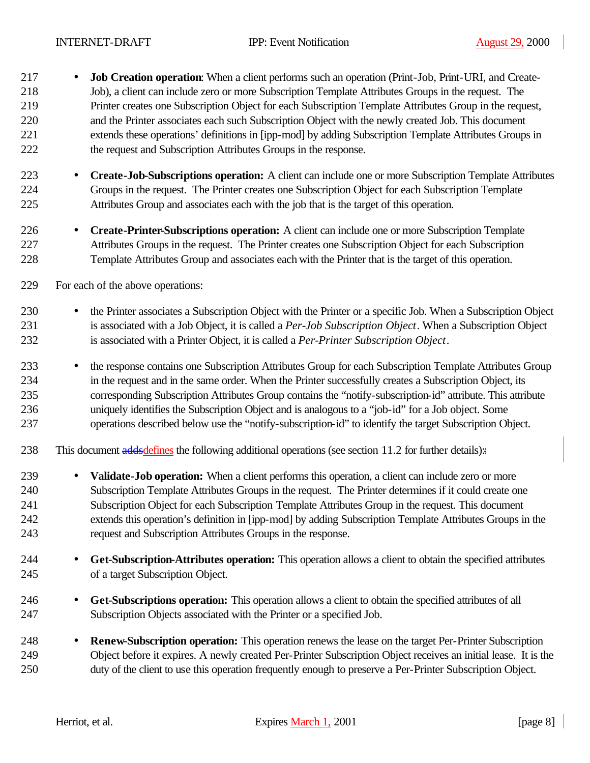- **Job Creation operation**: When a client performs such an operation (Print-Job, Print-URI, and Create-Job), a client can include zero or more Subscription Template Attributes Groups in the request. The Printer creates one Subscription Object for each Subscription Template Attributes Group in the request, and the Printer associates each such Subscription Object with the newly created Job. This document extends these operations' definitions in [ipp-mod] by adding Subscription Template Attributes Groups in the request and Subscription Attributes Groups in the response.

- **Create-Job-Subscriptions operation:** A client can include one or more Subscription Template Attributes Groups in the request. The Printer creates one Subscription Object for each Subscription Template Attributes Group and associates each with the job that is the target of this operation.

- **Create-Printer-Subscriptions operation:** A client can include one or more Subscription Template Attributes Groups in the request. The Printer creates one Subscription Object for each Subscription Template Attributes Group and associates each with the Printer that is the target of this operation.

For each of the above operations:

- the Printer associates a Subscription Object with the Printer or a specific Job. When a Subscription Object is associated with a Job Object, it is called a *Per-Job Subscription Object*. When a Subscription Object is associated with a Printer Object, it is called a *Per-Printer Subscription Object*.

- the response contains one Subscription Attributes Group for each Subscription Template Attributes Group in the request and in the same order. When the Printer successfully creates a Subscription Object, its corresponding Subscription Attributes Group contains the "notify-subscription-id" attribute. This attribute uniquely identifies the Subscription Object and is analogous to a "job-id" for a Job object. Some operations described below use the "notify-subscription-id" to identify the target Subscription Object.

This document ~~adds~~defines the following additional operations (see section 11.2 for further details):

- **Validate-Job operation:** When a client performs this operation, a client can include zero or more Subscription Template Attributes Groups in the request. The Printer determines if it could create one Subscription Object for each Subscription Template Attributes Group in the request. This document extends this operation's definition in [ipp-mod] by adding Subscription Template Attributes Groups in the request and Subscription Attributes Groups in the response.

- **Get-Subscription-Attributes operation:** This operation allows a client to obtain the specified attributes of a target Subscription Object.

- **Get-Subscriptions operation:** This operation allows a client to obtain the specified attributes of all Subscription Objects associated with the Printer or a specified Job.

- **Renew-Subscription operation:** This operation renews the lease on the target Per-Printer Subscription Object before it expires. A newly created Per-Printer Subscription Object receives an initial lease. It is the duty of the client to use this operation frequently enough to preserve a Per-Printer Subscription Object.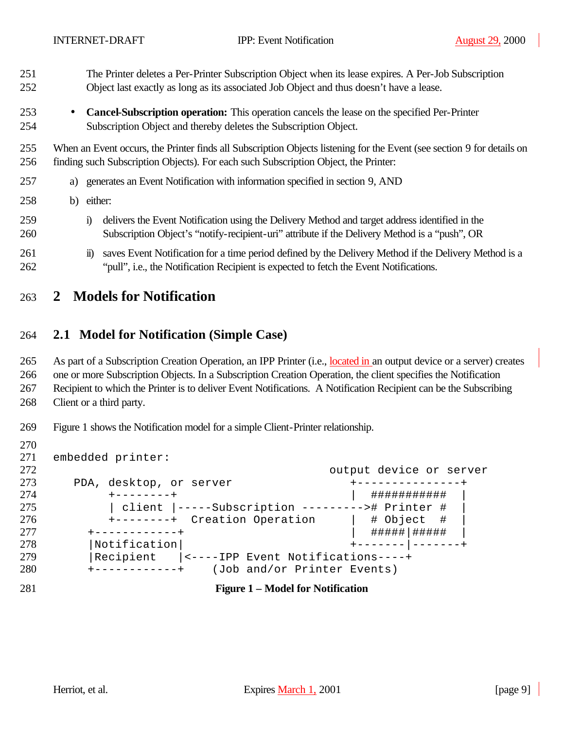The Printer deletes a Per-Printer Subscription Object when its lease expires. A Per-Job Subscription Object last exactly as long as its associated Job Object and thus doesn't have a lease.

- **Cancel-Subscription operation:** This operation cancels the lease on the specified Per-Printer Subscription Object and thereby deletes the Subscription Object.

When an Event occurs, the Printer finds all Subscription Objects listening for the Event (see section 9 for details on finding such Subscription Objects). For each such Subscription Object, the Printer:

a) generates an Event Notification with information specified in section 9, AND

b) either:

   i) delivers the Event Notification using the Delivery Method and target address identified in the Subscription Object's "notify-recipient-uri" attribute if the Delivery Method is a "push", OR

   ii) saves Event Notification for a time period defined by the Delivery Method if the Delivery Method is a "pull", i.e., the Notification Recipient is expected to fetch the Event Notifications.

# 2 Models for Notification

## 2.1 Model for Notification (Simple Case)

As part of a Subscription Creation Operation, an IPP Printer (i.e., located in an output device or a server) creates one or more Subscription Objects. In a Subscription Creation Operation, the client specifies the Notification Recipient to which the Printer is to deliver Event Notifications. A Notification Recipient can be the Subscribing Client or a third party.

Figure 1 shows the Notification model for a simple Client-Printer relationship.

```
embedded printer:
                                                output device or server
   PDA, desktop, or server                         +---------------+
        +--------+                                 |  ###########  |
        | client |-----Subscription --------->#  Printer #  |
        +--------+  Creation Operation             |  # Object  #  |
     +------------+                                |  #####|#####  |
     |Notification|                                +-------|-------+
     |Recipient   |<----IPP Event Notifications----+
     +------------+    (Job and/or Printer Events)
```

**Figure 1 – Model for Notification**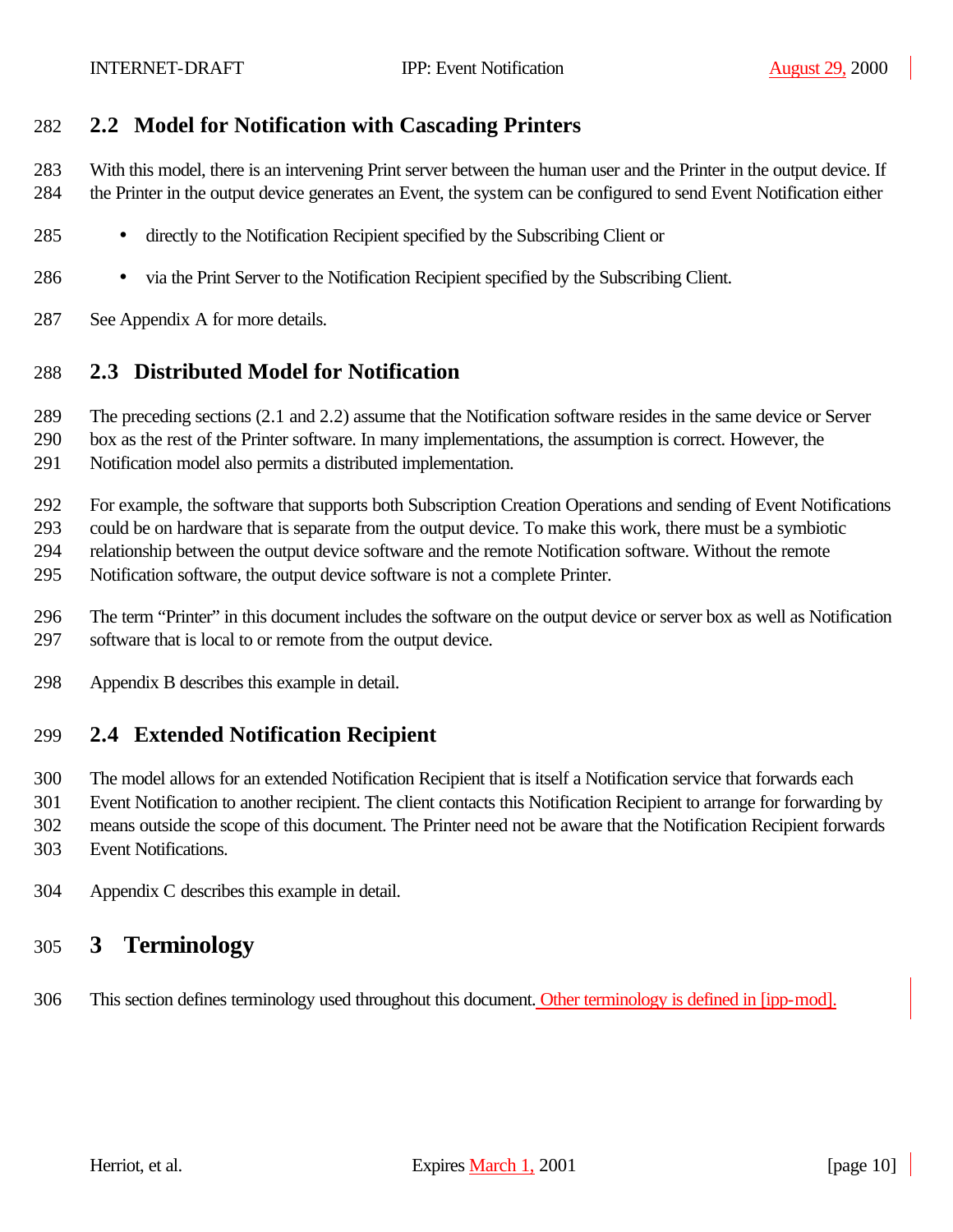## 2.2 Model for Notification with Cascading Printers

With this model, there is an intervening Print server between the human user and the Printer in the output device. If the Printer in the output device generates an Event, the system can be configured to send Event Notification either

- directly to the Notification Recipient specified by the Subscribing Client or
- via the Print Server to the Notification Recipient specified by the Subscribing Client.

See Appendix A for more details.

## 2.3 Distributed Model for Notification

The preceding sections (2.1 and 2.2) assume that the Notification software resides in the same device or Server box as the rest of the Printer software. In many implementations, the assumption is correct. However, the Notification model also permits a distributed implementation.

For example, the software that supports both Subscription Creation Operations and sending of Event Notifications could be on hardware that is separate from the output device. To make this work, there must be a symbiotic relationship between the output device software and the remote Notification software. Without the remote Notification software, the output device software is not a complete Printer.

The term "Printer" in this document includes the software on the output device or server box as well as Notification software that is local to or remote from the output device.

Appendix B describes this example in detail.

## 2.4 Extended Notification Recipient

The model allows for an extended Notification Recipient that is itself a Notification service that forwards each Event Notification to another recipient. The client contacts this Notification Recipient to arrange for forwarding by means outside the scope of this document. The Printer need not be aware that the Notification Recipient forwards Event Notifications.

Appendix C describes this example in detail.

# 3 Terminology

This section defines terminology used throughout this document. Other terminology is defined in [ipp-mod].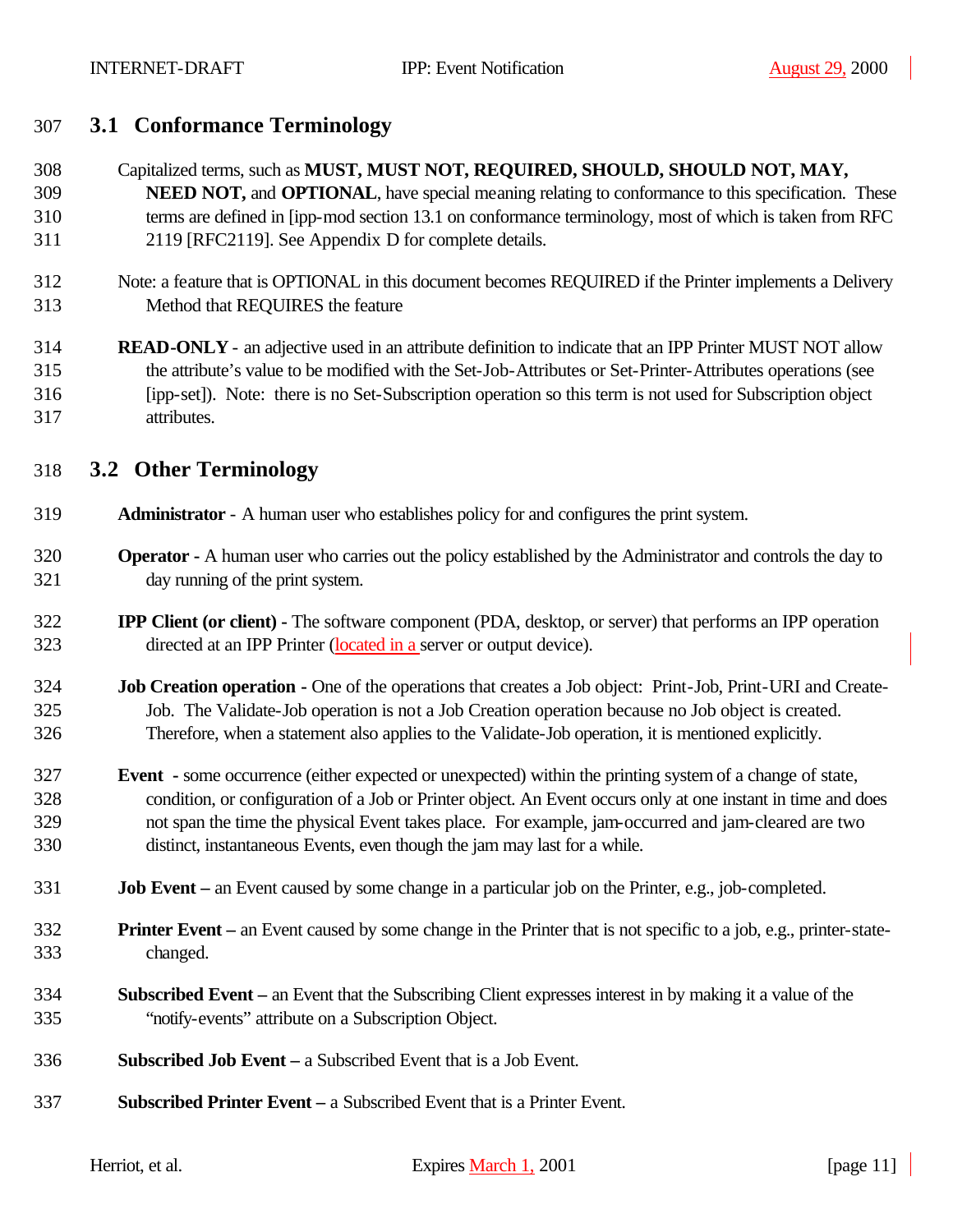## 3.1 Conformance Terminology

Capitalized terms, such as **MUST, MUST NOT, REQUIRED, SHOULD, SHOULD NOT, MAY, NEED NOT,** and **OPTIONAL**, have special meaning relating to conformance to this specification. These terms are defined in [ipp-mod section 13.1 on conformance terminology, most of which is taken from RFC 2119 [RFC2119]. See Appendix D for complete details.

Note: a feature that is OPTIONAL in this document becomes REQUIRED if the Printer implements a Delivery Method that REQUIRES the feature

**READ-ONLY** - an adjective used in an attribute definition to indicate that an IPP Printer MUST NOT allow the attribute's value to be modified with the Set-Job-Attributes or Set-Printer-Attributes operations (see [ipp-set]). Note: there is no Set-Subscription operation so this term is not used for Subscription object attributes.

## 3.2 Other Terminology

**Administrator** - A human user who establishes policy for and configures the print system.

**Operator** - A human user who carries out the policy established by the Administrator and controls the day to day running of the print system.

**IPP Client (or client)** - The software component (PDA, desktop, or server) that performs an IPP operation directed at an IPP Printer (located in a server or output device).

**Job Creation operation** - One of the operations that creates a Job object: Print-Job, Print-URI and Create-Job. The Validate-Job operation is not a Job Creation operation because no Job object is created. Therefore, when a statement also applies to the Validate-Job operation, it is mentioned explicitly.

**Event** - some occurrence (either expected or unexpected) within the printing system of a change of state, condition, or configuration of a Job or Printer object. An Event occurs only at one instant in time and does not span the time the physical Event takes place. For example, jam-occurred and jam-cleared are two distinct, instantaneous Events, even though the jam may last for a while.

**Job Event –** an Event caused by some change in a particular job on the Printer, e.g., job-completed.

**Printer Event –** an Event caused by some change in the Printer that is not specific to a job, e.g., printer-state-changed.

**Subscribed Event –** an Event that the Subscribing Client expresses interest in by making it a value of the "notify-events" attribute on a Subscription Object.

**Subscribed Job Event –** a Subscribed Event that is a Job Event.

**Subscribed Printer Event –** a Subscribed Event that is a Printer Event.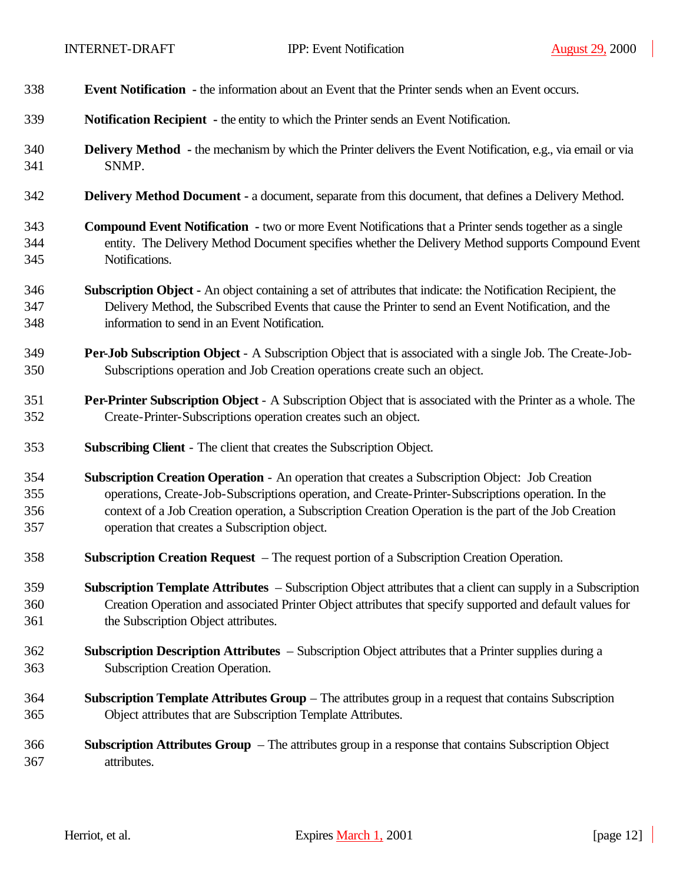**Event Notification** - the information about an Event that the Printer sends when an Event occurs.

**Notification Recipient** - the entity to which the Printer sends an Event Notification.

**Delivery Method** - the mechanism by which the Printer delivers the Event Notification, e.g., via email or via SNMP.

**Delivery Method Document** - a document, separate from this document, that defines a Delivery Method.

**Compound Event Notification** - two or more Event Notifications that a Printer sends together as a single entity. The Delivery Method Document specifies whether the Delivery Method supports Compound Event Notifications.

**Subscription Object** - An object containing a set of attributes that indicate: the Notification Recipient, the Delivery Method, the Subscribed Events that cause the Printer to send an Event Notification, and the information to send in an Event Notification.

**Per-Job Subscription Object** - A Subscription Object that is associated with a single Job. The Create-Job-Subscriptions operation and Job Creation operations create such an object.

**Per-Printer Subscription Object** - A Subscription Object that is associated with the Printer as a whole. The Create-Printer-Subscriptions operation creates such an object.

**Subscribing Client** - The client that creates the Subscription Object.

**Subscription Creation Operation** - An operation that creates a Subscription Object: Job Creation operations, Create-Job-Subscriptions operation, and Create-Printer-Subscriptions operation. In the context of a Job Creation operation, a Subscription Creation Operation is the part of the Job Creation operation that creates a Subscription object.

**Subscription Creation Request** – The request portion of a Subscription Creation Operation.

**Subscription Template Attributes** – Subscription Object attributes that a client can supply in a Subscription Creation Operation and associated Printer Object attributes that specify supported and default values for the Subscription Object attributes.

**Subscription Description Attributes** – Subscription Object attributes that a Printer supplies during a Subscription Creation Operation.

**Subscription Template Attributes Group** – The attributes group in a request that contains Subscription Object attributes that are Subscription Template Attributes.

**Subscription Attributes Group** – The attributes group in a response that contains Subscription Object attributes.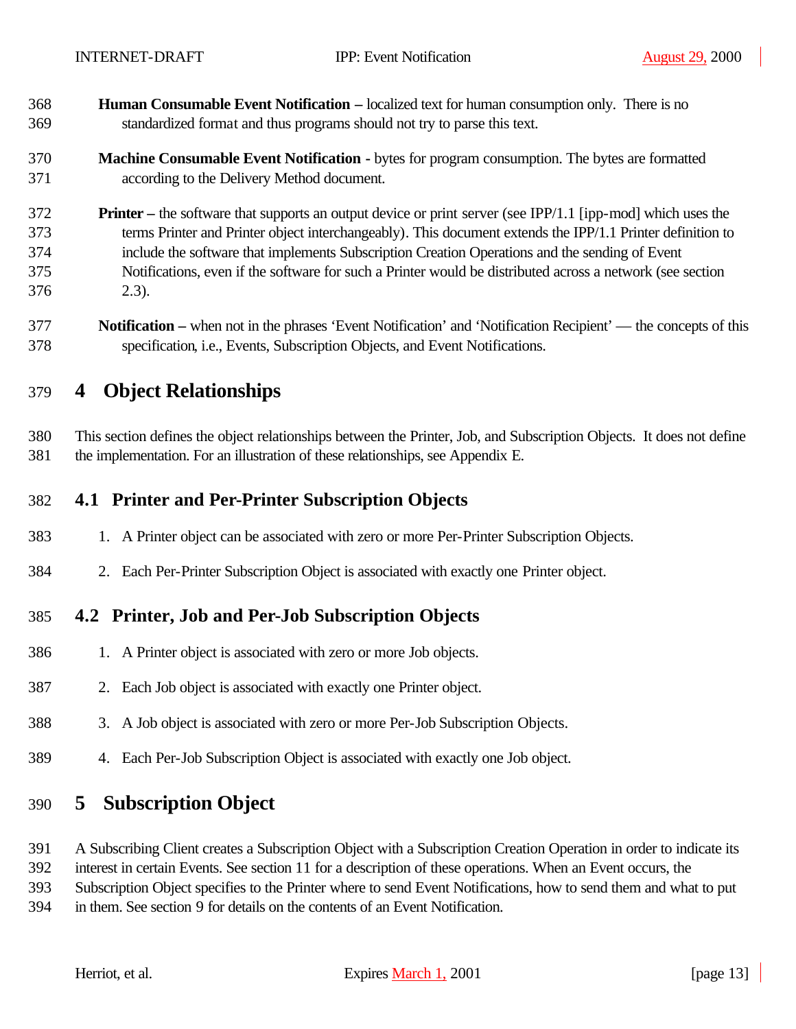**Human Consumable Event Notification –** localized text for human consumption only. There is no standardized format and thus programs should not try to parse this text.

**Machine Consumable Event Notification -** bytes for program consumption. The bytes are formatted according to the Delivery Method document.

**Printer –** the software that supports an output device or print server (see IPP/1.1 [ipp-mod] which uses the terms Printer and Printer object interchangeably). This document extends the IPP/1.1 Printer definition to include the software that implements Subscription Creation Operations and the sending of Event Notifications, even if the software for such a Printer would be distributed across a network (see section 2.3).

**Notification –** when not in the phrases 'Event Notification' and 'Notification Recipient' — the concepts of this specification, i.e., Events, Subscription Objects, and Event Notifications.

# 4 Object Relationships

This section defines the object relationships between the Printer, Job, and Subscription Objects. It does not define the implementation. For an illustration of these relationships, see Appendix E.

## 4.1 Printer and Per-Printer Subscription Objects

1. A Printer object can be associated with zero or more Per-Printer Subscription Objects.
2. Each Per-Printer Subscription Object is associated with exactly one Printer object.

## 4.2 Printer, Job and Per-Job Subscription Objects

1. A Printer object is associated with zero or more Job objects.
2. Each Job object is associated with exactly one Printer object.
3. A Job object is associated with zero or more Per-Job Subscription Objects.
4. Each Per-Job Subscription Object is associated with exactly one Job object.

# 5 Subscription Object

A Subscribing Client creates a Subscription Object with a Subscription Creation Operation in order to indicate its interest in certain Events. See section 11 for a description of these operations. When an Event occurs, the Subscription Object specifies to the Printer where to send Event Notifications, how to send them and what to put in them. See section 9 for details on the contents of an Event Notification.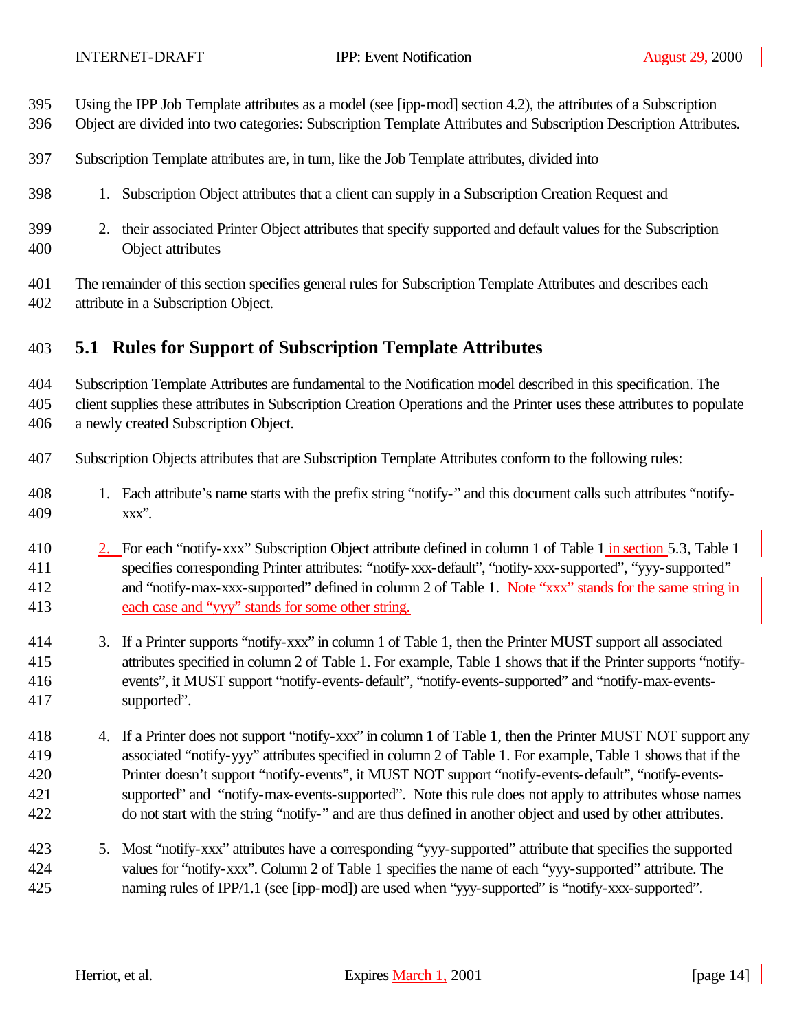Using the IPP Job Template attributes as a model (see [ipp-mod] section 4.2), the attributes of a Subscription Object are divided into two categories: Subscription Template Attributes and Subscription Description Attributes.

Subscription Template attributes are, in turn, like the Job Template attributes, divided into

1. Subscription Object attributes that a client can supply in a Subscription Creation Request and
2. their associated Printer Object attributes that specify supported and default values for the Subscription Object attributes

The remainder of this section specifies general rules for Subscription Template Attributes and describes each attribute in a Subscription Object.

## 5.1 Rules for Support of Subscription Template Attributes

Subscription Template Attributes are fundamental to the Notification model described in this specification. The client supplies these attributes in Subscription Creation Operations and the Printer uses these attributes to populate a newly created Subscription Object.

Subscription Objects attributes that are Subscription Template Attributes conform to the following rules:

1. Each attribute's name starts with the prefix string "notify-" and this document calls such attributes "notify-xxx".
2. For each "notify-xxx" Subscription Object attribute defined in column 1 of Table 1 in section 5.3, Table 1 specifies corresponding Printer attributes: "notify-xxx-default", "notify-xxx-supported", "yyy-supported" and "notify-max-xxx-supported" defined in column 2 of Table 1. Note "xxx" stands for the same string in each case and "yyy" stands for some other string.
3. If a Printer supports "notify-xxx" in column 1 of Table 1, then the Printer MUST support all associated attributes specified in column 2 of Table 1. For example, Table 1 shows that if the Printer supports "notify-events", it MUST support "notify-events-default", "notify-events-supported" and "notify-max-events-supported".
4. If a Printer does not support "notify-xxx" in column 1 of Table 1, then the Printer MUST NOT support any associated "notify-yyy" attributes specified in column 2 of Table 1. For example, Table 1 shows that if the Printer doesn't support "notify-events", it MUST NOT support "notify-events-default", "notify-events-supported" and "notify-max-events-supported". Note this rule does not apply to attributes whose names do not start with the string "notify-" and are thus defined in another object and used by other attributes.
5. Most "notify-xxx" attributes have a corresponding "yyy-supported" attribute that specifies the supported values for "notify-xxx". Column 2 of Table 1 specifies the name of each "yyy-supported" attribute. The naming rules of IPP/1.1 (see [ipp-mod]) are used when "yyy-supported" is "notify-xxx-supported".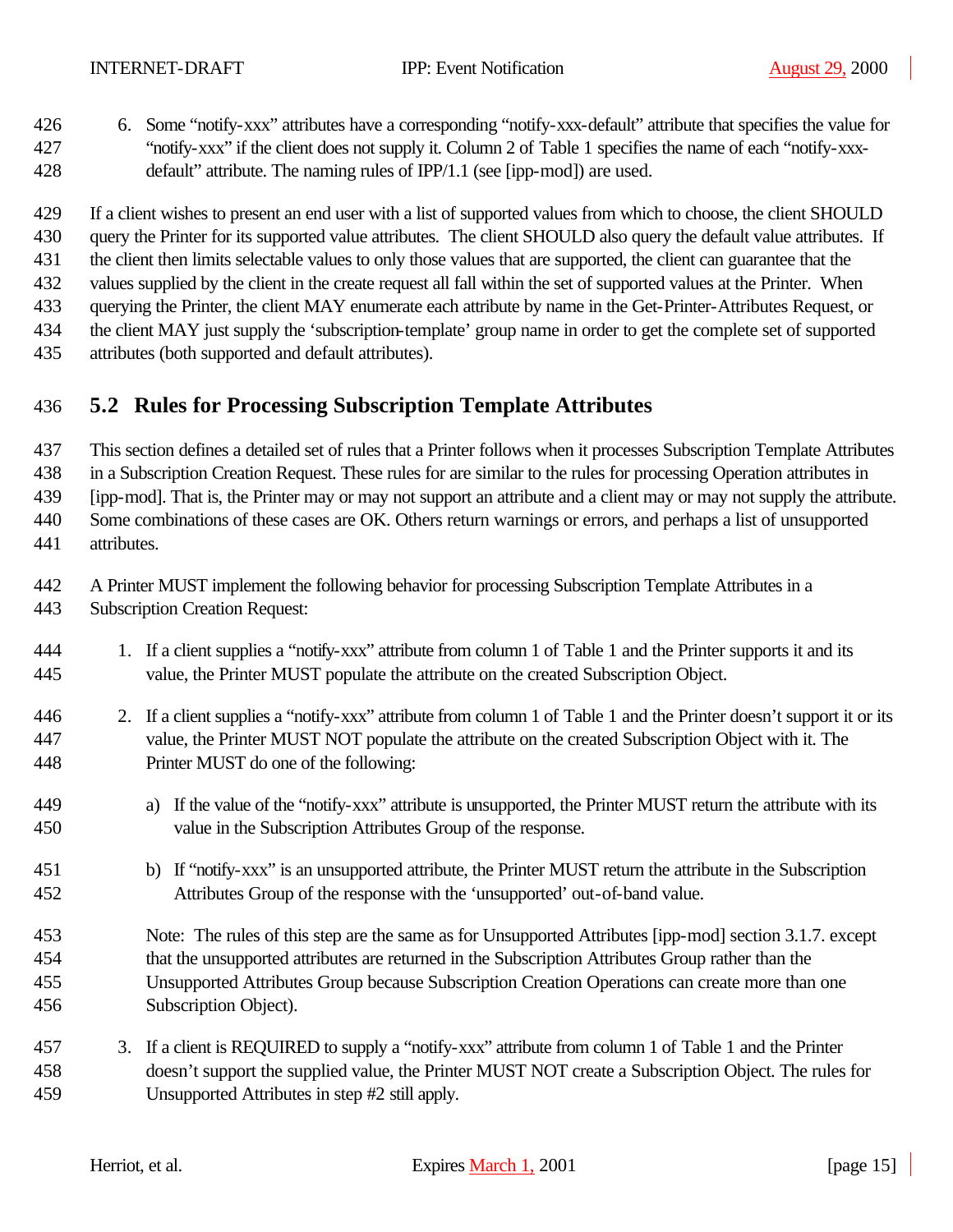6. Some "notify-xxx" attributes have a corresponding "notify-xxx-default" attribute that specifies the value for "notify-xxx" if the client does not supply it. Column 2 of Table 1 specifies the name of each "notify-xxx-default" attribute. The naming rules of IPP/1.1 (see [ipp-mod]) are used.

If a client wishes to present an end user with a list of supported values from which to choose, the client SHOULD query the Printer for its supported value attributes. The client SHOULD also query the default value attributes. If the client then limits selectable values to only those values that are supported, the client can guarantee that the values supplied by the client in the create request all fall within the set of supported values at the Printer. When querying the Printer, the client MAY enumerate each attribute by name in the Get-Printer-Attributes Request, or the client MAY just supply the 'subscription-template' group name in order to get the complete set of supported attributes (both supported and default attributes).

## 5.2 Rules for Processing Subscription Template Attributes

This section defines a detailed set of rules that a Printer follows when it processes Subscription Template Attributes in a Subscription Creation Request. These rules for are similar to the rules for processing Operation attributes in [ipp-mod]. That is, the Printer may or may not support an attribute and a client may or may not supply the attribute. Some combinations of these cases are OK. Others return warnings or errors, and perhaps a list of unsupported attributes.

A Printer MUST implement the following behavior for processing Subscription Template Attributes in a Subscription Creation Request:

1. If a client supplies a "notify-xxx" attribute from column 1 of Table 1 and the Printer supports it and its value, the Printer MUST populate the attribute on the created Subscription Object.

2. If a client supplies a "notify-xxx" attribute from column 1 of Table 1 and the Printer doesn't support it or its value, the Printer MUST NOT populate the attribute on the created Subscription Object with it. The Printer MUST do one of the following:

   a) If the value of the "notify-xxx" attribute is unsupported, the Printer MUST return the attribute with its value in the Subscription Attributes Group of the response.

   b) If "notify-xxx" is an unsupported attribute, the Printer MUST return the attribute in the Subscription Attributes Group of the response with the 'unsupported' out-of-band value.

   Note: The rules of this step are the same as for Unsupported Attributes [ipp-mod] section 3.1.7. except that the unsupported attributes are returned in the Subscription Attributes Group rather than the Unsupported Attributes Group because Subscription Creation Operations can create more than one Subscription Object).

3. If a client is REQUIRED to supply a "notify-xxx" attribute from column 1 of Table 1 and the Printer doesn't support the supplied value, the Printer MUST NOT create a Subscription Object. The rules for Unsupported Attributes in step #2 still apply.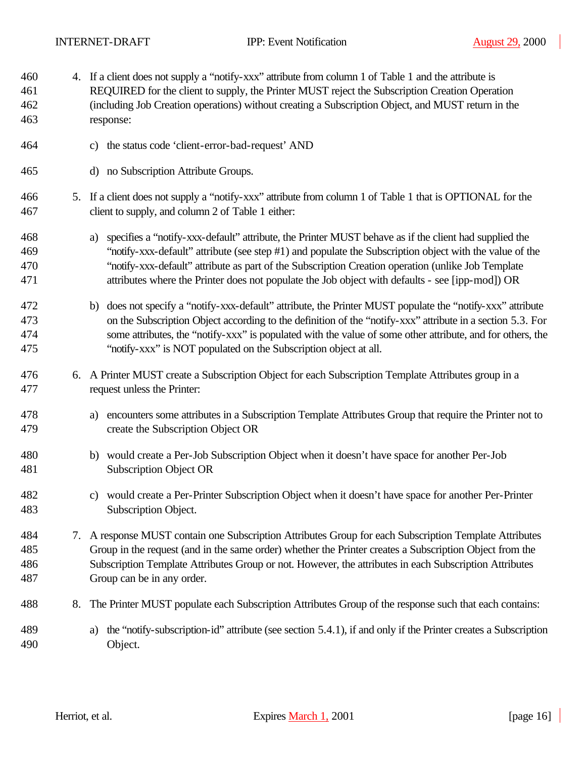4. If a client does not supply a "notify-xxx" attribute from column 1 of Table 1 and the attribute is REQUIRED for the client to supply, the Printer MUST reject the Subscription Creation Operation (including Job Creation operations) without creating a Subscription Object, and MUST return in the response:

   c) the status code 'client-error-bad-request' AND

   d) no Subscription Attribute Groups.

5. If a client does not supply a "notify-xxx" attribute from column 1 of Table 1 that is OPTIONAL for the client to supply, and column 2 of Table 1 either:

   a) specifies a "notify-xxx-default" attribute, the Printer MUST behave as if the client had supplied the "notify-xxx-default" attribute (see step #1) and populate the Subscription object with the value of the "notify-xxx-default" attribute as part of the Subscription Creation operation (unlike Job Template attributes where the Printer does not populate the Job object with defaults - see [ipp-mod]) OR

   b) does not specify a "notify-xxx-default" attribute, the Printer MUST populate the "notify-xxx" attribute on the Subscription Object according to the definition of the "notify-xxx" attribute in a section 5.3. For some attributes, the "notify-xxx" is populated with the value of some other attribute, and for others, the "notify-xxx" is NOT populated on the Subscription object at all.

6. A Printer MUST create a Subscription Object for each Subscription Template Attributes group in a request unless the Printer:

   a) encounters some attributes in a Subscription Template Attributes Group that require the Printer not to create the Subscription Object OR

   b) would create a Per-Job Subscription Object when it doesn't have space for another Per-Job Subscription Object OR

   c) would create a Per-Printer Subscription Object when it doesn't have space for another Per-Printer Subscription Object.

7. A response MUST contain one Subscription Attributes Group for each Subscription Template Attributes Group in the request (and in the same order) whether the Printer creates a Subscription Object from the Subscription Template Attributes Group or not. However, the attributes in each Subscription Attributes Group can be in any order.

8. The Printer MUST populate each Subscription Attributes Group of the response such that each contains:

   a) the "notify-subscription-id" attribute (see section 5.4.1), if and only if the Printer creates a Subscription Object.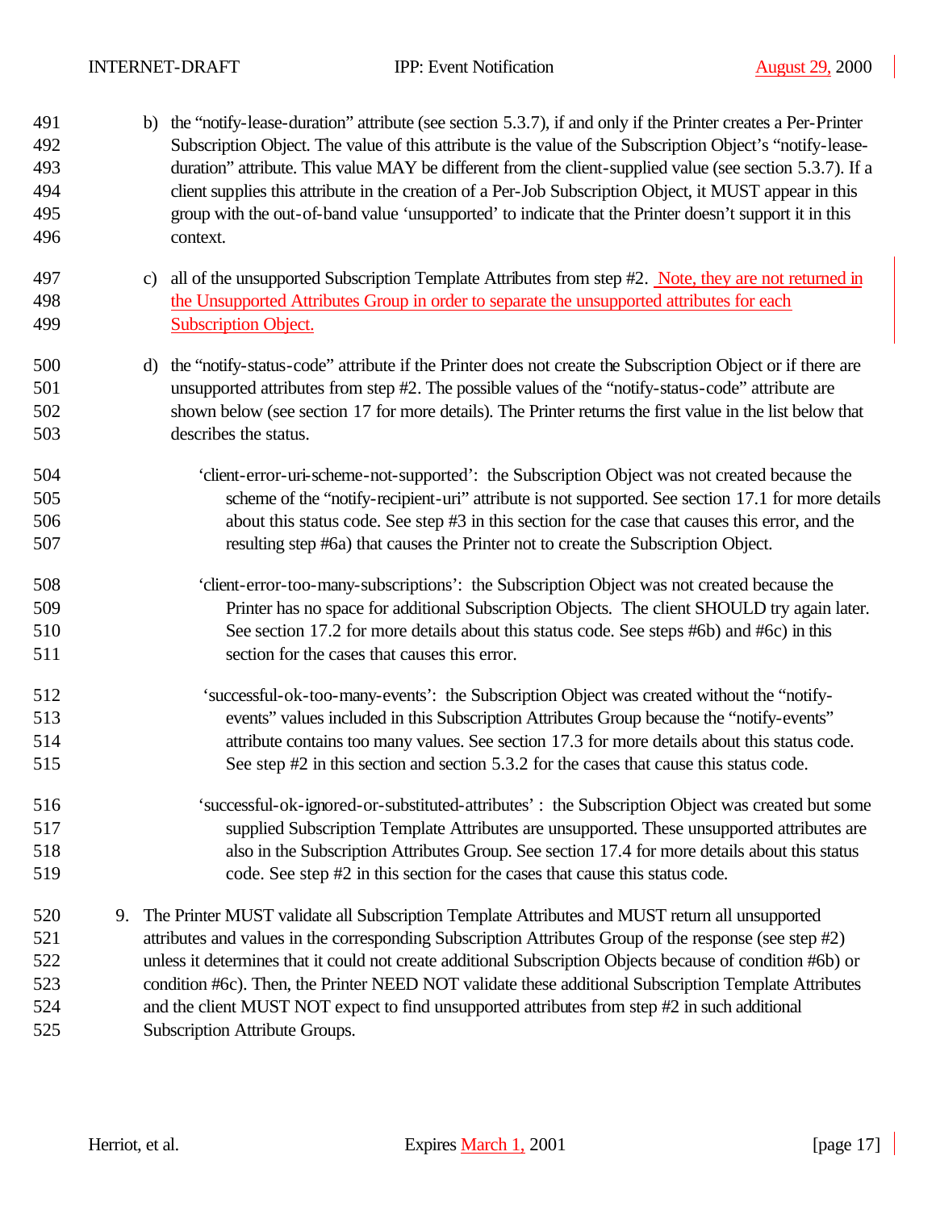b) the "notify-lease-duration" attribute (see section 5.3.7), if and only if the Printer creates a Per-Printer Subscription Object. The value of this attribute is the value of the Subscription Object's "notify-lease-duration" attribute. This value MAY be different from the client-supplied value (see section 5.3.7). If a client supplies this attribute in the creation of a Per-Job Subscription Object, it MUST appear in this group with the out-of-band value 'unsupported' to indicate that the Printer doesn't support it in this context.

c) all of the unsupported Subscription Template Attributes from step #2. Note, they are not returned in the Unsupported Attributes Group in order to separate the unsupported attributes for each Subscription Object.

d) the "notify-status-code" attribute if the Printer does not create the Subscription Object or if there are unsupported attributes from step #2. The possible values of the "notify-status-code" attribute are shown below (see section 17 for more details). The Printer returns the first value in the list below that describes the status.

'client-error-uri-scheme-not-supported': the Subscription Object was not created because the scheme of the "notify-recipient-uri" attribute is not supported. See section 17.1 for more details about this status code. See step #3 in this section for the case that causes this error, and the resulting step #6a) that causes the Printer not to create the Subscription Object.

'client-error-too-many-subscriptions': the Subscription Object was not created because the Printer has no space for additional Subscription Objects. The client SHOULD try again later. See section 17.2 for more details about this status code. See steps #6b) and #6c) in this section for the cases that causes this error.

'successful-ok-too-many-events': the Subscription Object was created without the "notify-events" values included in this Subscription Attributes Group because the "notify-events" attribute contains too many values. See section 17.3 for more details about this status code. See step #2 in this section and section 5.3.2 for the cases that cause this status code.

'successful-ok-ignored-or-substituted-attributes' : the Subscription Object was created but some supplied Subscription Template Attributes are unsupported. These unsupported attributes are also in the Subscription Attributes Group. See section 17.4 for more details about this status code. See step #2 in this section for the cases that cause this status code.

9. The Printer MUST validate all Subscription Template Attributes and MUST return all unsupported attributes and values in the corresponding Subscription Attributes Group of the response (see step #2) unless it determines that it could not create additional Subscription Objects because of condition #6b) or condition #6c). Then, the Printer NEED NOT validate these additional Subscription Template Attributes and the client MUST NOT expect to find unsupported attributes from step #2 in such additional Subscription Attribute Groups.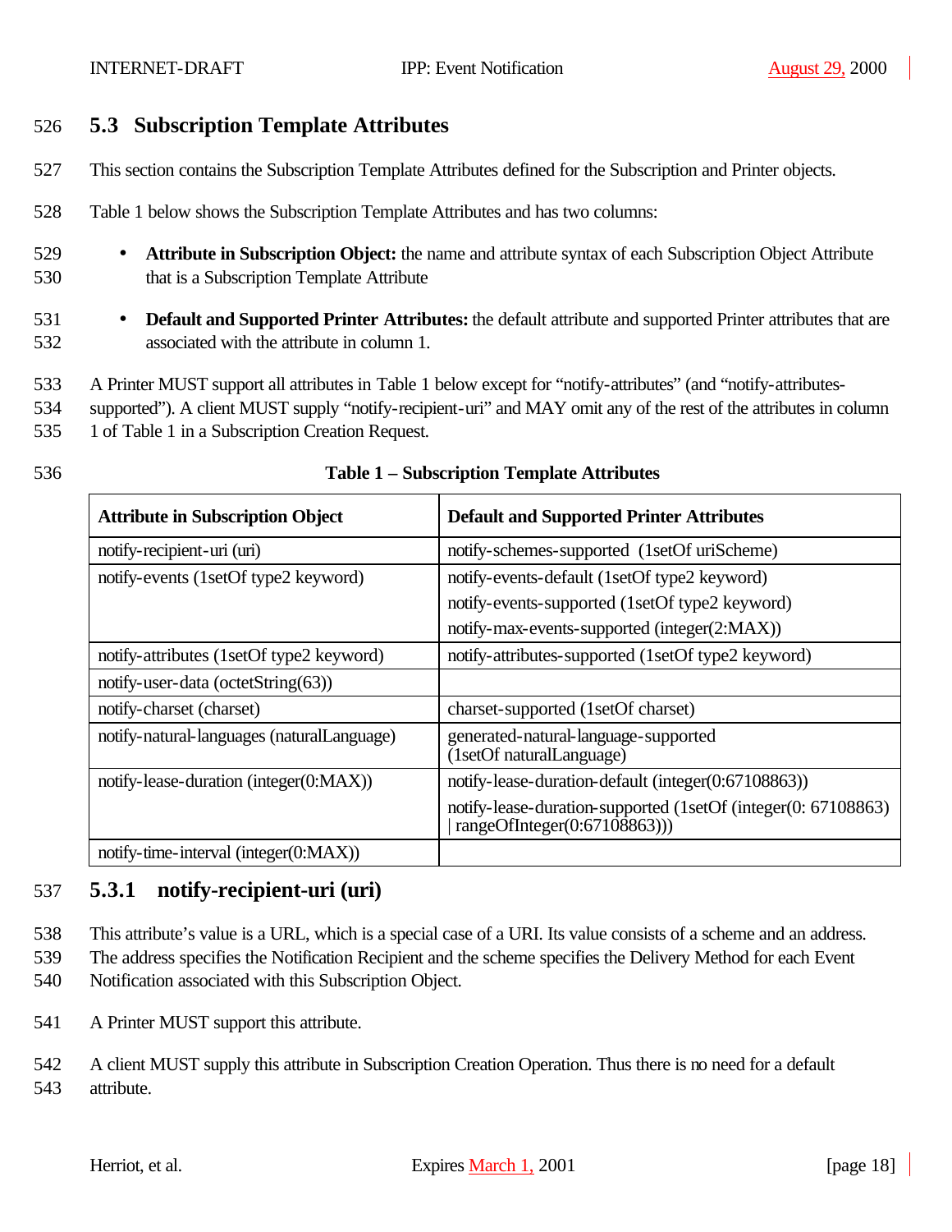## 5.3 Subscription Template Attributes

This section contains the Subscription Template Attributes defined for the Subscription and Printer objects.

Table 1 below shows the Subscription Template Attributes and has two columns:

- **Attribute in Subscription Object:** the name and attribute syntax of each Subscription Object Attribute that is a Subscription Template Attribute
- **Default and Supported Printer Attributes:** the default attribute and supported Printer attributes that are associated with the attribute in column 1.

A Printer MUST support all attributes in Table 1 below except for "notify-attributes" (and "notify-attributes-supported"). A client MUST supply "notify-recipient-uri" and MAY omit any of the rest of the attributes in column 1 of Table 1 in a Subscription Creation Request.

**Table 1 – Subscription Template Attributes**

| Attribute in Subscription Object | Default and Supported Printer Attributes |
|---|---|
| notify-recipient-uri (uri) | notify-schemes-supported (1setOf uriScheme) |
| notify-events (1setOf type2 keyword) | notify-events-default (1setOf type2 keyword)<br>notify-events-supported (1setOf type2 keyword)<br>notify-max-events-supported (integer(2:MAX)) |
| notify-attributes (1setOf type2 keyword) | notify-attributes-supported (1setOf type2 keyword) |
| notify-user-data (octetString(63)) | |
| notify-charset (charset) | charset-supported (1setOf charset) |
| notify-natural-languages (naturalLanguage) | generated-natural-language-supported (1setOf naturalLanguage) |
| notify-lease-duration (integer(0:MAX)) | notify-lease-duration-default (integer(0:67108863))<br>notify-lease-duration-supported (1setOf (integer(0: 67108863) \| rangeOfInteger(0:67108863))) |
| notify-time-interval (integer(0:MAX)) | |

### 5.3.1 notify-recipient-uri (uri)

This attribute's value is a URL, which is a special case of a URI. Its value consists of a scheme and an address. The address specifies the Notification Recipient and the scheme specifies the Delivery Method for each Event Notification associated with this Subscription Object.

A Printer MUST support this attribute.

A client MUST supply this attribute in Subscription Creation Operation. Thus there is no need for a default attribute.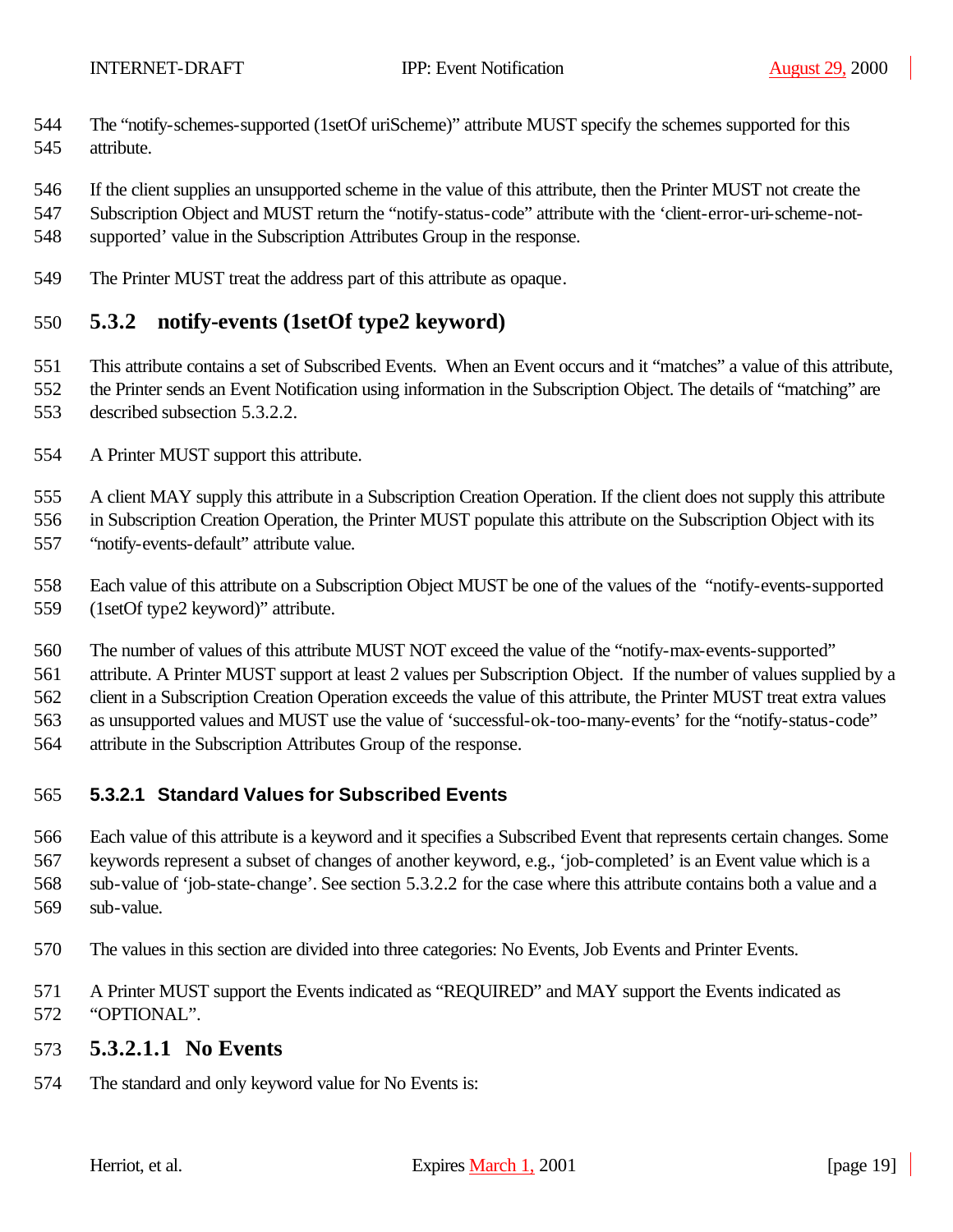The "notify-schemes-supported (1setOf uriScheme)" attribute MUST specify the schemes supported for this attribute.

If the client supplies an unsupported scheme in the value of this attribute, then the Printer MUST not create the Subscription Object and MUST return the "notify-status-code" attribute with the 'client-error-uri-scheme-not-supported' value in the Subscription Attributes Group in the response.

The Printer MUST treat the address part of this attribute as opaque.

### 5.3.2 notify-events (1setOf type2 keyword)

This attribute contains a set of Subscribed Events. When an Event occurs and it "matches" a value of this attribute, the Printer sends an Event Notification using information in the Subscription Object. The details of "matching" are described subsection 5.3.2.2.

A Printer MUST support this attribute.

A client MAY supply this attribute in a Subscription Creation Operation. If the client does not supply this attribute in Subscription Creation Operation, the Printer MUST populate this attribute on the Subscription Object with its "notify-events-default" attribute value.

Each value of this attribute on a Subscription Object MUST be one of the values of the "notify-events-supported (1setOf type2 keyword)" attribute.

The number of values of this attribute MUST NOT exceed the value of the "notify-max-events-supported" attribute. A Printer MUST support at least 2 values per Subscription Object. If the number of values supplied by a client in a Subscription Creation Operation exceeds the value of this attribute, the Printer MUST treat extra values as unsupported values and MUST use the value of 'successful-ok-too-many-events' for the "notify-status-code" attribute in the Subscription Attributes Group of the response.

#### 5.3.2.1 Standard Values for Subscribed Events

Each value of this attribute is a keyword and it specifies a Subscribed Event that represents certain changes. Some keywords represent a subset of changes of another keyword, e.g., 'job-completed' is an Event value which is a sub-value of 'job-state-change'. See section 5.3.2.2 for the case where this attribute contains both a value and a sub-value.

The values in this section are divided into three categories: No Events, Job Events and Printer Events.

A Printer MUST support the Events indicated as "REQUIRED" and MAY support the Events indicated as "OPTIONAL".

##### 5.3.2.1.1 No Events

The standard and only keyword value for No Events is: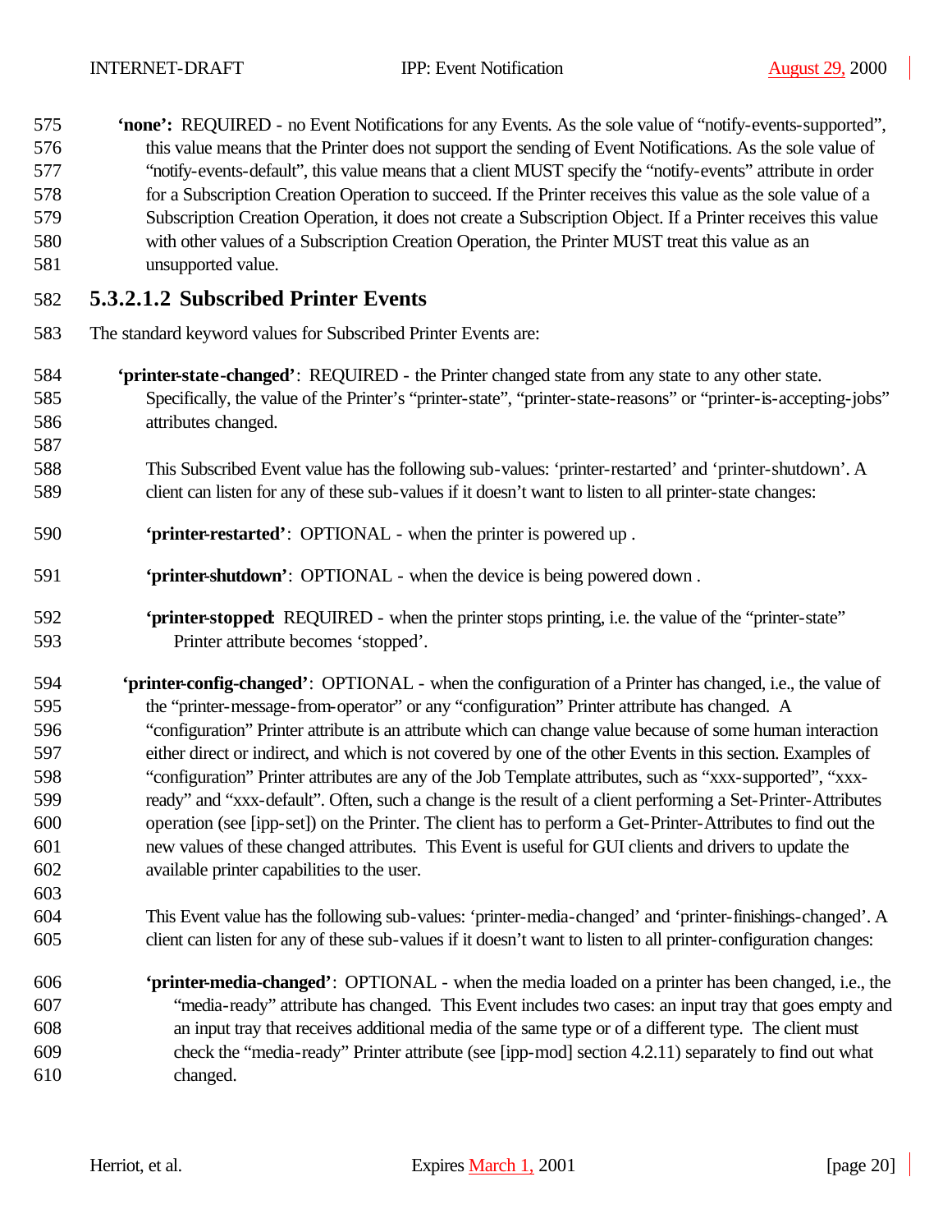**'none':** REQUIRED - no Event Notifications for any Events. As the sole value of "notify-events-supported", this value means that the Printer does not support the sending of Event Notifications. As the sole value of "notify-events-default", this value means that a client MUST specify the "notify-events" attribute in order for a Subscription Creation Operation to succeed. If the Printer receives this value as the sole value of a Subscription Creation Operation, it does not create a Subscription Object. If a Printer receives this value with other values of a Subscription Creation Operation, the Printer MUST treat this value as an unsupported value.

#### 5.3.2.1.2 Subscribed Printer Events

The standard keyword values for Subscribed Printer Events are:

**'printer-state-changed'**: REQUIRED - the Printer changed state from any state to any other state. Specifically, the value of the Printer's "printer-state", "printer-state-reasons" or "printer-is-accepting-jobs" attributes changed.

This Subscribed Event value has the following sub-values: 'printer-restarted' and 'printer-shutdown'. A client can listen for any of these sub-values if it doesn't want to listen to all printer-state changes:

**'printer-restarted'**: OPTIONAL - when the printer is powered up .

**'printer-shutdown'**: OPTIONAL - when the device is being powered down .

**'printer-stopped**: REQUIRED - when the printer stops printing, i.e. the value of the "printer-state" Printer attribute becomes 'stopped'.

**'printer-config-changed'**: OPTIONAL - when the configuration of a Printer has changed, i.e., the value of the "printer-message-from-operator" or any "configuration" Printer attribute has changed. A "configuration" Printer attribute is an attribute which can change value because of some human interaction either direct or indirect, and which is not covered by one of the other Events in this section. Examples of "configuration" Printer attributes are any of the Job Template attributes, such as "xxx-supported", "xxx-ready" and "xxx-default". Often, such a change is the result of a client performing a Set-Printer-Attributes operation (see [ipp-set]) on the Printer. The client has to perform a Get-Printer-Attributes to find out the new values of these changed attributes. This Event is useful for GUI clients and drivers to update the available printer capabilities to the user.

This Event value has the following sub-values: 'printer-media-changed' and 'printer-finishings-changed'. A client can listen for any of these sub-values if it doesn't want to listen to all printer-configuration changes:

**'printer-media-changed'**: OPTIONAL - when the media loaded on a printer has been changed, i.e., the "media-ready" attribute has changed. This Event includes two cases: an input tray that goes empty and an input tray that receives additional media of the same type or of a different type. The client must check the "media-ready" Printer attribute (see [ipp-mod] section 4.2.11) separately to find out what changed.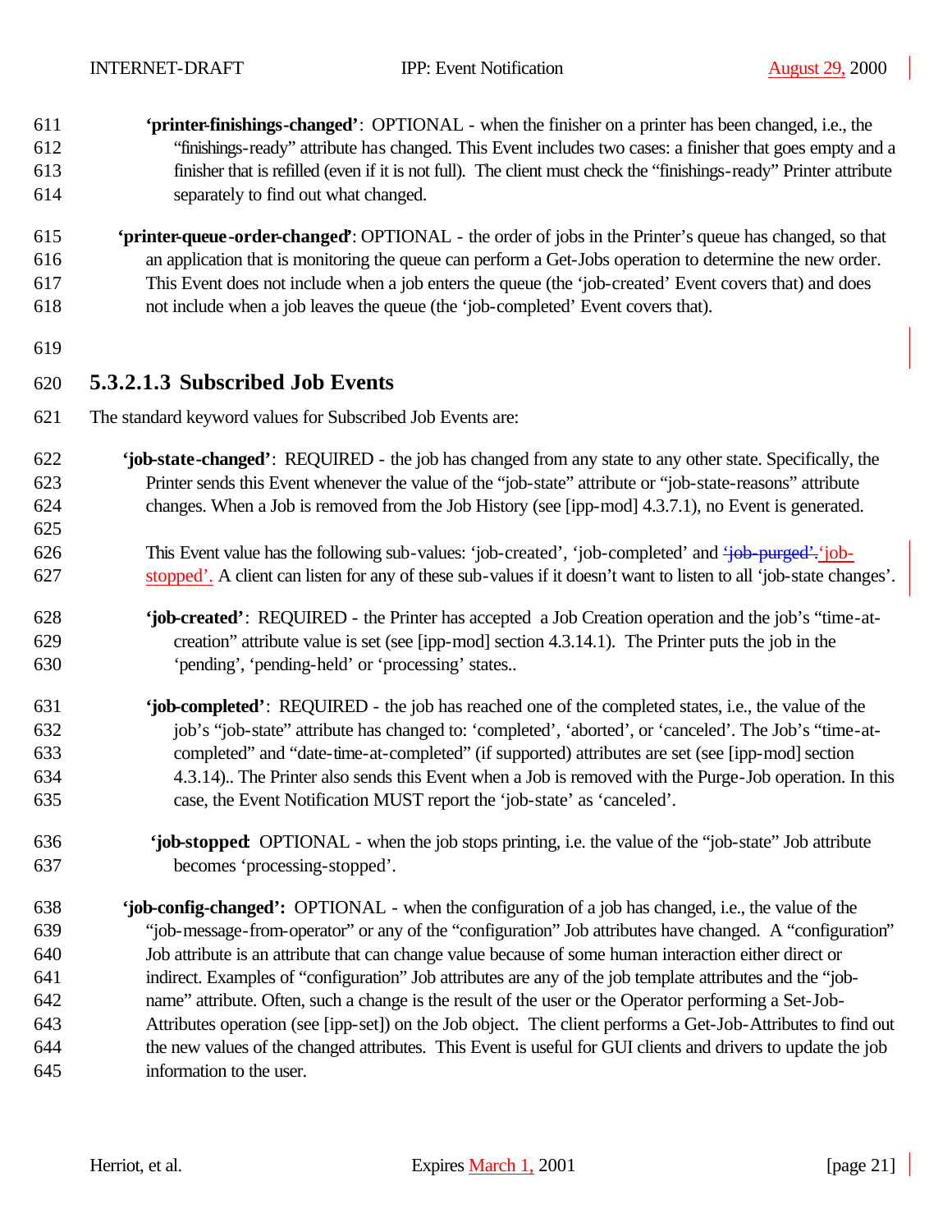**'printer-finishings-changed'**: OPTIONAL - when the finisher on a printer has been changed, i.e., the "finishings-ready" attribute has changed. This Event includes two cases: a finisher that goes empty and a finisher that is refilled (even if it is not full). The client must check the "finishings-ready" Printer attribute separately to find out what changed.

**'printer-queue-order-changed'**: OPTIONAL - the order of jobs in the Printer's queue has changed, so that an application that is monitoring the queue can perform a Get-Jobs operation to determine the new order. This Event does not include when a job enters the queue (the 'job-created' Event covers that) and does not include when a job leaves the queue (the 'job-completed' Event covers that).

### 5.3.2.1.3 Subscribed Job Events

The standard keyword values for Subscribed Job Events are:

**'job-state-changed'**: REQUIRED - the job has changed from any state to any other state. Specifically, the Printer sends this Event whenever the value of the "job-state" attribute or "job-state-reasons" attribute changes. When a Job is removed from the Job History (see [ipp-mod] 4.3.7.1), no Event is generated.

This Event value has the following sub-values: 'job-created', 'job-completed' and ~~'job-purged'.~~'job-stopped'. A client can listen for any of these sub-values if it doesn't want to listen to all 'job-state changes'.

**'job-created'**: REQUIRED - the Printer has accepted a Job Creation operation and the job's "time-at-creation" attribute value is set (see [ipp-mod] section 4.3.14.1). The Printer puts the job in the 'pending', 'pending-held' or 'processing' states..

**'job-completed'**: REQUIRED - the job has reached one of the completed states, i.e., the value of the job's "job-state" attribute has changed to: 'completed', 'aborted', or 'canceled'. The Job's "time-at-completed" and "date-time-at-completed" (if supported) attributes are set (see [ipp-mod] section 4.3.14).. The Printer also sends this Event when a Job is removed with the Purge-Job operation. In this case, the Event Notification MUST report the 'job-state' as 'canceled'.

**'job-stopped**: OPTIONAL - when the job stops printing, i.e. the value of the "job-state" Job attribute becomes 'processing-stopped'.

**'job-config-changed':** OPTIONAL - when the configuration of a job has changed, i.e., the value of the "job-message-from-operator" or any of the "configuration" Job attributes have changed. A "configuration" Job attribute is an attribute that can change value because of some human interaction either direct or indirect. Examples of "configuration" Job attributes are any of the job template attributes and the "job-name" attribute. Often, such a change is the result of the user or the Operator performing a Set-Job-Attributes operation (see [ipp-set]) on the Job object. The client performs a Get-Job-Attributes to find out the new values of the changed attributes. This Event is useful for GUI clients and drivers to update the job information to the user.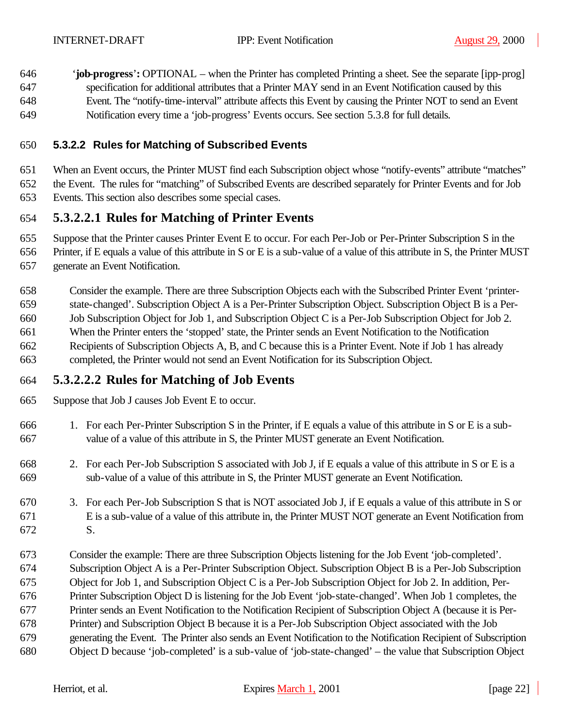'**job-progress**'**:** OPTIONAL – when the Printer has completed Printing a sheet. See the separate [ipp-prog] specification for additional attributes that a Printer MAY send in an Event Notification caused by this Event. The "notify-time-interval" attribute affects this Event by causing the Printer NOT to send an Event Notification every time a 'job-progress' Events occurs. See section 5.3.8 for full details.

#### 5.3.2.2 Rules for Matching of Subscribed Events

When an Event occurs, the Printer MUST find each Subscription object whose "notify-events" attribute "matches" the Event. The rules for "matching" of Subscribed Events are described separately for Printer Events and for Job Events. This section also describes some special cases.

##### 5.3.2.2.1 Rules for Matching of Printer Events

Suppose that the Printer causes Printer Event E to occur. For each Per-Job or Per-Printer Subscription S in the Printer, if E equals a value of this attribute in S or E is a sub-value of a value of this attribute in S, the Printer MUST generate an Event Notification.

Consider the example. There are three Subscription Objects each with the Subscribed Printer Event 'printer-state-changed'. Subscription Object A is a Per-Printer Subscription Object. Subscription Object B is a Per-Job Subscription Object for Job 1, and Subscription Object C is a Per-Job Subscription Object for Job 2. When the Printer enters the 'stopped' state, the Printer sends an Event Notification to the Notification Recipients of Subscription Objects A, B, and C because this is a Printer Event. Note if Job 1 has already completed, the Printer would not send an Event Notification for its Subscription Object.

##### 5.3.2.2.2 Rules for Matching of Job Events

Suppose that Job J causes Job Event E to occur.

1. For each Per-Printer Subscription S in the Printer, if E equals a value of this attribute in S or E is a sub-value of a value of this attribute in S, the Printer MUST generate an Event Notification.

2. For each Per-Job Subscription S associated with Job J, if E equals a value of this attribute in S or E is a sub-value of a value of this attribute in S, the Printer MUST generate an Event Notification.

3. For each Per-Job Subscription S that is NOT associated Job J, if E equals a value of this attribute in S or E is a sub-value of a value of this attribute in, the Printer MUST NOT generate an Event Notification from S.

Consider the example: There are three Subscription Objects listening for the Job Event 'job-completed'. Subscription Object A is a Per-Printer Subscription Object. Subscription Object B is a Per-Job Subscription Object for Job 1, and Subscription Object C is a Per-Job Subscription Object for Job 2. In addition, Per-Printer Subscription Object D is listening for the Job Event 'job-state-changed'. When Job 1 completes, the Printer sends an Event Notification to the Notification Recipient of Subscription Object A (because it is Per-Printer) and Subscription Object B because it is a Per-Job Subscription Object associated with the Job generating the Event. The Printer also sends an Event Notification to the Notification Recipient of Subscription Object D because 'job-completed' is a sub-value of 'job-state-changed' – the value that Subscription Object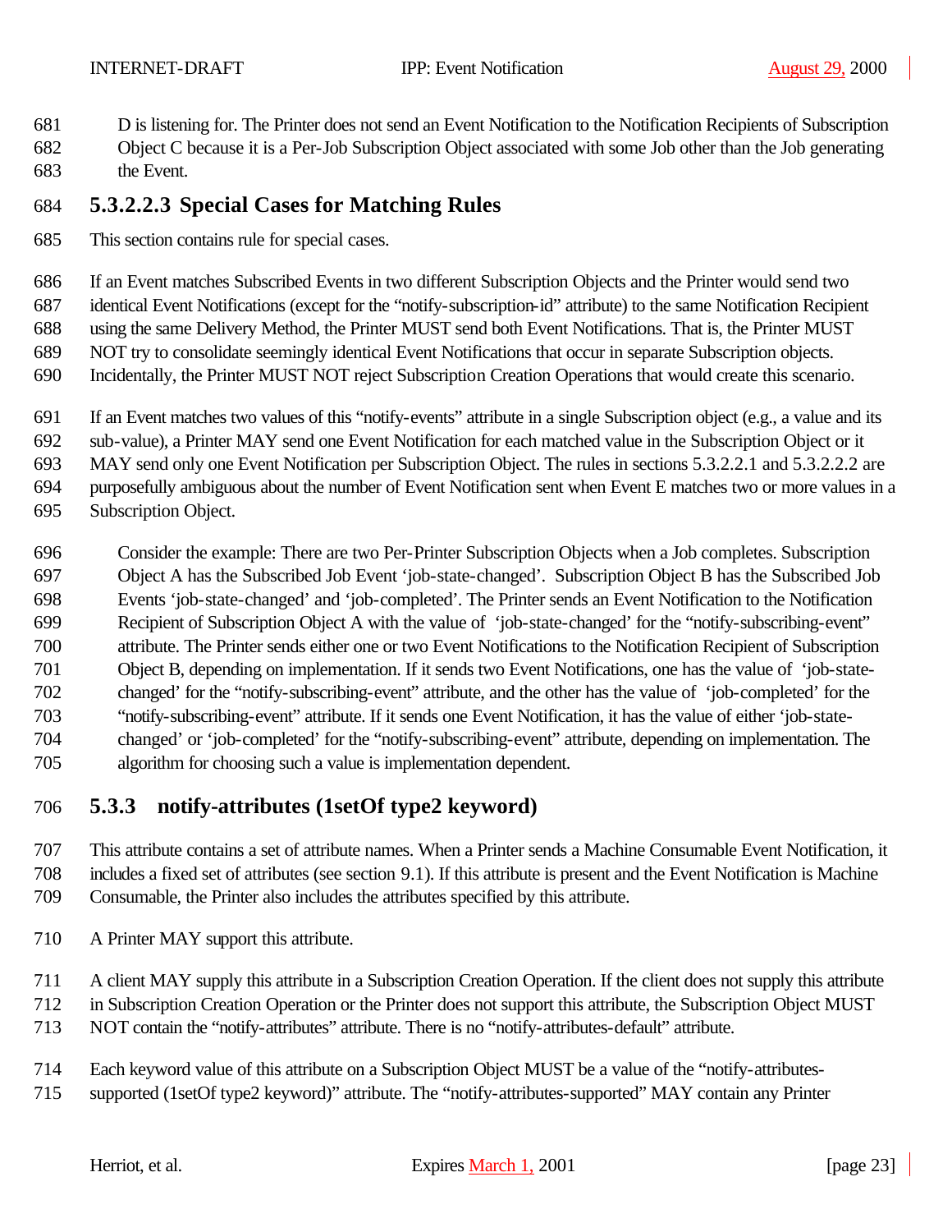D is listening for. The Printer does not send an Event Notification to the Notification Recipients of Subscription Object C because it is a Per-Job Subscription Object associated with some Job other than the Job generating the Event.

#### 5.3.2.2.3 Special Cases for Matching Rules

This section contains rule for special cases.

If an Event matches Subscribed Events in two different Subscription Objects and the Printer would send two identical Event Notifications (except for the "notify-subscription-id" attribute) to the same Notification Recipient using the same Delivery Method, the Printer MUST send both Event Notifications. That is, the Printer MUST NOT try to consolidate seemingly identical Event Notifications that occur in separate Subscription objects. Incidentally, the Printer MUST NOT reject Subscription Creation Operations that would create this scenario.

If an Event matches two values of this "notify-events" attribute in a single Subscription object (e.g., a value and its sub-value), a Printer MAY send one Event Notification for each matched value in the Subscription Object or it MAY send only one Event Notification per Subscription Object. The rules in sections 5.3.2.2.1 and 5.3.2.2.2 are purposefully ambiguous about the number of Event Notification sent when Event E matches two or more values in a Subscription Object.

Consider the example: There are two Per-Printer Subscription Objects when a Job completes. Subscription Object A has the Subscribed Job Event 'job-state-changed'. Subscription Object B has the Subscribed Job Events 'job-state-changed' and 'job-completed'. The Printer sends an Event Notification to the Notification Recipient of Subscription Object A with the value of 'job-state-changed' for the "notify-subscribing-event" attribute. The Printer sends either one or two Event Notifications to the Notification Recipient of Subscription Object B, depending on implementation. If it sends two Event Notifications, one has the value of 'job-state-changed' for the "notify-subscribing-event" attribute, and the other has the value of 'job-completed' for the "notify-subscribing-event" attribute. If it sends one Event Notification, it has the value of either 'job-state-changed' or 'job-completed' for the "notify-subscribing-event" attribute, depending on implementation. The algorithm for choosing such a value is implementation dependent.

### 5.3.3 notify-attributes (1setOf type2 keyword)

This attribute contains a set of attribute names. When a Printer sends a Machine Consumable Event Notification, it includes a fixed set of attributes (see section 9.1). If this attribute is present and the Event Notification is Machine Consumable, the Printer also includes the attributes specified by this attribute.

A Printer MAY support this attribute.

A client MAY supply this attribute in a Subscription Creation Operation. If the client does not supply this attribute in Subscription Creation Operation or the Printer does not support this attribute, the Subscription Object MUST NOT contain the "notify-attributes" attribute. There is no "notify-attributes-default" attribute.

Each keyword value of this attribute on a Subscription Object MUST be a value of the "notify-attributes-supported (1setOf type2 keyword)" attribute. The "notify-attributes-supported" MAY contain any Printer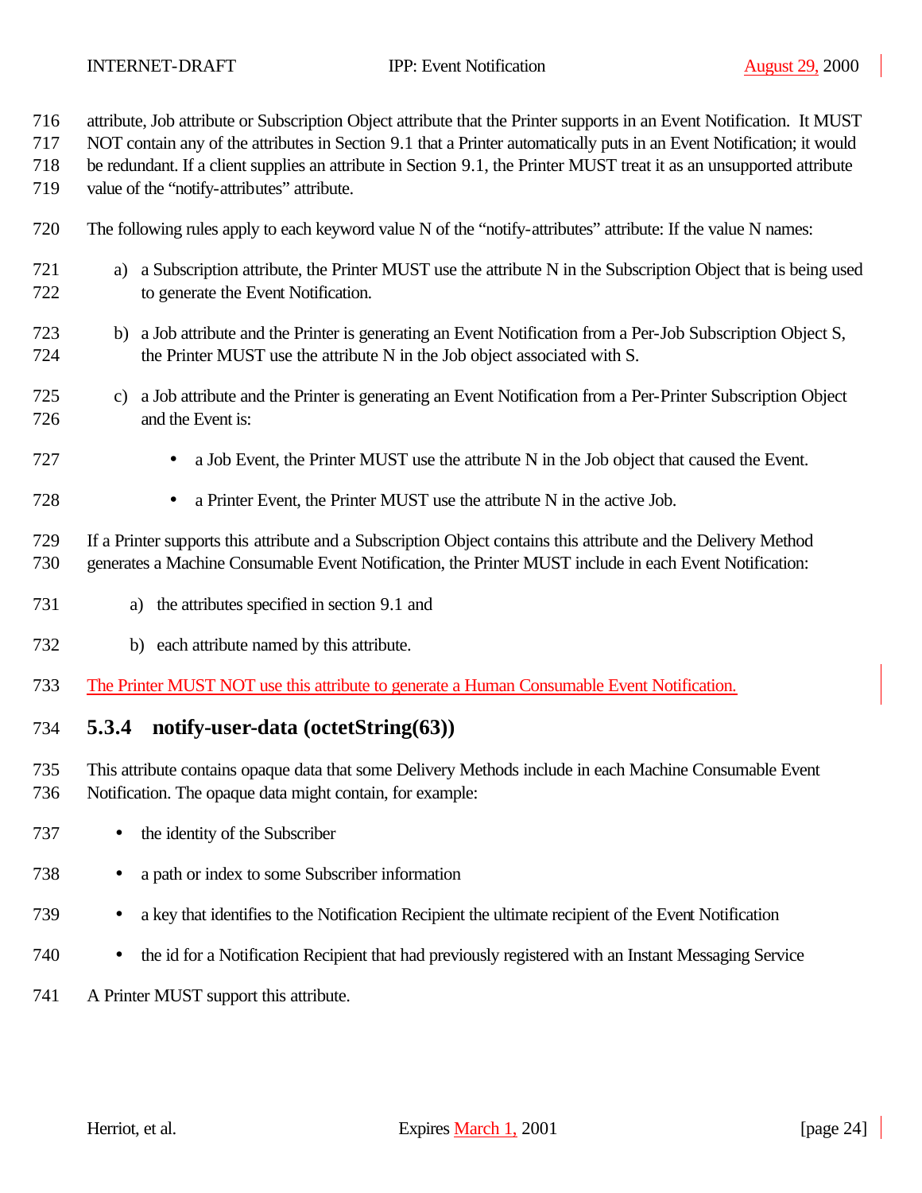attribute, Job attribute or Subscription Object attribute that the Printer supports in an Event Notification. It MUST NOT contain any of the attributes in Section 9.1 that a Printer automatically puts in an Event Notification; it would be redundant. If a client supplies an attribute in Section 9.1, the Printer MUST treat it as an unsupported attribute value of the "notify-attributes" attribute.

The following rules apply to each keyword value N of the "notify-attributes" attribute: If the value N names:

a) a Subscription attribute, the Printer MUST use the attribute N in the Subscription Object that is being used to generate the Event Notification.

b) a Job attribute and the Printer is generating an Event Notification from a Per-Job Subscription Object S, the Printer MUST use the attribute N in the Job object associated with S.

c) a Job attribute and the Printer is generating an Event Notification from a Per-Printer Subscription Object and the Event is:

- a Job Event, the Printer MUST use the attribute N in the Job object that caused the Event.
- a Printer Event, the Printer MUST use the attribute N in the active Job.

If a Printer supports this attribute and a Subscription Object contains this attribute and the Delivery Method generates a Machine Consumable Event Notification, the Printer MUST include in each Event Notification:

a) the attributes specified in section 9.1 and

b) each attribute named by this attribute.

The Printer MUST NOT use this attribute to generate a Human Consumable Event Notification.

### 5.3.4 notify-user-data (octetString(63))

This attribute contains opaque data that some Delivery Methods include in each Machine Consumable Event Notification. The opaque data might contain, for example:

- the identity of the Subscriber
- a path or index to some Subscriber information
- a key that identifies to the Notification Recipient the ultimate recipient of the Event Notification
- the id for a Notification Recipient that had previously registered with an Instant Messaging Service

A Printer MUST support this attribute.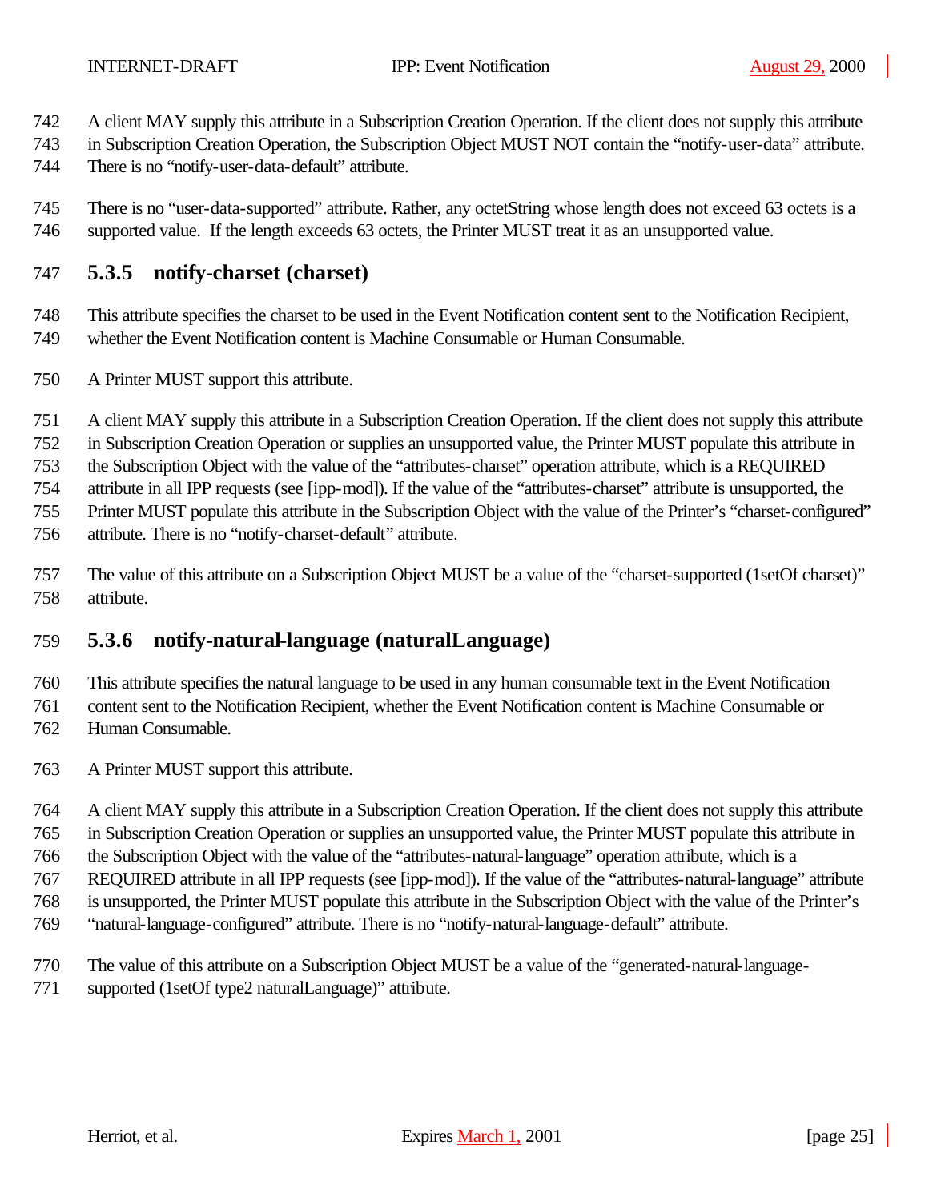A client MAY supply this attribute in a Subscription Creation Operation. If the client does not supply this attribute in Subscription Creation Operation, the Subscription Object MUST NOT contain the "notify-user-data" attribute. There is no "notify-user-data-default" attribute.

There is no "user-data-supported" attribute. Rather, any octetString whose length does not exceed 63 octets is a supported value. If the length exceeds 63 octets, the Printer MUST treat it as an unsupported value.

### 5.3.5 notify-charset (charset)

This attribute specifies the charset to be used in the Event Notification content sent to the Notification Recipient, whether the Event Notification content is Machine Consumable or Human Consumable.

A Printer MUST support this attribute.

A client MAY supply this attribute in a Subscription Creation Operation. If the client does not supply this attribute in Subscription Creation Operation or supplies an unsupported value, the Printer MUST populate this attribute in the Subscription Object with the value of the "attributes-charset" operation attribute, which is a REQUIRED attribute in all IPP requests (see [ipp-mod]). If the value of the "attributes-charset" attribute is unsupported, the Printer MUST populate this attribute in the Subscription Object with the value of the Printer's "charset-configured" attribute. There is no "notify-charset-default" attribute.

The value of this attribute on a Subscription Object MUST be a value of the "charset-supported (1setOf charset)" attribute.

### 5.3.6 notify-natural-language (naturalLanguage)

This attribute specifies the natural language to be used in any human consumable text in the Event Notification content sent to the Notification Recipient, whether the Event Notification content is Machine Consumable or Human Consumable.

A Printer MUST support this attribute.

A client MAY supply this attribute in a Subscription Creation Operation. If the client does not supply this attribute in Subscription Creation Operation or supplies an unsupported value, the Printer MUST populate this attribute in the Subscription Object with the value of the "attributes-natural-language" operation attribute, which is a REQUIRED attribute in all IPP requests (see [ipp-mod]). If the value of the "attributes-natural-language" attribute is unsupported, the Printer MUST populate this attribute in the Subscription Object with the value of the Printer's "natural-language-configured" attribute. There is no "notify-natural-language-default" attribute.

The value of this attribute on a Subscription Object MUST be a value of the "generated-natural-language-supported (1setOf type2 naturalLanguage)" attribute.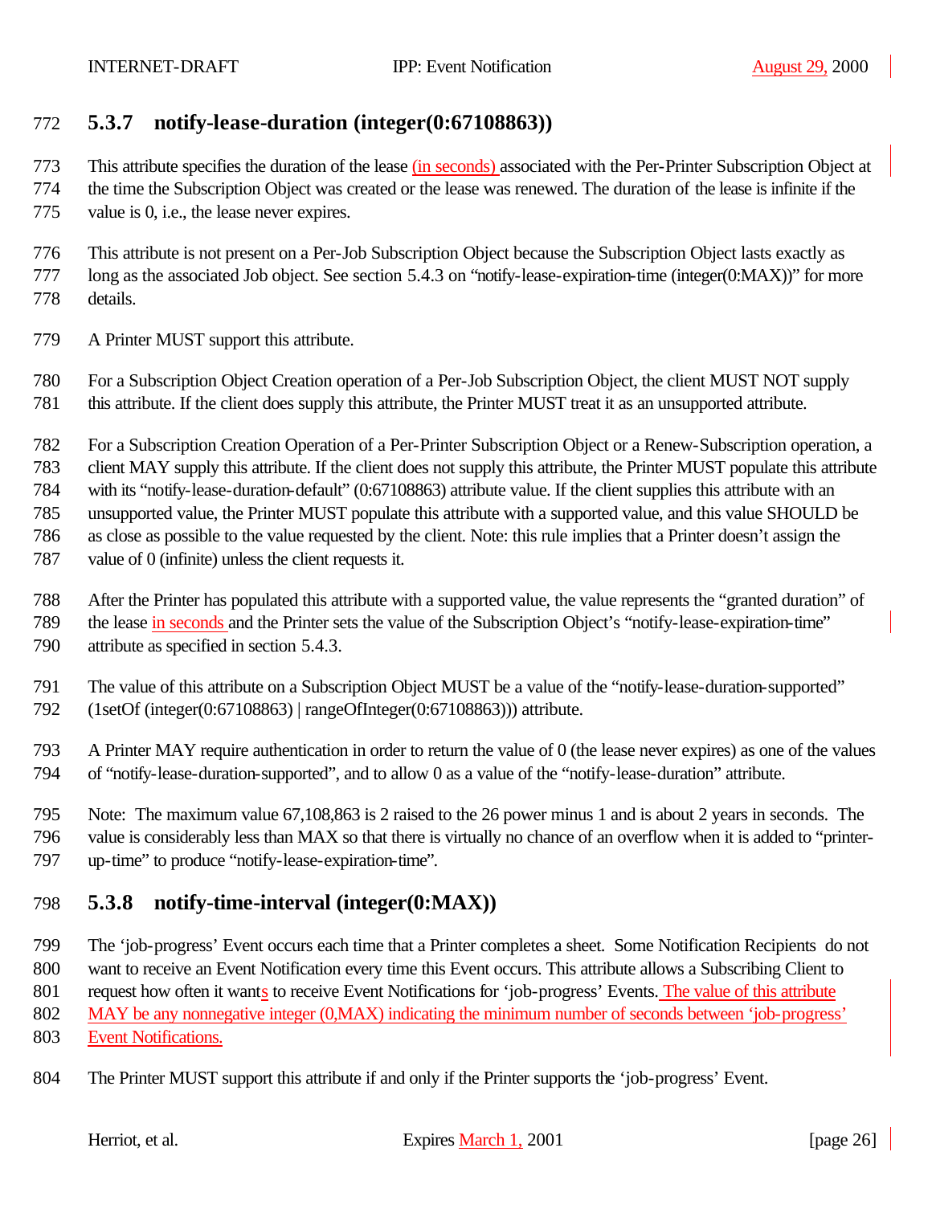### 5.3.7 notify-lease-duration (integer(0:67108863))

This attribute specifies the duration of the lease (in seconds) associated with the Per-Printer Subscription Object at the time the Subscription Object was created or the lease was renewed. The duration of the lease is infinite if the value is 0, i.e., the lease never expires.

This attribute is not present on a Per-Job Subscription Object because the Subscription Object lasts exactly as long as the associated Job object. See section 5.4.3 on "notify-lease-expiration-time (integer(0:MAX))" for more details.

A Printer MUST support this attribute.

For a Subscription Object Creation operation of a Per-Job Subscription Object, the client MUST NOT supply this attribute. If the client does supply this attribute, the Printer MUST treat it as an unsupported attribute.

For a Subscription Creation Operation of a Per-Printer Subscription Object or a Renew-Subscription operation, a client MAY supply this attribute. If the client does not supply this attribute, the Printer MUST populate this attribute with its "notify-lease-duration-default" (0:67108863) attribute value. If the client supplies this attribute with an unsupported value, the Printer MUST populate this attribute with a supported value, and this value SHOULD be as close as possible to the value requested by the client. Note: this rule implies that a Printer doesn't assign the value of 0 (infinite) unless the client requests it.

After the Printer has populated this attribute with a supported value, the value represents the "granted duration" of the lease in seconds and the Printer sets the value of the Subscription Object's "notify-lease-expiration-time" attribute as specified in section 5.4.3.

The value of this attribute on a Subscription Object MUST be a value of the "notify-lease-duration-supported" (1setOf (integer(0:67108863) | rangeOfInteger(0:67108863))) attribute.

A Printer MAY require authentication in order to return the value of 0 (the lease never expires) as one of the values of "notify-lease-duration-supported", and to allow 0 as a value of the "notify-lease-duration" attribute.

Note: The maximum value 67,108,863 is 2 raised to the 26 power minus 1 and is about 2 years in seconds. The value is considerably less than MAX so that there is virtually no chance of an overflow when it is added to "printer-up-time" to produce "notify-lease-expiration-time".

### 5.3.8 notify-time-interval (integer(0:MAX))

The 'job-progress' Event occurs each time that a Printer completes a sheet. Some Notification Recipients do not want to receive an Event Notification every time this Event occurs. This attribute allows a Subscribing Client to request how often it wants to receive Event Notifications for 'job-progress' Events. The value of this attribute MAY be any nonnegative integer (0,MAX) indicating the minimum number of seconds between 'job-progress' Event Notifications.

The Printer MUST support this attribute if and only if the Printer supports the 'job-progress' Event.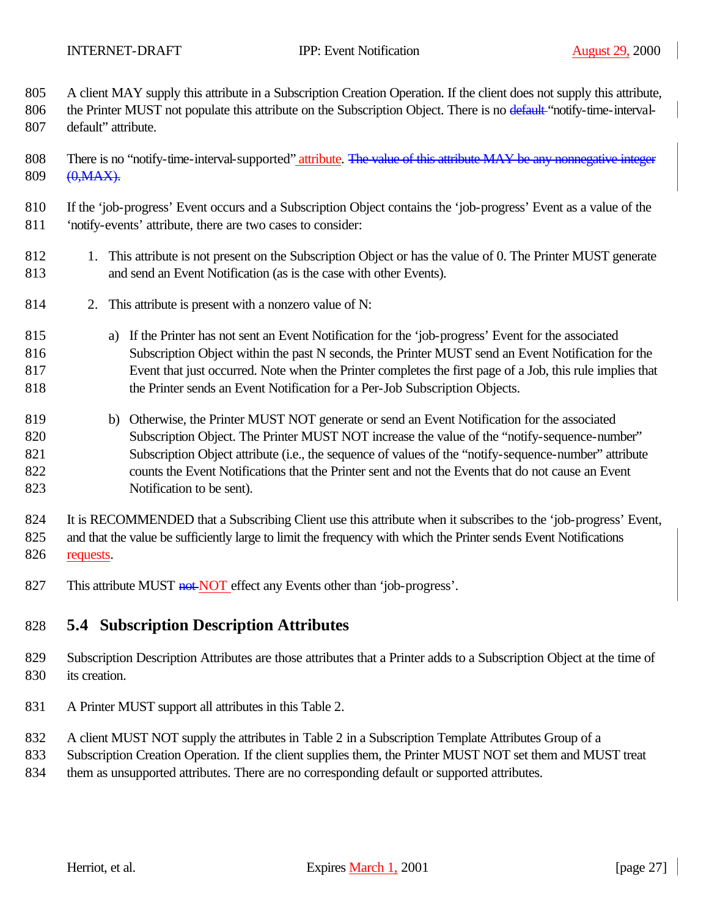A client MAY supply this attribute in a Subscription Creation Operation. If the client does not supply this attribute, the Printer MUST not populate this attribute on the Subscription Object. There is no ~~default~~ "notify-time-interval-default" attribute.

There is no "notify-time-interval-supported" attribute. ~~The value of this attribute MAY be any nonnegative integer (0,MAX).~~

If the 'job-progress' Event occurs and a Subscription Object contains the 'job-progress' Event as a value of the 'notify-events' attribute, there are two cases to consider:

1. This attribute is not present on the Subscription Object or has the value of 0. The Printer MUST generate and send an Event Notification (as is the case with other Events).

2. This attribute is present with a nonzero value of N:

   a) If the Printer has not sent an Event Notification for the 'job-progress' Event for the associated Subscription Object within the past N seconds, the Printer MUST send an Event Notification for the Event that just occurred. Note when the Printer completes the first page of a Job, this rule implies that the Printer sends an Event Notification for a Per-Job Subscription Objects.

   b) Otherwise, the Printer MUST NOT generate or send an Event Notification for the associated Subscription Object. The Printer MUST NOT increase the value of the "notify-sequence-number" Subscription Object attribute (i.e., the sequence of values of the "notify-sequence-number" attribute counts the Event Notifications that the Printer sent and not the Events that do not cause an Event Notification to be sent).

It is RECOMMENDED that a Subscribing Client use this attribute when it subscribes to the 'job-progress' Event, and that the value be sufficiently large to limit the frequency with which the Printer sends Event Notifications requests.

This attribute MUST ~~not~~ NOT effect any Events other than 'job-progress'.

## 5.4 Subscription Description Attributes

Subscription Description Attributes are those attributes that a Printer adds to a Subscription Object at the time of its creation.

A Printer MUST support all attributes in this Table 2.

A client MUST NOT supply the attributes in Table 2 in a Subscription Template Attributes Group of a Subscription Creation Operation. If the client supplies them, the Printer MUST NOT set them and MUST treat them as unsupported attributes. There are no corresponding default or supported attributes.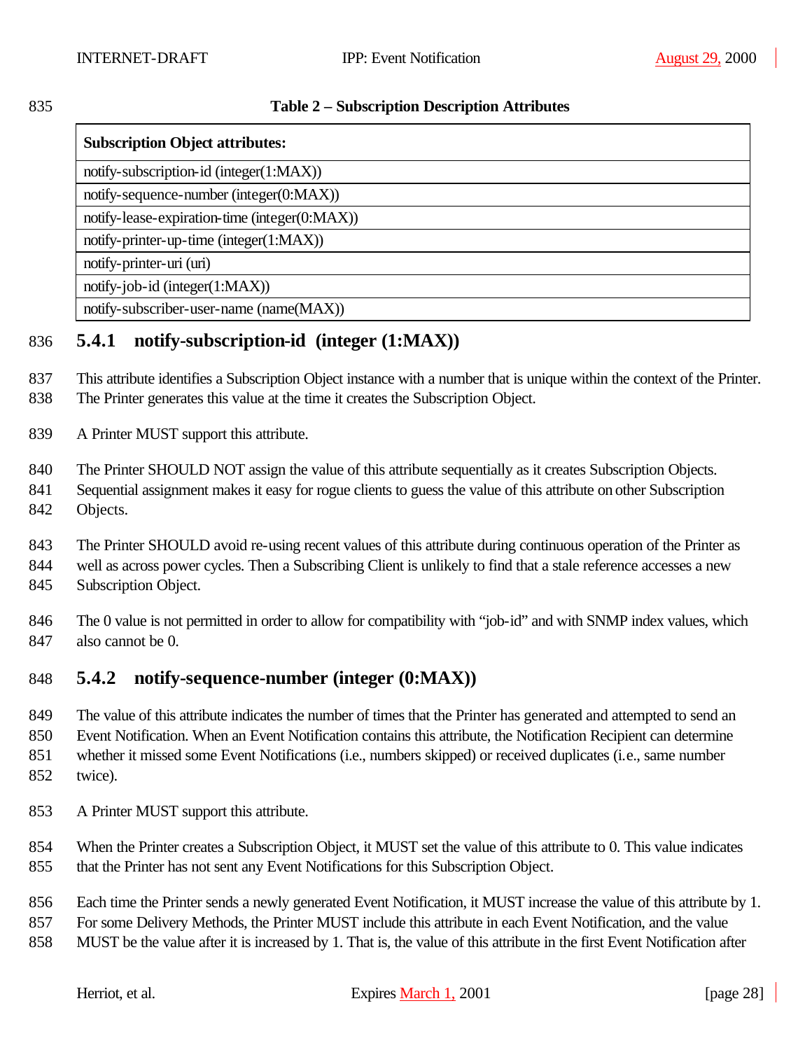**Table 2 – Subscription Description Attributes**

| Subscription Object attributes: |
|---|
| notify-subscription-id (integer(1:MAX)) |
| notify-sequence-number (integer(0:MAX)) |
| notify-lease-expiration-time (integer(0:MAX)) |
| notify-printer-up-time (integer(1:MAX)) |
| notify-printer-uri (uri) |
| notify-job-id (integer(1:MAX)) |
| notify-subscriber-user-name (name(MAX)) |

### 5.4.1 notify-subscription-id (integer (1:MAX))

This attribute identifies a Subscription Object instance with a number that is unique within the context of the Printer. The Printer generates this value at the time it creates the Subscription Object.

A Printer MUST support this attribute.

The Printer SHOULD NOT assign the value of this attribute sequentially as it creates Subscription Objects. Sequential assignment makes it easy for rogue clients to guess the value of this attribute on other Subscription Objects.

The Printer SHOULD avoid re-using recent values of this attribute during continuous operation of the Printer as well as across power cycles. Then a Subscribing Client is unlikely to find that a stale reference accesses a new Subscription Object.

The 0 value is not permitted in order to allow for compatibility with "job-id" and with SNMP index values, which also cannot be 0.

### 5.4.2 notify-sequence-number (integer (0:MAX))

The value of this attribute indicates the number of times that the Printer has generated and attempted to send an Event Notification. When an Event Notification contains this attribute, the Notification Recipient can determine whether it missed some Event Notifications (i.e., numbers skipped) or received duplicates (i.e., same number twice).

A Printer MUST support this attribute.

When the Printer creates a Subscription Object, it MUST set the value of this attribute to 0. This value indicates that the Printer has not sent any Event Notifications for this Subscription Object.

Each time the Printer sends a newly generated Event Notification, it MUST increase the value of this attribute by 1. For some Delivery Methods, the Printer MUST include this attribute in each Event Notification, and the value MUST be the value after it is increased by 1. That is, the value of this attribute in the first Event Notification after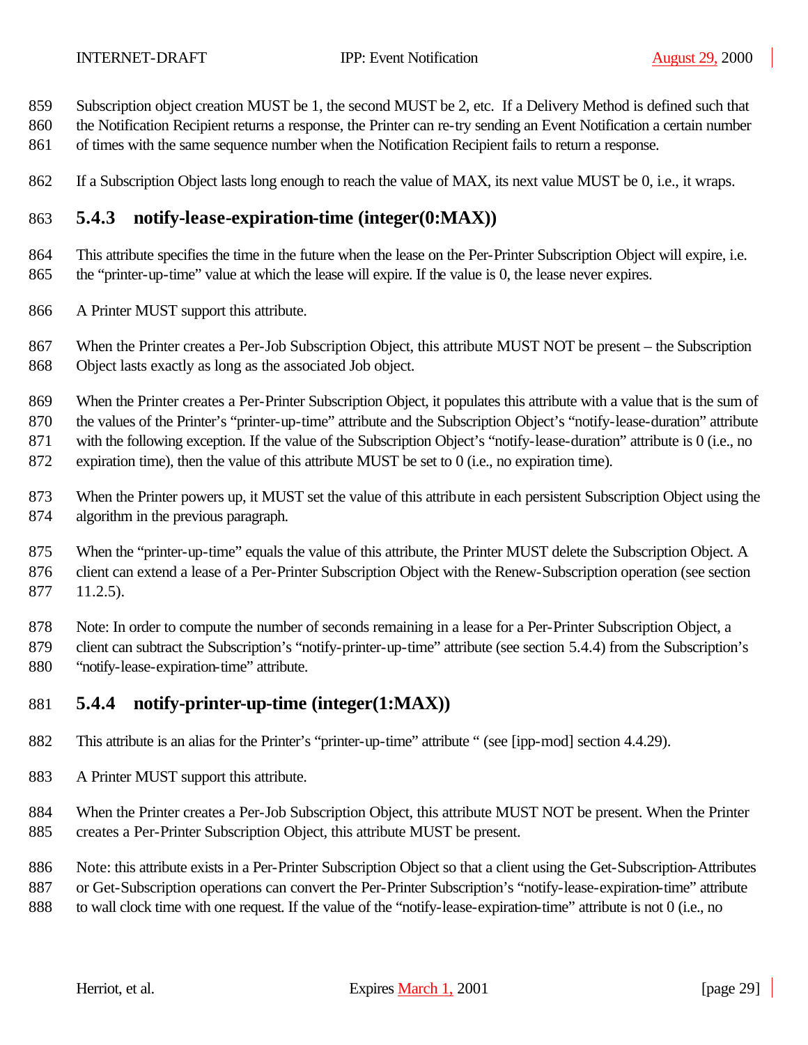Subscription object creation MUST be 1, the second MUST be 2, etc. If a Delivery Method is defined such that the Notification Recipient returns a response, the Printer can re-try sending an Event Notification a certain number of times with the same sequence number when the Notification Recipient fails to return a response.

If a Subscription Object lasts long enough to reach the value of MAX, its next value MUST be 0, i.e., it wraps.

### 5.4.3 notify-lease-expiration-time (integer(0:MAX))

This attribute specifies the time in the future when the lease on the Per-Printer Subscription Object will expire, i.e. the "printer-up-time" value at which the lease will expire. If the value is 0, the lease never expires.

A Printer MUST support this attribute.

When the Printer creates a Per-Job Subscription Object, this attribute MUST NOT be present – the Subscription Object lasts exactly as long as the associated Job object.

When the Printer creates a Per-Printer Subscription Object, it populates this attribute with a value that is the sum of the values of the Printer's "printer-up-time" attribute and the Subscription Object's "notify-lease-duration" attribute with the following exception. If the value of the Subscription Object's "notify-lease-duration" attribute is 0 (i.e., no expiration time), then the value of this attribute MUST be set to 0 (i.e., no expiration time).

When the Printer powers up, it MUST set the value of this attribute in each persistent Subscription Object using the algorithm in the previous paragraph.

When the "printer-up-time" equals the value of this attribute, the Printer MUST delete the Subscription Object. A client can extend a lease of a Per-Printer Subscription Object with the Renew-Subscription operation (see section 11.2.5).

Note: In order to compute the number of seconds remaining in a lease for a Per-Printer Subscription Object, a client can subtract the Subscription's "notify-printer-up-time" attribute (see section 5.4.4) from the Subscription's "notify-lease-expiration-time" attribute.

### 5.4.4 notify-printer-up-time (integer(1:MAX))

This attribute is an alias for the Printer's "printer-up-time" attribute " (see [ipp-mod] section 4.4.29).

A Printer MUST support this attribute.

When the Printer creates a Per-Job Subscription Object, this attribute MUST NOT be present. When the Printer creates a Per-Printer Subscription Object, this attribute MUST be present.

Note: this attribute exists in a Per-Printer Subscription Object so that a client using the Get-Subscription-Attributes or Get-Subscription operations can convert the Per-Printer Subscription's "notify-lease-expiration-time" attribute to wall clock time with one request. If the value of the "notify-lease-expiration-time" attribute is not 0 (i.e., no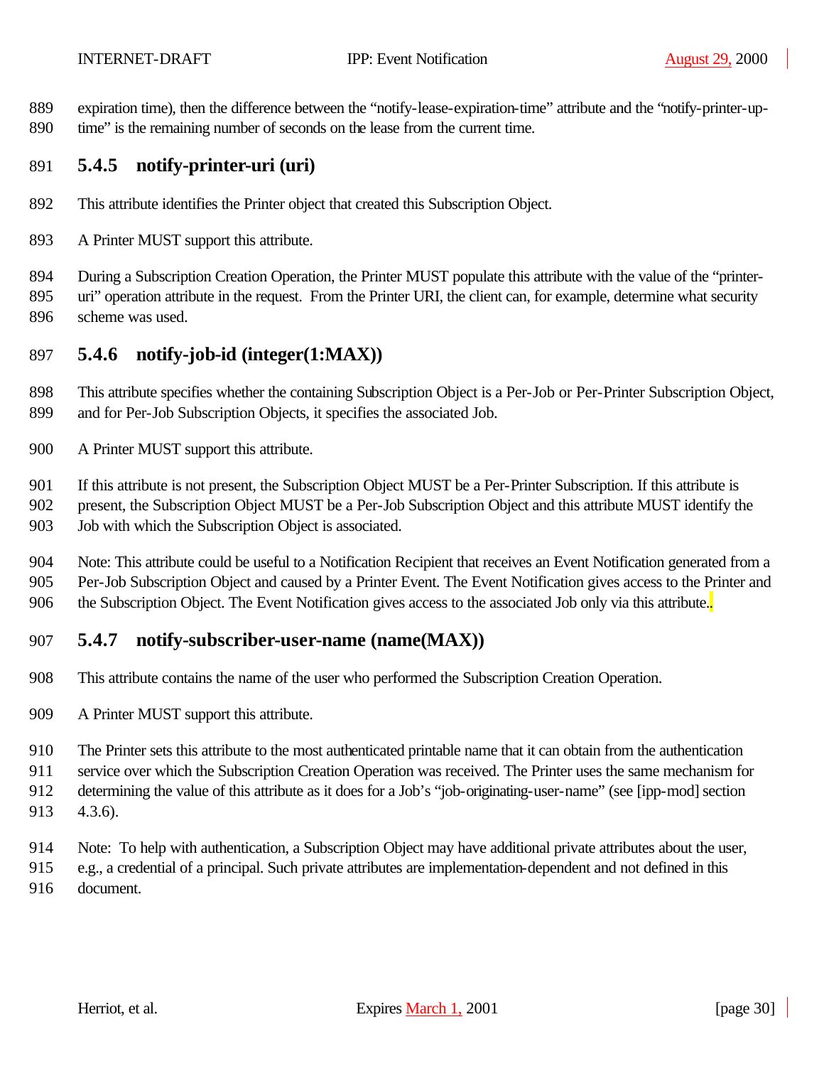expiration time), then the difference between the "notify-lease-expiration-time" attribute and the "notify-printer-up-time" is the remaining number of seconds on the lease from the current time.

### 5.4.5 notify-printer-uri (uri)

This attribute identifies the Printer object that created this Subscription Object.

A Printer MUST support this attribute.

During a Subscription Creation Operation, the Printer MUST populate this attribute with the value of the "printer-uri" operation attribute in the request. From the Printer URI, the client can, for example, determine what security scheme was used.

### 5.4.6 notify-job-id (integer(1:MAX))

This attribute specifies whether the containing Subscription Object is a Per-Job or Per-Printer Subscription Object, and for Per-Job Subscription Objects, it specifies the associated Job.

A Printer MUST support this attribute.

If this attribute is not present, the Subscription Object MUST be a Per-Printer Subscription. If this attribute is present, the Subscription Object MUST be a Per-Job Subscription Object and this attribute MUST identify the Job with which the Subscription Object is associated.

Note: This attribute could be useful to a Notification Recipient that receives an Event Notification generated from a Per-Job Subscription Object and caused by a Printer Event. The Event Notification gives access to the Printer and the Subscription Object. The Event Notification gives access to the associated Job only via this attribute..

### 5.4.7 notify-subscriber-user-name (name(MAX))

This attribute contains the name of the user who performed the Subscription Creation Operation.

A Printer MUST support this attribute.

The Printer sets this attribute to the most authenticated printable name that it can obtain from the authentication service over which the Subscription Creation Operation was received. The Printer uses the same mechanism for determining the value of this attribute as it does for a Job's "job-originating-user-name" (see [ipp-mod] section 4.3.6).

Note: To help with authentication, a Subscription Object may have additional private attributes about the user, e.g., a credential of a principal. Such private attributes are implementation-dependent and not defined in this document.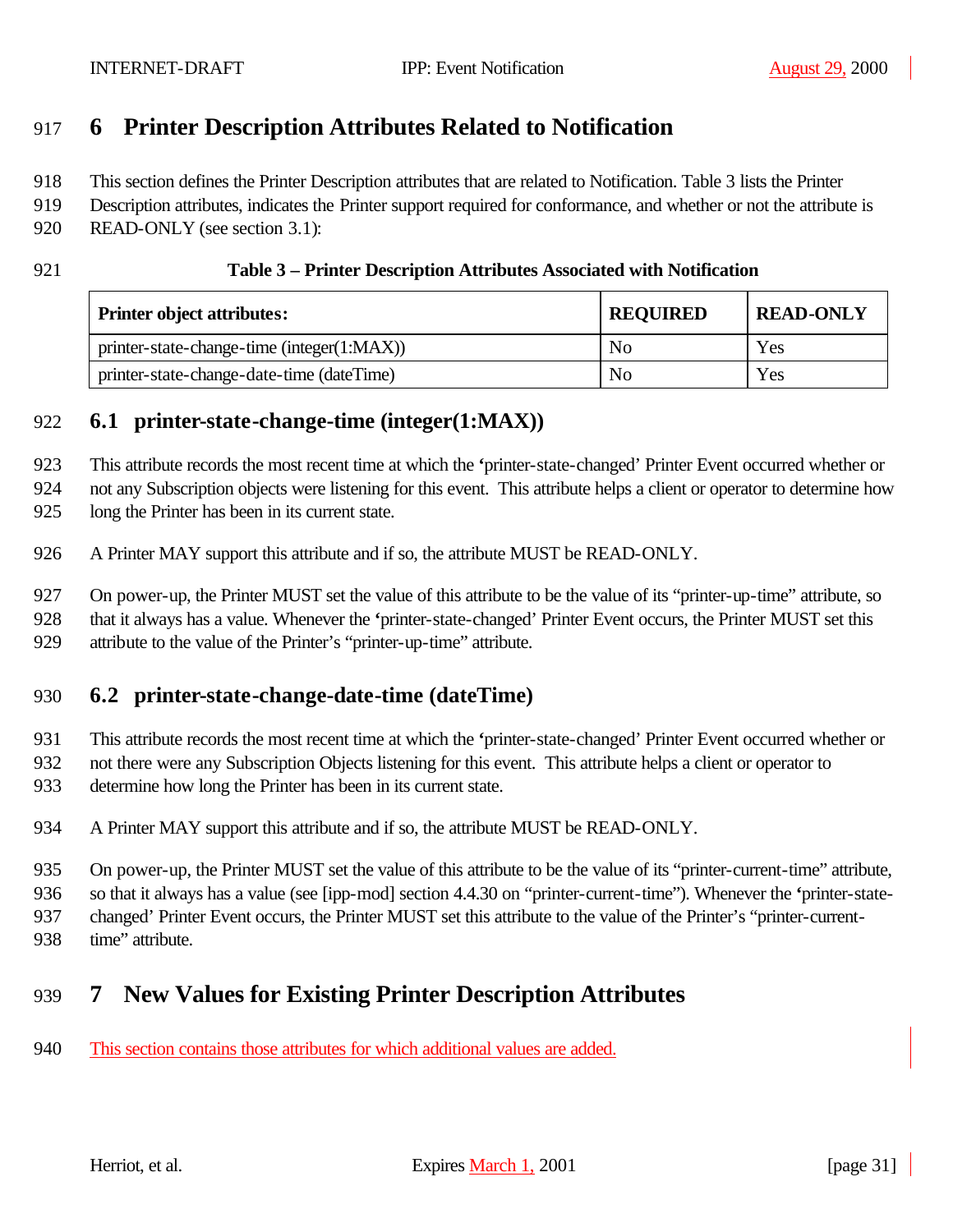# 6 Printer Description Attributes Related to Notification

This section defines the Printer Description attributes that are related to Notification. Table 3 lists the Printer Description attributes, indicates the Printer support required for conformance, and whether or not the attribute is READ-ONLY (see section 3.1):

**Table 3 – Printer Description Attributes Associated with Notification**

| Printer object attributes: | REQUIRED | READ-ONLY |
|---|---|---|
| printer-state-change-time (integer(1:MAX)) | No | Yes |
| printer-state-change-date-time (dateTime) | No | Yes |

## 6.1 printer-state-change-time (integer(1:MAX))

This attribute records the most recent time at which the 'printer-state-changed' Printer Event occurred whether or not any Subscription objects were listening for this event. This attribute helps a client or operator to determine how long the Printer has been in its current state.

A Printer MAY support this attribute and if so, the attribute MUST be READ-ONLY.

On power-up, the Printer MUST set the value of this attribute to be the value of its "printer-up-time" attribute, so that it always has a value. Whenever the 'printer-state-changed' Printer Event occurs, the Printer MUST set this attribute to the value of the Printer's "printer-up-time" attribute.

## 6.2 printer-state-change-date-time (dateTime)

This attribute records the most recent time at which the 'printer-state-changed' Printer Event occurred whether or not there were any Subscription Objects listening for this event. This attribute helps a client or operator to determine how long the Printer has been in its current state.

A Printer MAY support this attribute and if so, the attribute MUST be READ-ONLY.

On power-up, the Printer MUST set the value of this attribute to be the value of its "printer-current-time" attribute, so that it always has a value (see [ipp-mod] section 4.4.30 on "printer-current-time"). Whenever the 'printer-state-changed' Printer Event occurs, the Printer MUST set this attribute to the value of the Printer's "printer-current-time" attribute.

# 7 New Values for Existing Printer Description Attributes

This section contains those attributes for which additional values are added.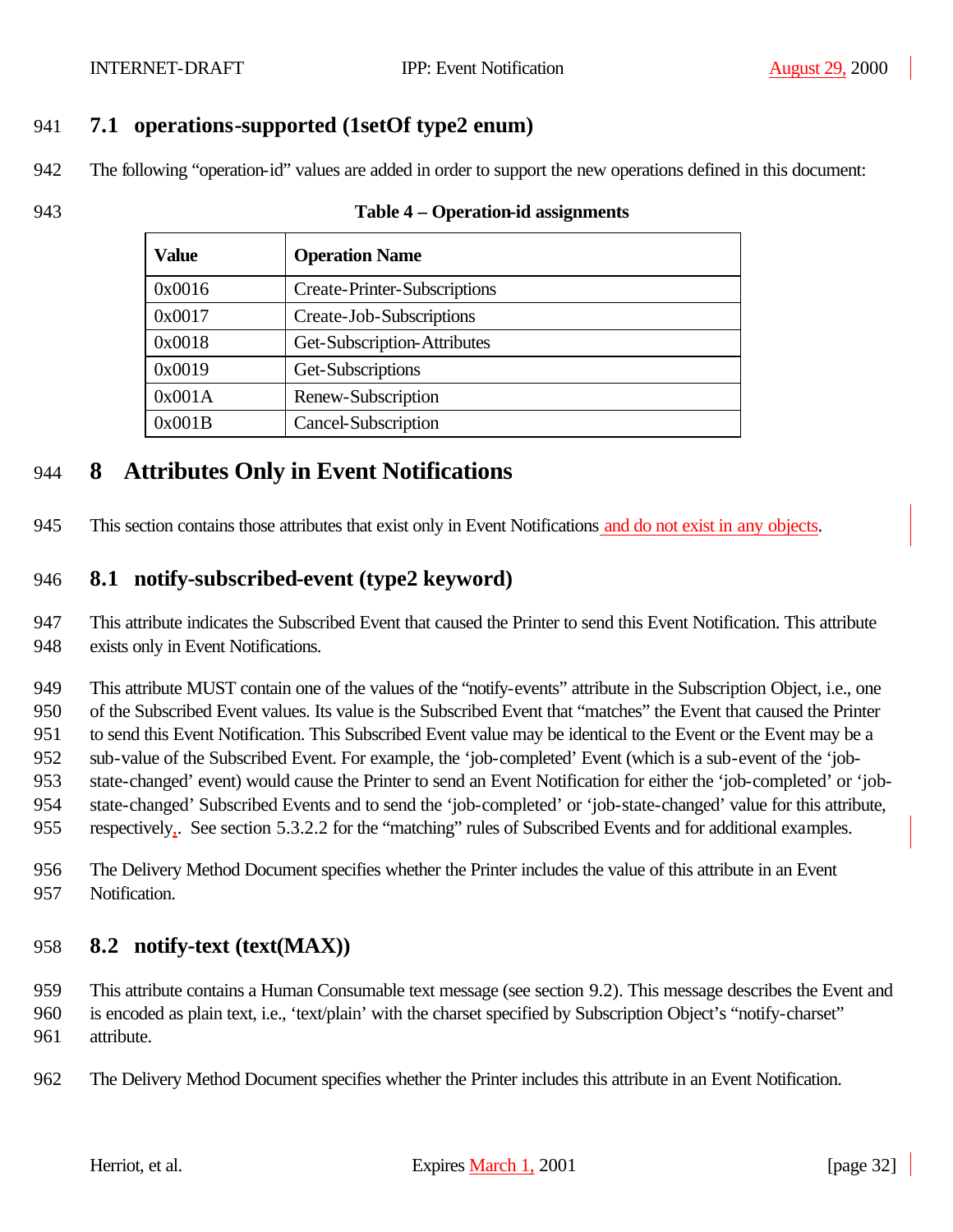## 7.1 operations-supported (1setOf type2 enum)

The following "operation-id" values are added in order to support the new operations defined in this document:

**Table 4 – Operation-id assignments**

| Value | Operation Name |
|---|---|
| 0x0016 | Create-Printer-Subscriptions |
| 0x0017 | Create-Job-Subscriptions |
| 0x0018 | Get-Subscription-Attributes |
| 0x0019 | Get-Subscriptions |
| 0x001A | Renew-Subscription |
| 0x001B | Cancel-Subscription |

# 8 Attributes Only in Event Notifications

This section contains those attributes that exist only in Event Notifications and do not exist in any objects.

## 8.1 notify-subscribed-event (type2 keyword)

This attribute indicates the Subscribed Event that caused the Printer to send this Event Notification. This attribute exists only in Event Notifications.

This attribute MUST contain one of the values of the "notify-events" attribute in the Subscription Object, i.e., one of the Subscribed Event values. Its value is the Subscribed Event that "matches" the Event that caused the Printer to send this Event Notification. This Subscribed Event value may be identical to the Event or the Event may be a sub-value of the Subscribed Event. For example, the 'job-completed' Event (which is a sub-event of the 'job-state-changed' event) would cause the Printer to send an Event Notification for either the 'job-completed' or 'job-state-changed' Subscribed Events and to send the 'job-completed' or 'job-state-changed' value for this attribute, respectively,. See section 5.3.2.2 for the "matching" rules of Subscribed Events and for additional examples.

The Delivery Method Document specifies whether the Printer includes the value of this attribute in an Event Notification.

## 8.2 notify-text (text(MAX))

This attribute contains a Human Consumable text message (see section 9.2). This message describes the Event and is encoded as plain text, i.e., 'text/plain' with the charset specified by Subscription Object's "notify-charset" attribute.

The Delivery Method Document specifies whether the Printer includes this attribute in an Event Notification.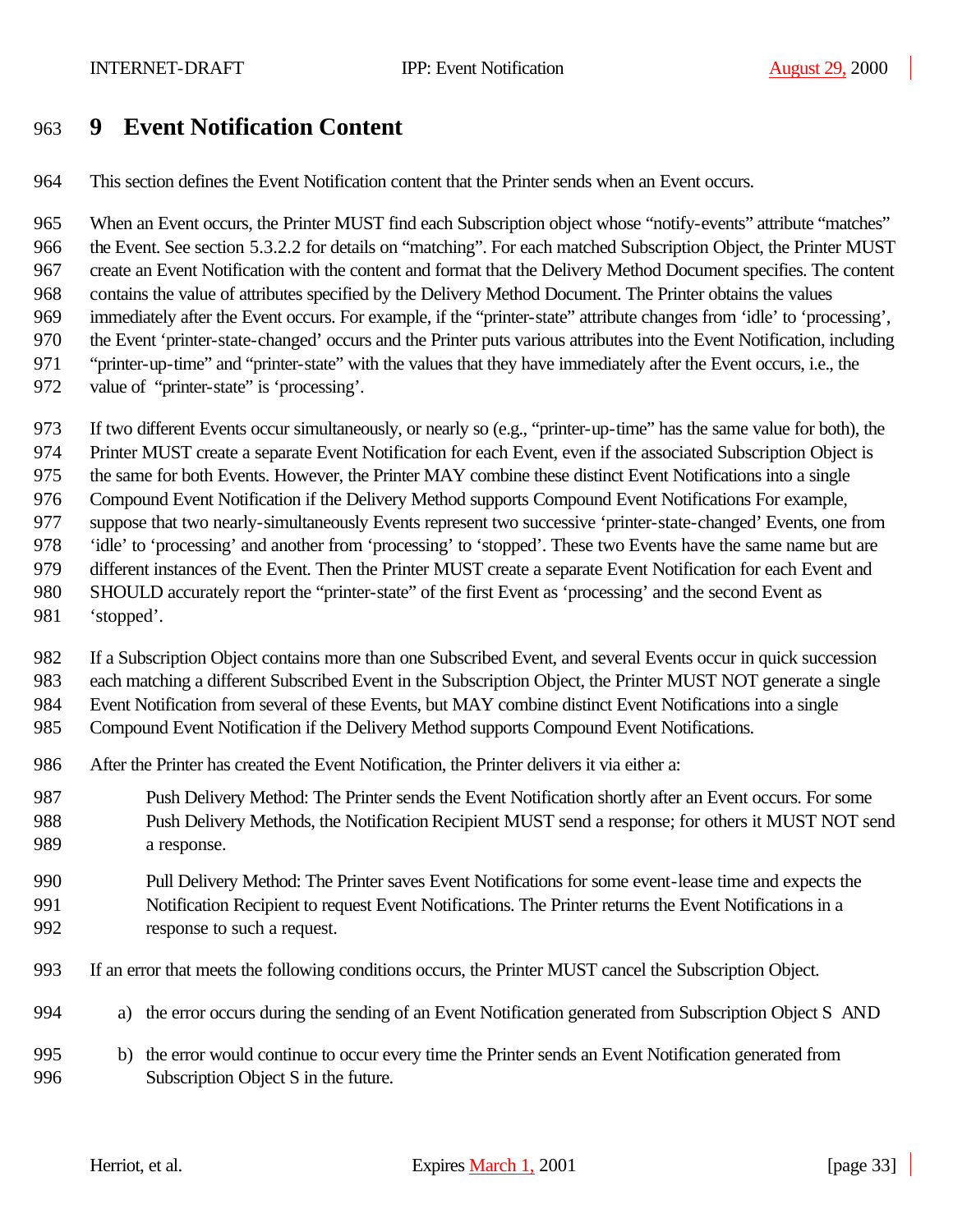# 9 Event Notification Content

This section defines the Event Notification content that the Printer sends when an Event occurs.

When an Event occurs, the Printer MUST find each Subscription object whose "notify-events" attribute "matches" the Event. See section 5.3.2.2 for details on "matching". For each matched Subscription Object, the Printer MUST create an Event Notification with the content and format that the Delivery Method Document specifies. The content contains the value of attributes specified by the Delivery Method Document. The Printer obtains the values immediately after the Event occurs. For example, if the "printer-state" attribute changes from 'idle' to 'processing', the Event 'printer-state-changed' occurs and the Printer puts various attributes into the Event Notification, including "printer-up-time" and "printer-state" with the values that they have immediately after the Event occurs, i.e., the value of "printer-state" is 'processing'.

If two different Events occur simultaneously, or nearly so (e.g., "printer-up-time" has the same value for both), the Printer MUST create a separate Event Notification for each Event, even if the associated Subscription Object is the same for both Events. However, the Printer MAY combine these distinct Event Notifications into a single Compound Event Notification if the Delivery Method supports Compound Event Notifications For example, suppose that two nearly-simultaneously Events represent two successive 'printer-state-changed' Events, one from 'idle' to 'processing' and another from 'processing' to 'stopped'. These two Events have the same name but are different instances of the Event. Then the Printer MUST create a separate Event Notification for each Event and SHOULD accurately report the "printer-state" of the first Event as 'processing' and the second Event as 'stopped'.

If a Subscription Object contains more than one Subscribed Event, and several Events occur in quick succession each matching a different Subscribed Event in the Subscription Object, the Printer MUST NOT generate a single Event Notification from several of these Events, but MAY combine distinct Event Notifications into a single Compound Event Notification if the Delivery Method supports Compound Event Notifications.

After the Printer has created the Event Notification, the Printer delivers it via either a:

Push Delivery Method: The Printer sends the Event Notification shortly after an Event occurs. For some Push Delivery Methods, the Notification Recipient MUST send a response; for others it MUST NOT send a response.

Pull Delivery Method: The Printer saves Event Notifications for some event-lease time and expects the Notification Recipient to request Event Notifications. The Printer returns the Event Notifications in a response to such a request.

If an error that meets the following conditions occurs, the Printer MUST cancel the Subscription Object.

a) the error occurs during the sending of an Event Notification generated from Subscription Object S AND

b) the error would continue to occur every time the Printer sends an Event Notification generated from Subscription Object S in the future.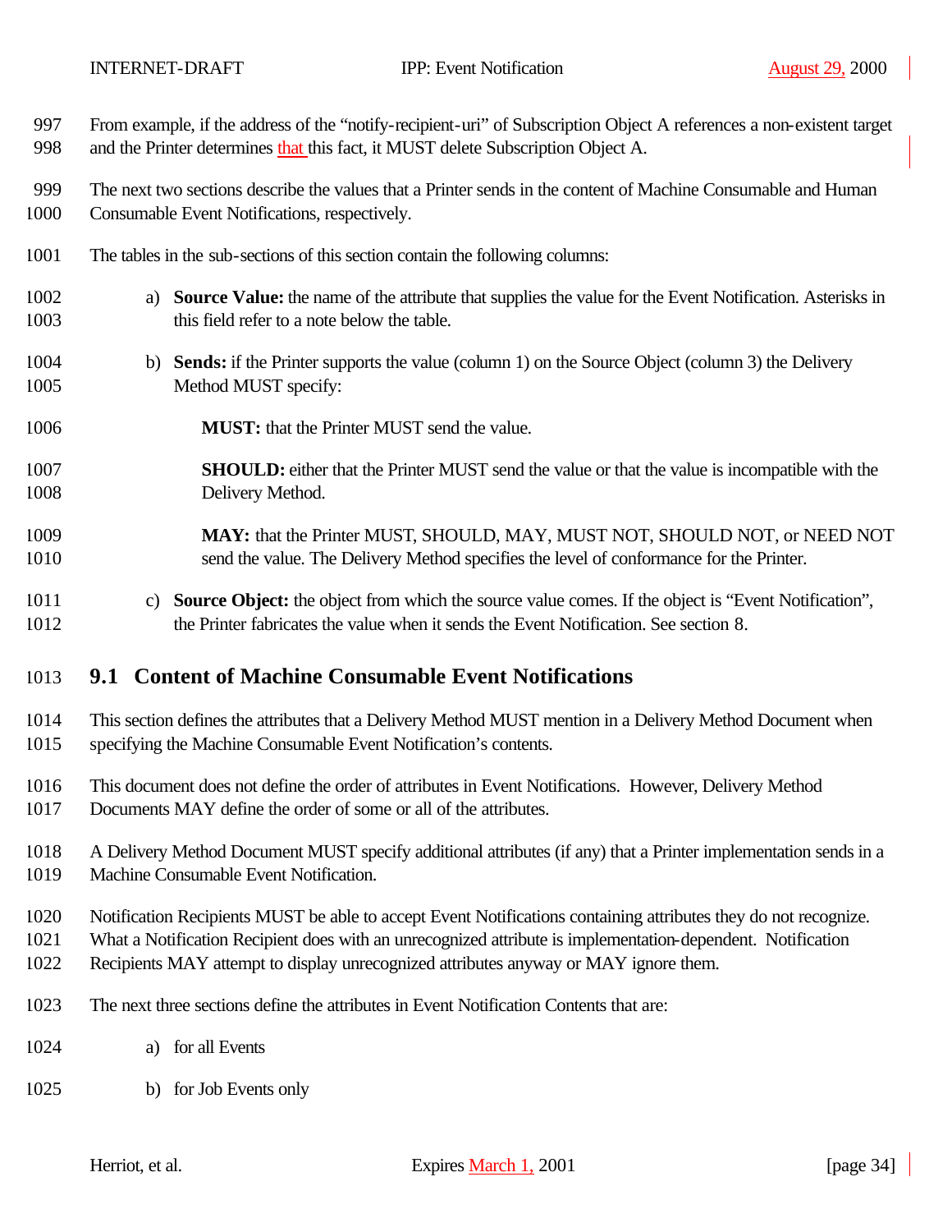From example, if the address of the "notify-recipient-uri" of Subscription Object A references a non-existent target and the Printer determines that this fact, it MUST delete Subscription Object A.

The next two sections describe the values that a Printer sends in the content of Machine Consumable and Human Consumable Event Notifications, respectively.

The tables in the sub-sections of this section contain the following columns:

a) **Source Value:** the name of the attribute that supplies the value for the Event Notification. Asterisks in this field refer to a note below the table.

b) **Sends:** if the Printer supports the value (column 1) on the Source Object (column 3) the Delivery Method MUST specify:

   **MUST:** that the Printer MUST send the value.

   **SHOULD:** either that the Printer MUST send the value or that the value is incompatible with the Delivery Method.

   **MAY:** that the Printer MUST, SHOULD, MAY, MUST NOT, SHOULD NOT, or NEED NOT send the value. The Delivery Method specifies the level of conformance for the Printer.

c) **Source Object:** the object from which the source value comes. If the object is "Event Notification", the Printer fabricates the value when it sends the Event Notification. See section 8.

## 9.1 Content of Machine Consumable Event Notifications

This section defines the attributes that a Delivery Method MUST mention in a Delivery Method Document when specifying the Machine Consumable Event Notification's contents.

This document does not define the order of attributes in Event Notifications. However, Delivery Method Documents MAY define the order of some or all of the attributes.

A Delivery Method Document MUST specify additional attributes (if any) that a Printer implementation sends in a Machine Consumable Event Notification.

Notification Recipients MUST be able to accept Event Notifications containing attributes they do not recognize. What a Notification Recipient does with an unrecognized attribute is implementation-dependent. Notification Recipients MAY attempt to display unrecognized attributes anyway or MAY ignore them.

The next three sections define the attributes in Event Notification Contents that are:

a) for all Events

b) for Job Events only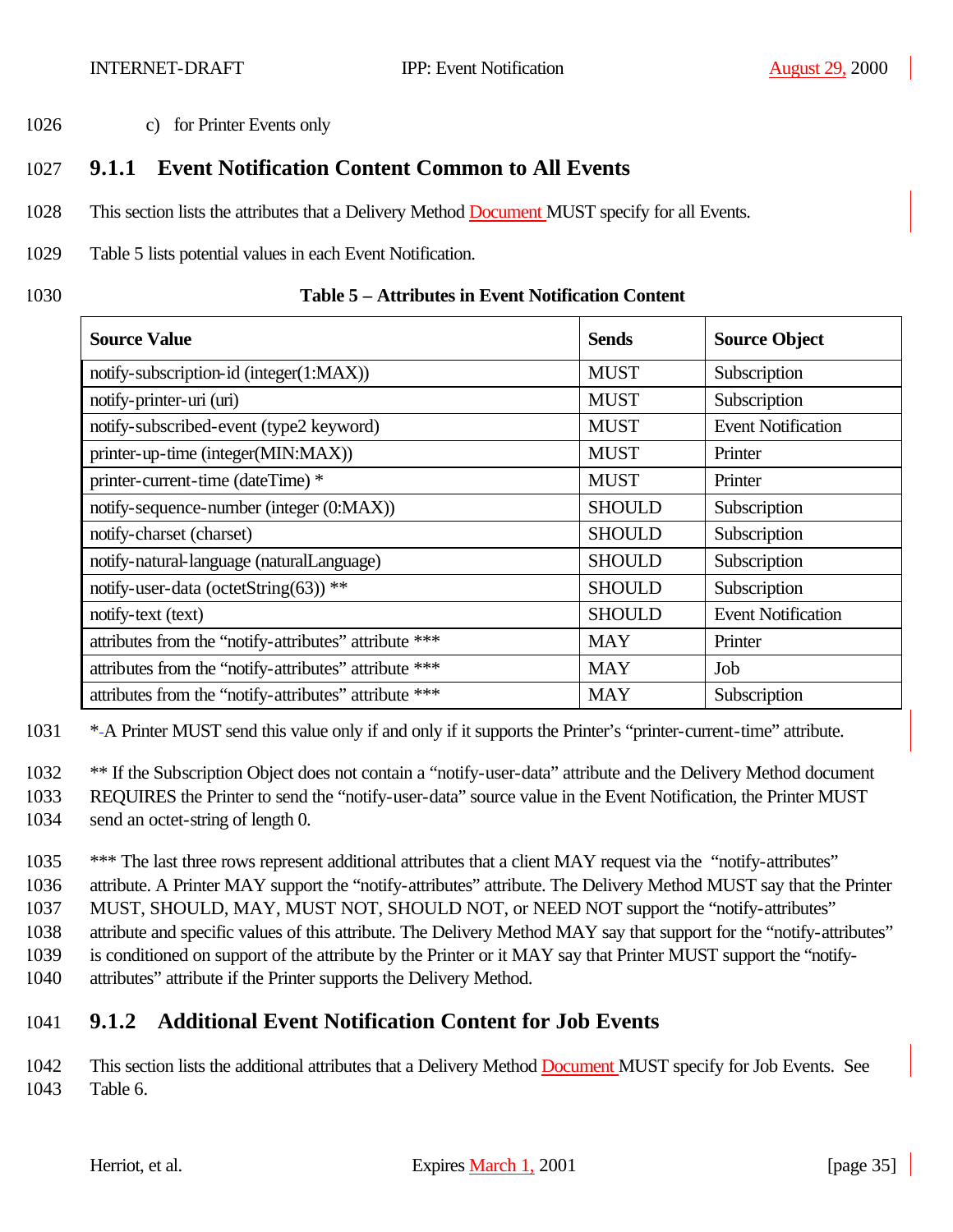c) for Printer Events only

### 9.1.1 Event Notification Content Common to All Events

This section lists the attributes that a Delivery Method Document MUST specify for all Events.

Table 5 lists potential values in each Event Notification.

**Table 5 – Attributes in Event Notification Content**

| Source Value | Sends | Source Object |
|---|---|---|
| notify-subscription-id (integer(1:MAX)) | MUST | Subscription |
| notify-printer-uri (uri) | MUST | Subscription |
| notify-subscribed-event (type2 keyword) | MUST | Event Notification |
| printer-up-time (integer(MIN:MAX)) | MUST | Printer |
| printer-current-time (dateTime) * | MUST | Printer |
| notify-sequence-number (integer (0:MAX)) | SHOULD | Subscription |
| notify-charset (charset) | SHOULD | Subscription |
| notify-natural-language (naturalLanguage) | SHOULD | Subscription |
| notify-user-data (octetString(63)) ** | SHOULD | Subscription |
| notify-text (text) | SHOULD | Event Notification |
| attributes from the "notify-attributes" attribute *** | MAY | Printer |
| attributes from the "notify-attributes" attribute *** | MAY | Job |
| attributes from the "notify-attributes" attribute *** | MAY | Subscription |

* A Printer MUST send this value only if and only if it supports the Printer's "printer-current-time" attribute.

** If the Subscription Object does not contain a "notify-user-data" attribute and the Delivery Method document REQUIRES the Printer to send the "notify-user-data" source value in the Event Notification, the Printer MUST send an octet-string of length 0.

*** The last three rows represent additional attributes that a client MAY request via the "notify-attributes" attribute. A Printer MAY support the "notify-attributes" attribute. The Delivery Method MUST say that the Printer MUST, SHOULD, MAY, MUST NOT, SHOULD NOT, or NEED NOT support the "notify-attributes" attribute and specific values of this attribute. The Delivery Method MAY say that support for the "notify-attributes" is conditioned on support of the attribute by the Printer or it MAY say that Printer MUST support the "notify-attributes" attribute if the Printer supports the Delivery Method.

### 9.1.2 Additional Event Notification Content for Job Events

This section lists the additional attributes that a Delivery Method Document MUST specify for Job Events. See Table 6.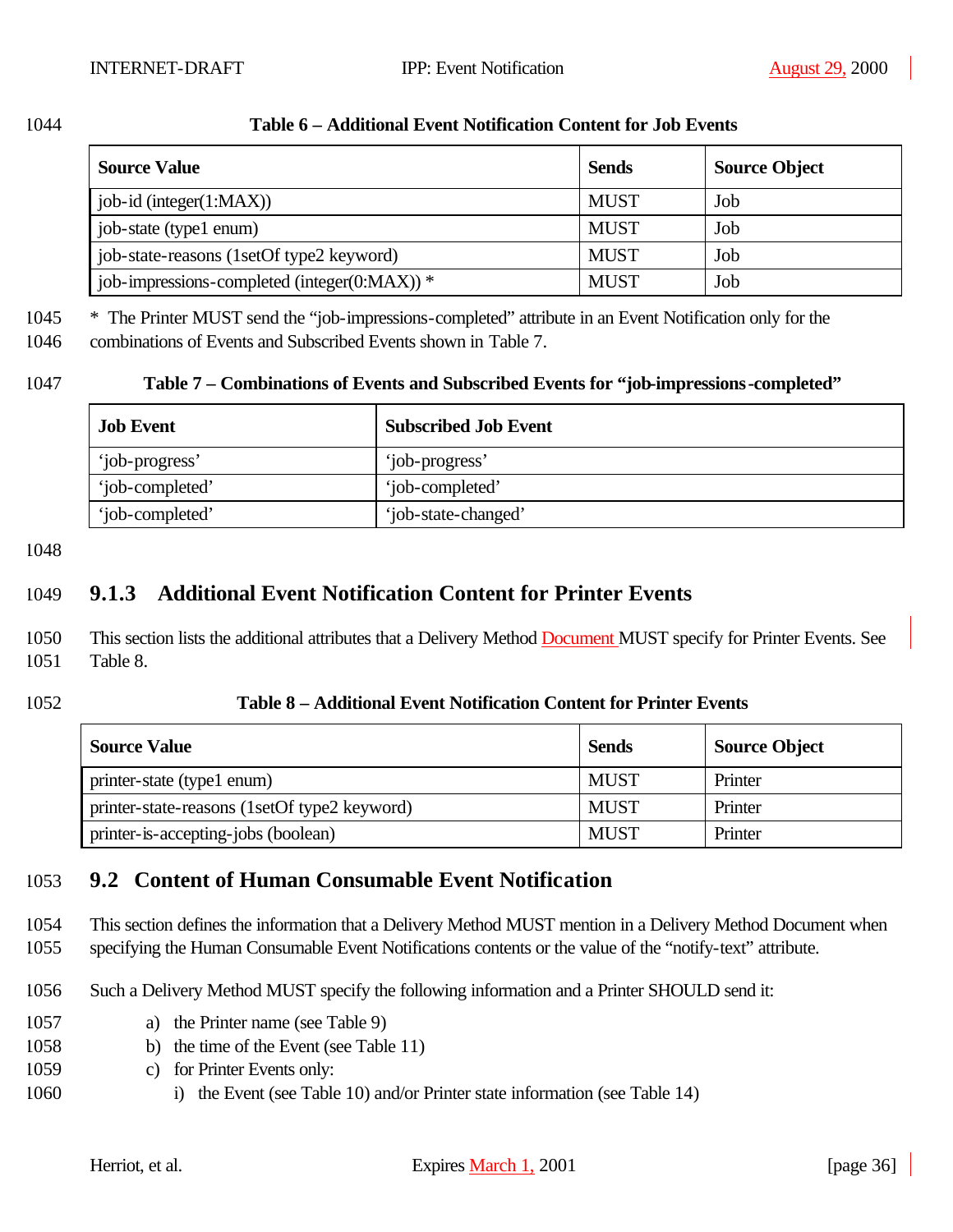**Table 6 – Additional Event Notification Content for Job Events**

| Source Value | Sends | Source Object |
|---|---|---|
| job-id (integer(1:MAX)) | MUST | Job |
| job-state (type1 enum) | MUST | Job |
| job-state-reasons (1setOf type2 keyword) | MUST | Job |
| job-impressions-completed (integer(0:MAX)) * | MUST | Job |

* The Printer MUST send the "job-impressions-completed" attribute in an Event Notification only for the combinations of Events and Subscribed Events shown in Table 7.

**Table 7 – Combinations of Events and Subscribed Events for "job-impressions-completed"**

| Job Event | Subscribed Job Event |
|---|---|
| 'job-progress' | 'job-progress' |
| 'job-completed' | 'job-completed' |
| 'job-completed' | 'job-state-changed' |

### 9.1.3 Additional Event Notification Content for Printer Events

This section lists the additional attributes that a Delivery Method Document MUST specify for Printer Events. See Table 8.

**Table 8 – Additional Event Notification Content for Printer Events**

| Source Value | Sends | Source Object |
|---|---|---|
| printer-state (type1 enum) | MUST | Printer |
| printer-state-reasons (1setOf type2 keyword) | MUST | Printer |
| printer-is-accepting-jobs (boolean) | MUST | Printer |

## 9.2 Content of Human Consumable Event Notification

This section defines the information that a Delivery Method MUST mention in a Delivery Method Document when specifying the Human Consumable Event Notifications contents or the value of the "notify-text" attribute.

Such a Delivery Method MUST specify the following information and a Printer SHOULD send it:

a) the Printer name (see Table 9)
b) the time of the Event (see Table 11)
c) for Printer Events only:
    i) the Event (see Table 10) and/or Printer state information (see Table 14)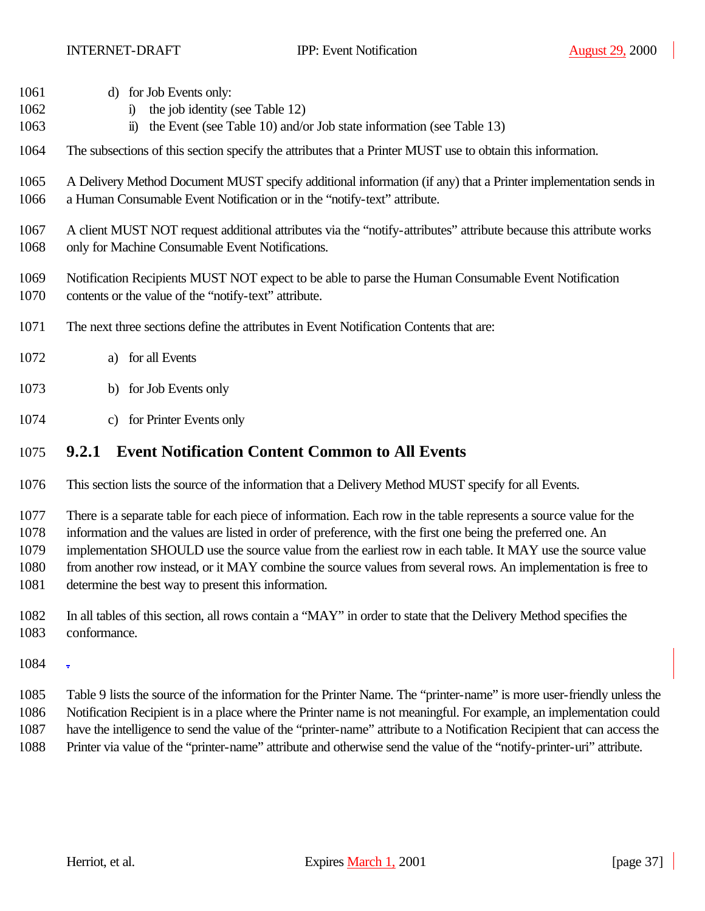d) for Job Events only:
   i) the job identity (see Table 12)
   ii) the Event (see Table 10) and/or Job state information (see Table 13)

The subsections of this section specify the attributes that a Printer MUST use to obtain this information.

A Delivery Method Document MUST specify additional information (if any) that a Printer implementation sends in a Human Consumable Event Notification or in the “notify-text” attribute.

A client MUST NOT request additional attributes via the “notify-attributes” attribute because this attribute works only for Machine Consumable Event Notifications.

Notification Recipients MUST NOT expect to be able to parse the Human Consumable Event Notification contents or the value of the “notify-text” attribute.

The next three sections define the attributes in Event Notification Contents that are:

a) for all Events

b) for Job Events only

c) for Printer Events only

### 9.2.1 Event Notification Content Common to All Events

This section lists the source of the information that a Delivery Method MUST specify for all Events.

There is a separate table for each piece of information. Each row in the table represents a source value for the information and the values are listed in order of preference, with the first one being the preferred one. An implementation SHOULD use the source value from the earliest row in each table. It MAY use the source value from another row instead, or it MAY combine the source values from several rows. An implementation is free to determine the best way to present this information.

In all tables of this section, all rows contain a “MAY” in order to state that the Delivery Method specifies the conformance.

Table 9 lists the source of the information for the Printer Name. The “printer-name” is more user-friendly unless the Notification Recipient is in a place where the Printer name is not meaningful. For example, an implementation could have the intelligence to send the value of the “printer-name” attribute to a Notification Recipient that can access the Printer via value of the “printer-name” attribute and otherwise send the value of the “notify-printer-uri” attribute.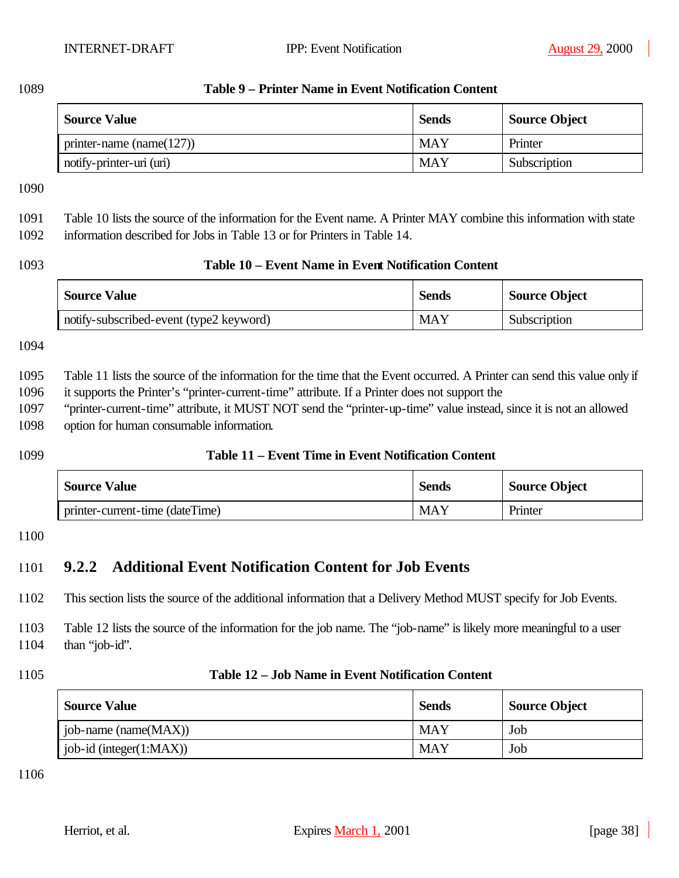**Table 9 – Printer Name in Event Notification Content**

| Source Value | Sends | Source Object |
|---|---|---|
| printer-name (name(127)) | MAY | Printer |
| notify-printer-uri (uri) | MAY | Subscription |

Table 10 lists the source of the information for the Event name. A Printer MAY combine this information with state information described for Jobs in Table 13 or for Printers in Table 14.

**Table 10 – Event Name in Event Notification Content**

| Source Value | Sends | Source Object |
|---|---|---|
| notify-subscribed-event (type2 keyword) | MAY | Subscription |

Table 11 lists the source of the information for the time that the Event occurred. A Printer can send this value only if it supports the Printer's "printer-current-time" attribute. If a Printer does not support the "printer-current-time" attribute, it MUST NOT send the "printer-up-time" value instead, since it is not an allowed option for human consumable information.

**Table 11 – Event Time in Event Notification Content**

| Source Value | Sends | Source Object |
|---|---|---|
| printer-current-time (dateTime) | MAY | Printer |

### 9.2.2 Additional Event Notification Content for Job Events

This section lists the source of the additional information that a Delivery Method MUST specify for Job Events.

Table 12 lists the source of the information for the job name. The "job-name" is likely more meaningful to a user than "job-id".

**Table 12 – Job Name in Event Notification Content**

| Source Value | Sends | Source Object |
|---|---|---|
| job-name (name(MAX)) | MAY | Job |
| job-id (integer(1:MAX)) | MAY | Job |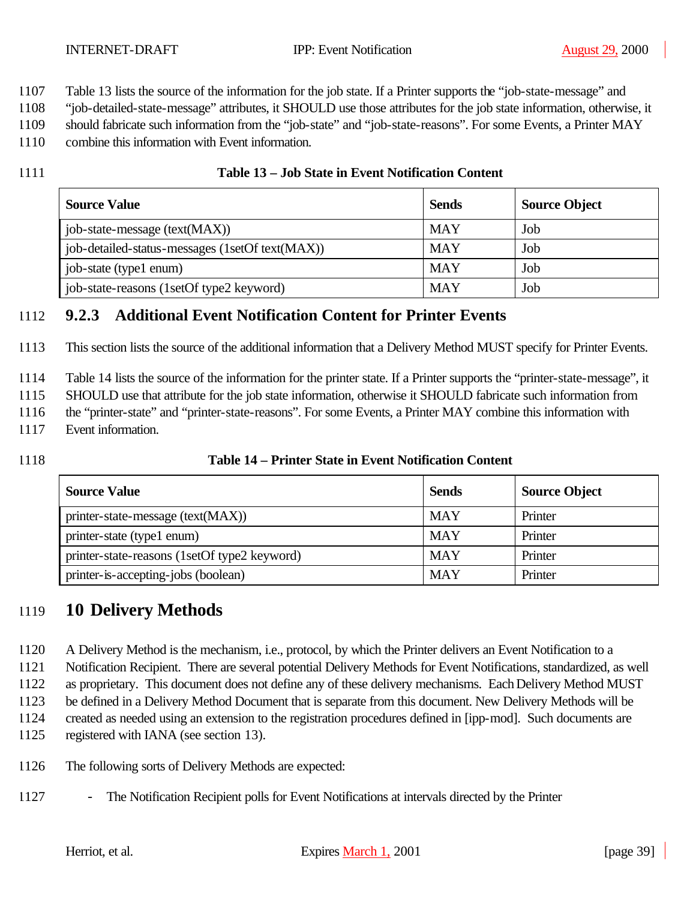Table 13 lists the source of the information for the job state. If a Printer supports the "job-state-message" and "job-detailed-state-message" attributes, it SHOULD use those attributes for the job state information, otherwise, it should fabricate such information from the "job-state" and "job-state-reasons". For some Events, a Printer MAY combine this information with Event information.

**Table 13 – Job State in Event Notification Content**

| Source Value | Sends | Source Object |
|---|---|---|
| job-state-message (text(MAX)) | MAY | Job |
| job-detailed-status-messages (1setOf text(MAX)) | MAY | Job |
| job-state (type1 enum) | MAY | Job |
| job-state-reasons (1setOf type2 keyword) | MAY | Job |

### 9.2.3 Additional Event Notification Content for Printer Events

This section lists the source of the additional information that a Delivery Method MUST specify for Printer Events.

Table 14 lists the source of the information for the printer state. If a Printer supports the "printer-state-message", it SHOULD use that attribute for the job state information, otherwise it SHOULD fabricate such information from the "printer-state" and "printer-state-reasons". For some Events, a Printer MAY combine this information with Event information.

**Table 14 – Printer State in Event Notification Content**

| Source Value | Sends | Source Object |
|---|---|---|
| printer-state-message (text(MAX)) | MAY | Printer |
| printer-state (type1 enum) | MAY | Printer |
| printer-state-reasons (1setOf type2 keyword) | MAY | Printer |
| printer-is-accepting-jobs (boolean) | MAY | Printer |

# 10 Delivery Methods

A Delivery Method is the mechanism, i.e., protocol, by which the Printer delivers an Event Notification to a Notification Recipient. There are several potential Delivery Methods for Event Notifications, standardized, as well as proprietary. This document does not define any of these delivery mechanisms. Each Delivery Method MUST be defined in a Delivery Method Document that is separate from this document. New Delivery Methods will be created as needed using an extension to the registration procedures defined in [ipp-mod]. Such documents are registered with IANA (see section 13).

The following sorts of Delivery Methods are expected:

- The Notification Recipient polls for Event Notifications at intervals directed by the Printer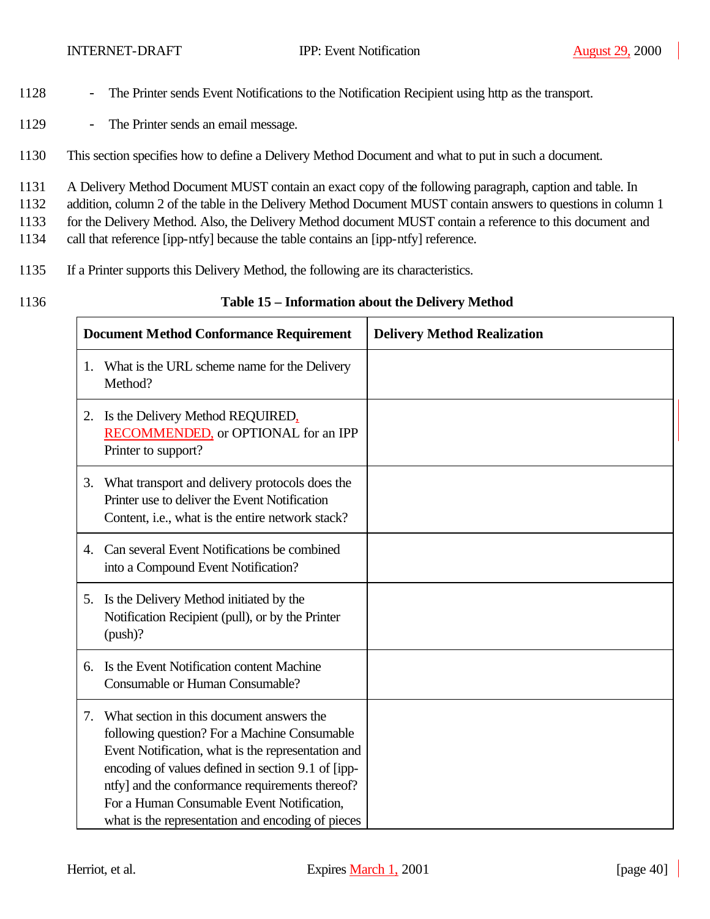- The Printer sends Event Notifications to the Notification Recipient using http as the transport.
- The Printer sends an email message.

This section specifies how to define a Delivery Method Document and what to put in such a document.

A Delivery Method Document MUST contain an exact copy of the following paragraph, caption and table. In addition, column 2 of the table in the Delivery Method Document MUST contain answers to questions in column 1 for the Delivery Method. Also, the Delivery Method document MUST contain a reference to this document and call that reference [ipp-ntfy] because the table contains an [ipp-ntfy] reference.

If a Printer supports this Delivery Method, the following are its characteristics.

**Table 15 – Information about the Delivery Method**

| Document Method Conformance Requirement | Delivery Method Realization |
|---|---|
| 1. What is the URL scheme name for the Delivery Method? | |
| 2. Is the Delivery Method REQUIRED, RECOMMENDED, or OPTIONAL for an IPP Printer to support? | |
| 3. What transport and delivery protocols does the Printer use to deliver the Event Notification Content, i.e., what is the entire network stack? | |
| 4. Can several Event Notifications be combined into a Compound Event Notification? | |
| 5. Is the Delivery Method initiated by the Notification Recipient (pull), or by the Printer (push)? | |
| 6. Is the Event Notification content Machine Consumable or Human Consumable? | |
| 7. What section in this document answers the following question? For a Machine Consumable Event Notification, what is the representation and encoding of values defined in section 9.1 of [ipp-ntfy] and the conformance requirements thereof? For a Human Consumable Event Notification, what is the representation and encoding of pieces | |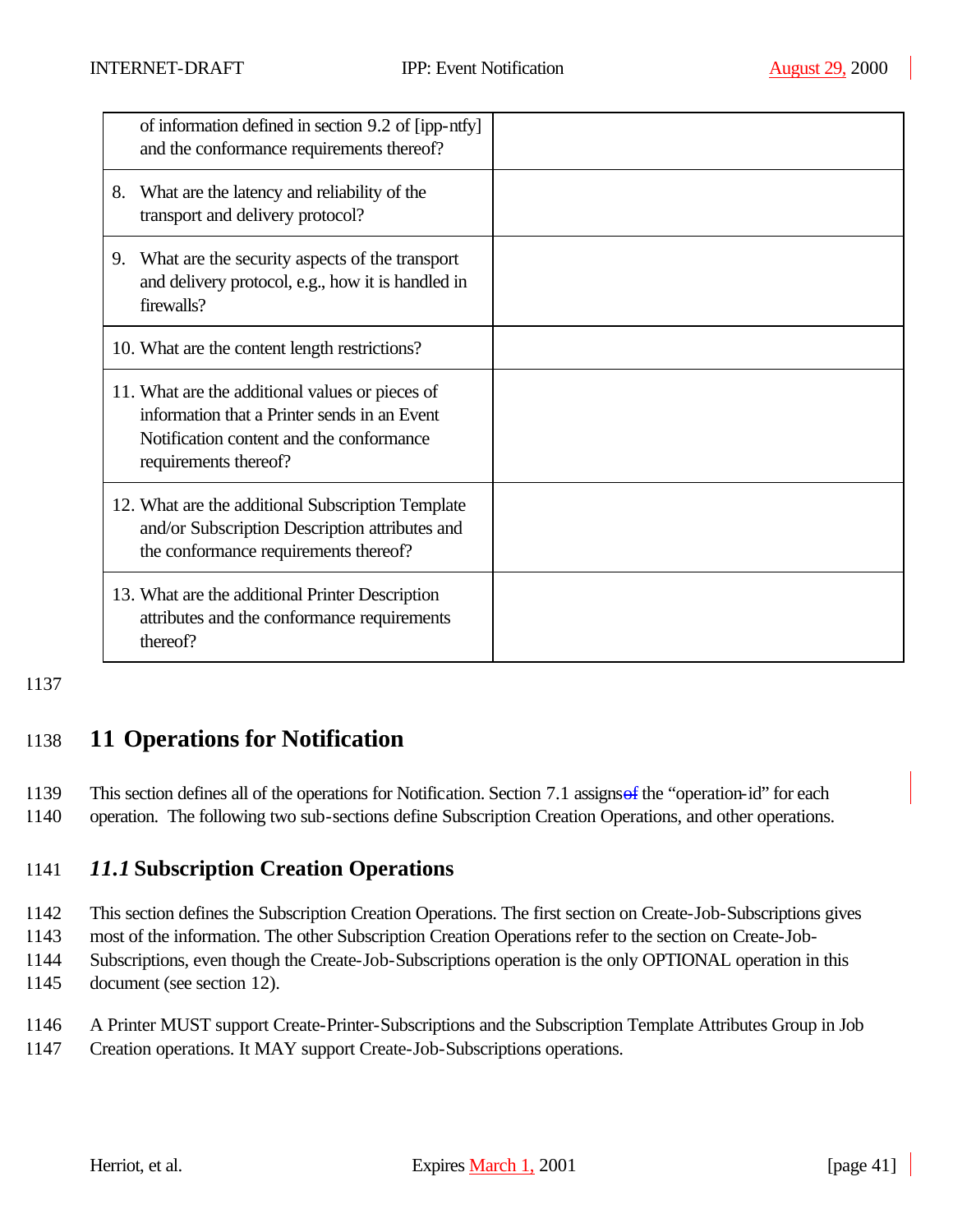| | |
|---|---|
| of information defined in section 9.2 of [ipp-ntfy] and the conformance requirements thereof? | |
| 8. What are the latency and reliability of the transport and delivery protocol? | |
| 9. What are the security aspects of the transport and delivery protocol, e.g., how it is handled in firewalls? | |
| 10. What are the content length restrictions? | |
| 11. What are the additional values or pieces of information that a Printer sends in an Event Notification content and the conformance requirements thereof? | |
| 12. What are the additional Subscription Template and/or Subscription Description attributes and the conformance requirements thereof? | |
| 13. What are the additional Printer Description attributes and the conformance requirements thereof? | |

# 11 Operations for Notification

This section defines all of the operations for Notification. Section 7.1 assigns the "operation-id" for each operation. The following two sub-sections define Subscription Creation Operations, and other operations.

## *11.1* Subscription Creation Operations

This section defines the Subscription Creation Operations. The first section on Create-Job-Subscriptions gives most of the information. The other Subscription Creation Operations refer to the section on Create-Job-Subscriptions, even though the Create-Job-Subscriptions operation is the only OPTIONAL operation in this document (see section 12).

A Printer MUST support Create-Printer-Subscriptions and the Subscription Template Attributes Group in Job Creation operations. It MAY support Create-Job-Subscriptions operations.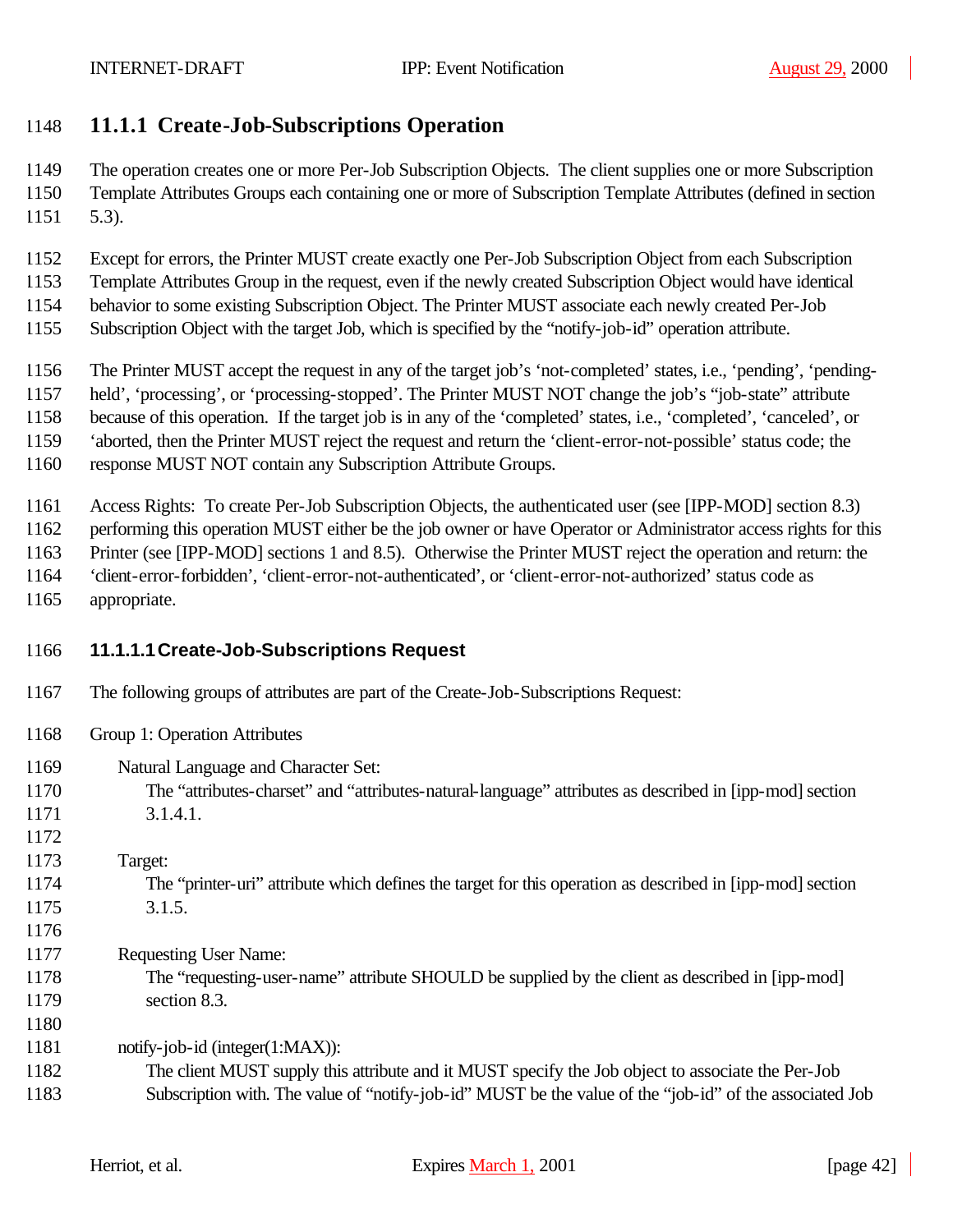### 11.1.1 Create-Job-Subscriptions Operation

The operation creates one or more Per-Job Subscription Objects. The client supplies one or more Subscription Template Attributes Groups each containing one or more of Subscription Template Attributes (defined in section 5.3).

Except for errors, the Printer MUST create exactly one Per-Job Subscription Object from each Subscription Template Attributes Group in the request, even if the newly created Subscription Object would have identical behavior to some existing Subscription Object. The Printer MUST associate each newly created Per-Job Subscription Object with the target Job, which is specified by the "notify-job-id" operation attribute.

The Printer MUST accept the request in any of the target job's 'not-completed' states, i.e., 'pending', 'pending-held', 'processing', or 'processing-stopped'. The Printer MUST NOT change the job's "job-state" attribute because of this operation. If the target job is in any of the 'completed' states, i.e., 'completed', 'canceled', or 'aborted, then the Printer MUST reject the request and return the 'client-error-not-possible' status code; the response MUST NOT contain any Subscription Attribute Groups.

Access Rights: To create Per-Job Subscription Objects, the authenticated user (see [IPP-MOD] section 8.3) performing this operation MUST either be the job owner or have Operator or Administrator access rights for this Printer (see [IPP-MOD] sections 1 and 8.5). Otherwise the Printer MUST reject the operation and return: the 'client-error-forbidden', 'client-error-not-authenticated', or 'client-error-not-authorized' status code as appropriate.

#### 11.1.1.1 Create-Job-Subscriptions Request

The following groups of attributes are part of the Create-Job-Subscriptions Request:

Group 1: Operation Attributes

Natural Language and Character Set:
The "attributes-charset" and "attributes-natural-language" attributes as described in [ipp-mod] section 3.1.4.1.

Target:
The "printer-uri" attribute which defines the target for this operation as described in [ipp-mod] section 3.1.5.

Requesting User Name:
The "requesting-user-name" attribute SHOULD be supplied by the client as described in [ipp-mod] section 8.3.

notify-job-id (integer(1:MAX)):
The client MUST supply this attribute and it MUST specify the Job object to associate the Per-Job Subscription with. The value of "notify-job-id" MUST be the value of the "job-id" of the associated Job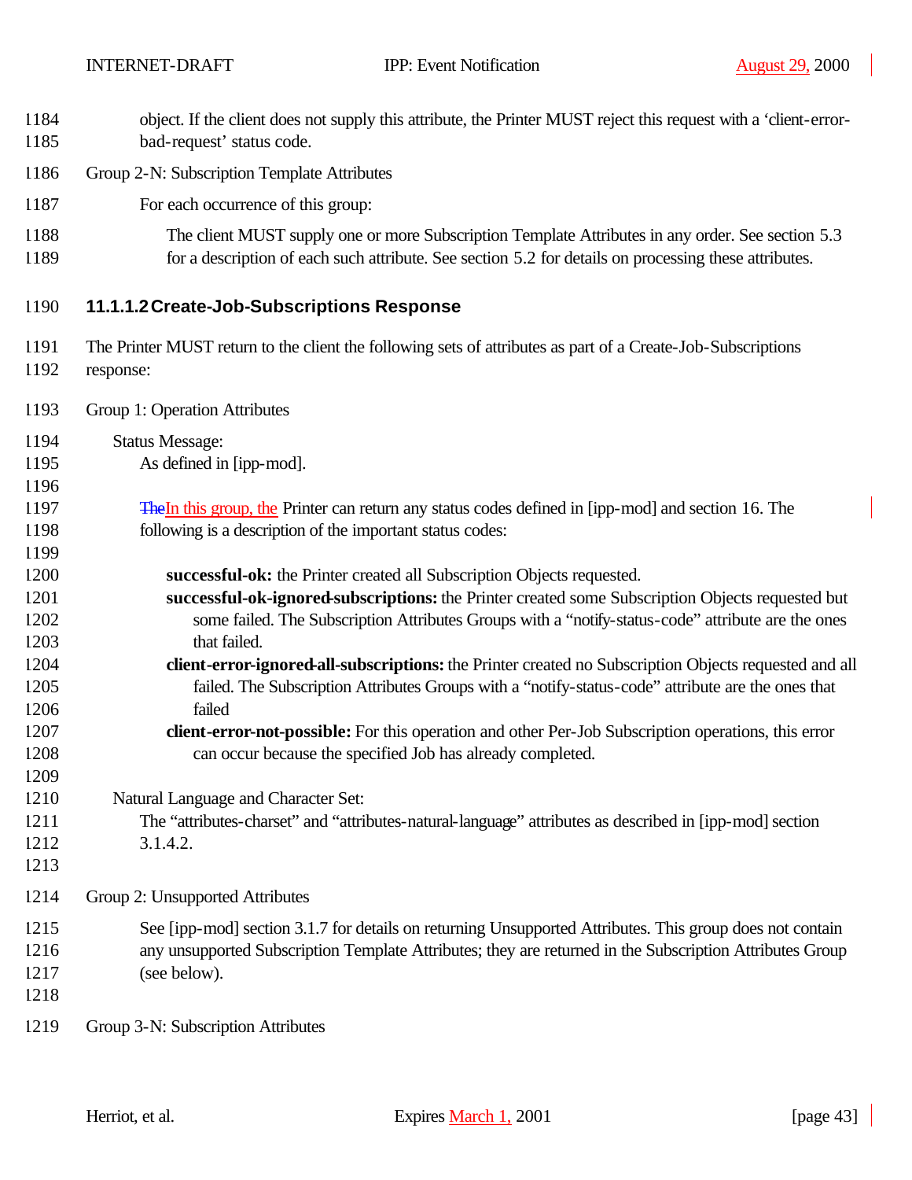object. If the client does not supply this attribute, the Printer MUST reject this request with a 'client-error-bad-request' status code.

Group 2-N: Subscription Template Attributes

For each occurrence of this group:

The client MUST supply one or more Subscription Template Attributes in any order. See section 5.3 for a description of each such attribute. See section 5.2 for details on processing these attributes.

#### 11.1.1.2 Create-Job-Subscriptions Response

The Printer MUST return to the client the following sets of attributes as part of a Create-Job-Subscriptions response:

Group 1: Operation Attributes

Status Message:
As defined in [ipp-mod].

~~The~~In this group, the Printer can return any status codes defined in [ipp-mod] and section 16. The following is a description of the important status codes:

**successful-ok:** the Printer created all Subscription Objects requested.
**successful-ok-ignored-subscriptions:** the Printer created some Subscription Objects requested but some failed. The Subscription Attributes Groups with a "notify-status-code" attribute are the ones that failed.
**client-error-ignored-all-subscriptions:** the Printer created no Subscription Objects requested and all failed. The Subscription Attributes Groups with a "notify-status-code" attribute are the ones that failed
**client-error-not-possible:** For this operation and other Per-Job Subscription operations, this error can occur because the specified Job has already completed.

Natural Language and Character Set:
The "attributes-charset" and "attributes-natural-language" attributes as described in [ipp-mod] section 3.1.4.2.

Group 2: Unsupported Attributes

See [ipp-mod] section 3.1.7 for details on returning Unsupported Attributes. This group does not contain any unsupported Subscription Template Attributes; they are returned in the Subscription Attributes Group (see below).

Group 3-N: Subscription Attributes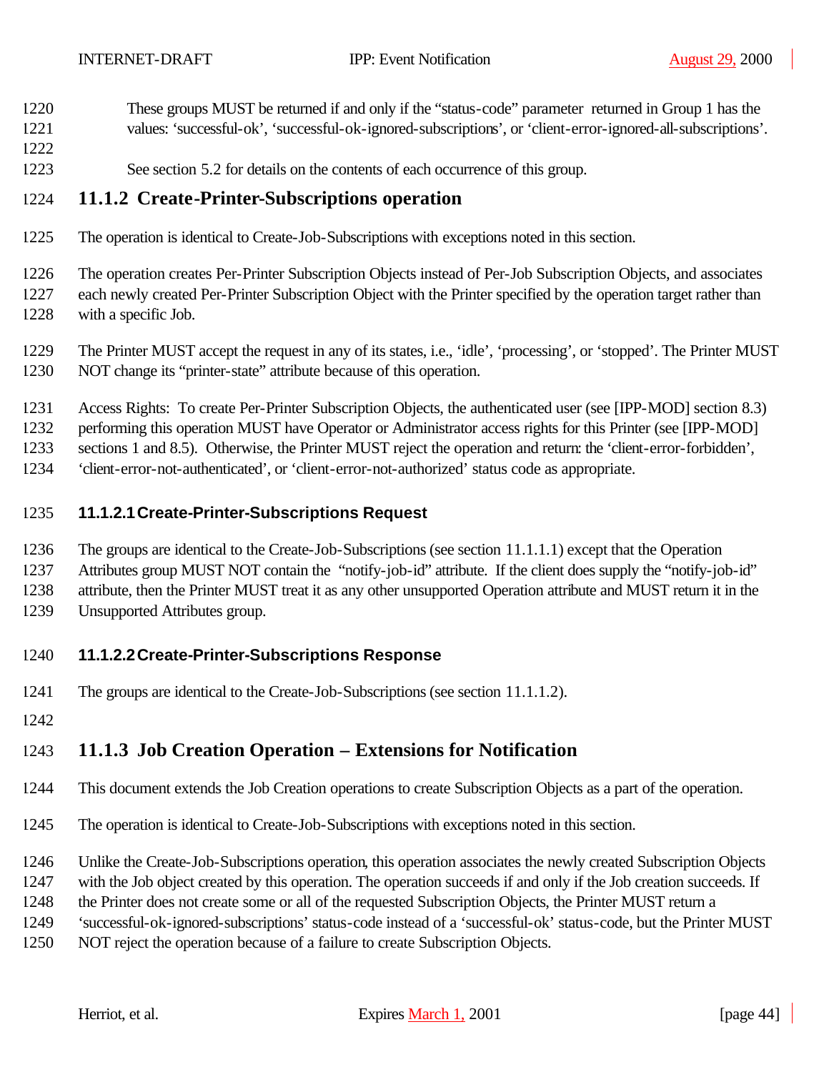These groups MUST be returned if and only if the "status-code" parameter returned in Group 1 has the values: 'successful-ok', 'successful-ok-ignored-subscriptions', or 'client-error-ignored-all-subscriptions'.

See section 5.2 for details on the contents of each occurrence of this group.

### 11.1.2 Create-Printer-Subscriptions operation

The operation is identical to Create-Job-Subscriptions with exceptions noted in this section.

The operation creates Per-Printer Subscription Objects instead of Per-Job Subscription Objects, and associates each newly created Per-Printer Subscription Object with the Printer specified by the operation target rather than with a specific Job.

The Printer MUST accept the request in any of its states, i.e., 'idle', 'processing', or 'stopped'. The Printer MUST NOT change its "printer-state" attribute because of this operation.

Access Rights: To create Per-Printer Subscription Objects, the authenticated user (see [IPP-MOD] section 8.3) performing this operation MUST have Operator or Administrator access rights for this Printer (see [IPP-MOD] sections 1 and 8.5). Otherwise, the Printer MUST reject the operation and return: the 'client-error-forbidden', 'client-error-not-authenticated', or 'client-error-not-authorized' status code as appropriate.

#### 11.1.2.1 Create-Printer-Subscriptions Request

The groups are identical to the Create-Job-Subscriptions (see section 11.1.1.1) except that the Operation Attributes group MUST NOT contain the "notify-job-id" attribute. If the client does supply the "notify-job-id" attribute, then the Printer MUST treat it as any other unsupported Operation attribute and MUST return it in the Unsupported Attributes group.

#### 11.1.2.2 Create-Printer-Subscriptions Response

The groups are identical to the Create-Job-Subscriptions (see section 11.1.1.2).

### 11.1.3 Job Creation Operation – Extensions for Notification

This document extends the Job Creation operations to create Subscription Objects as a part of the operation.

The operation is identical to Create-Job-Subscriptions with exceptions noted in this section.

Unlike the Create-Job-Subscriptions operation, this operation associates the newly created Subscription Objects with the Job object created by this operation. The operation succeeds if and only if the Job creation succeeds. If the Printer does not create some or all of the requested Subscription Objects, the Printer MUST return a 'successful-ok-ignored-subscriptions' status-code instead of a 'successful-ok' status-code, but the Printer MUST NOT reject the operation because of a failure to create Subscription Objects.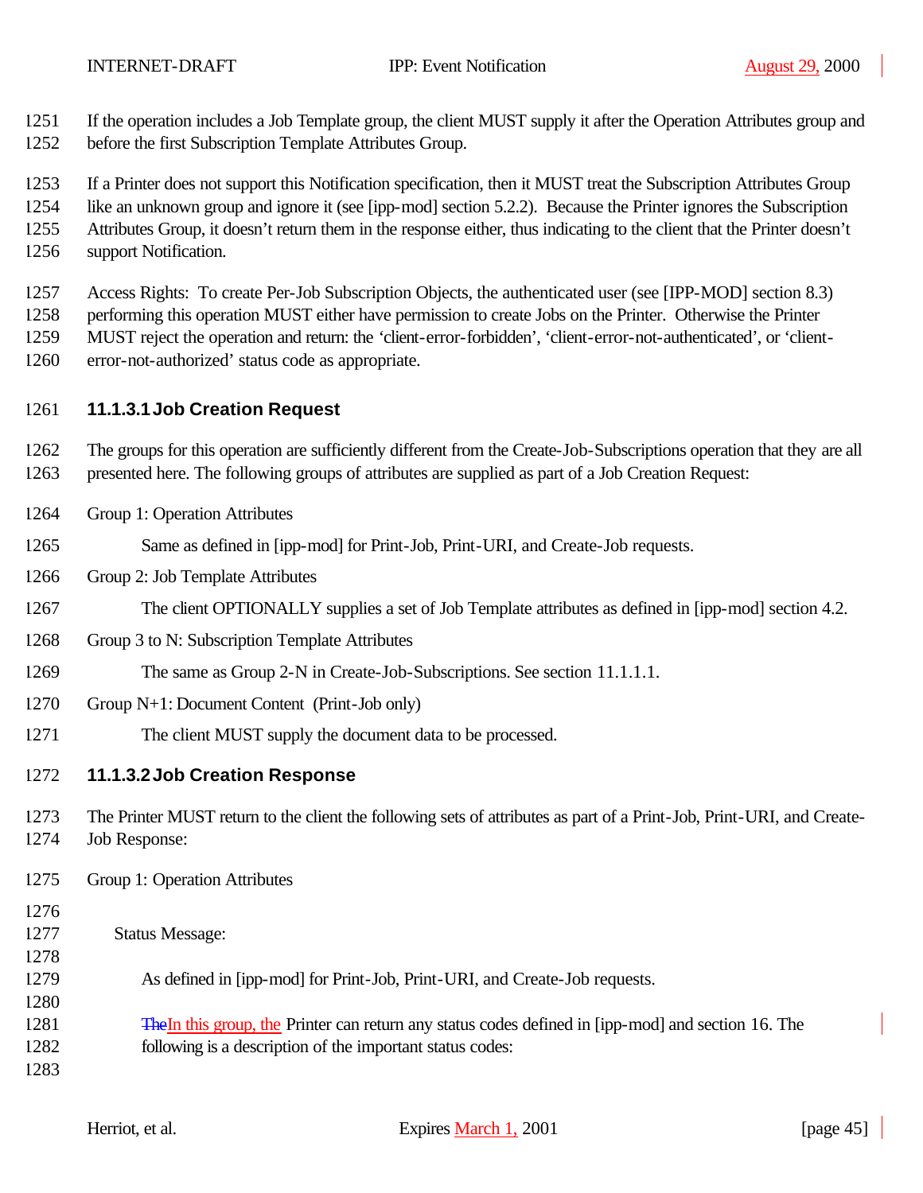If the operation includes a Job Template group, the client MUST supply it after the Operation Attributes group and before the first Subscription Template Attributes Group.

If a Printer does not support this Notification specification, then it MUST treat the Subscription Attributes Group like an unknown group and ignore it (see [ipp-mod] section 5.2.2). Because the Printer ignores the Subscription Attributes Group, it doesn't return them in the response either, thus indicating to the client that the Printer doesn't support Notification.

Access Rights: To create Per-Job Subscription Objects, the authenticated user (see [IPP-MOD] section 8.3) performing this operation MUST either have permission to create Jobs on the Printer. Otherwise the Printer MUST reject the operation and return: the 'client-error-forbidden', 'client-error-not-authenticated', or 'client-error-not-authorized' status code as appropriate.

#### 11.1.3.1 Job Creation Request

The groups for this operation are sufficiently different from the Create-Job-Subscriptions operation that they are all presented here. The following groups of attributes are supplied as part of a Job Creation Request:

Group 1: Operation Attributes

Same as defined in [ipp-mod] for Print-Job, Print-URI, and Create-Job requests.

Group 2: Job Template Attributes

The client OPTIONALLY supplies a set of Job Template attributes as defined in [ipp-mod] section 4.2.

Group 3 to N: Subscription Template Attributes

The same as Group 2-N in Create-Job-Subscriptions. See section 11.1.1.1.

Group N+1: Document Content (Print-Job only)

The client MUST supply the document data to be processed.

#### 11.1.3.2 Job Creation Response

The Printer MUST return to the client the following sets of attributes as part of a Print-Job, Print-URI, and Create-Job Response:

Group 1: Operation Attributes

Status Message:

As defined in [ipp-mod] for Print-Job, Print-URI, and Create-Job requests.

~~The~~In this group, the Printer can return any status codes defined in [ipp-mod] and section 16. The following is a description of the important status codes: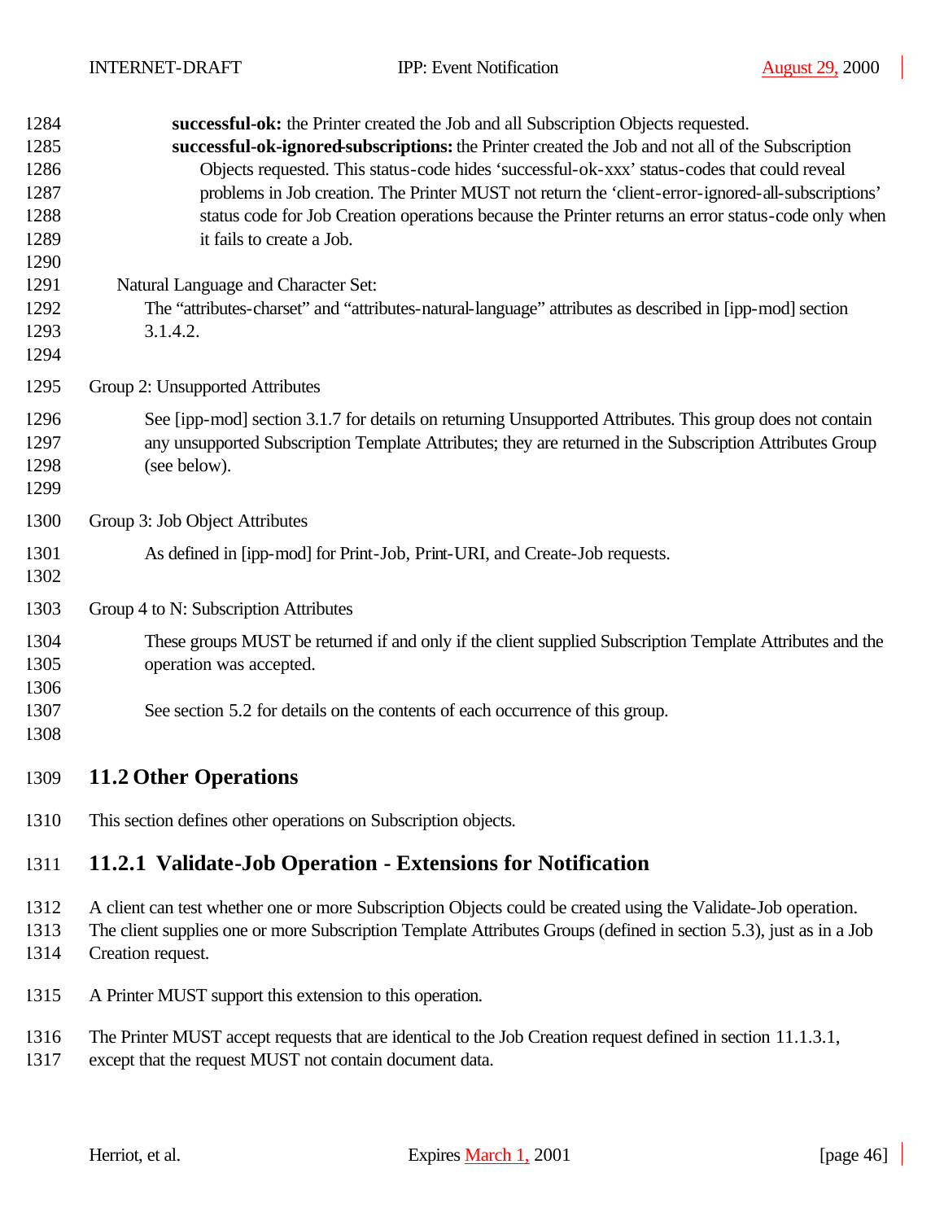**successful-ok:** the Printer created the Job and all Subscription Objects requested.

**successful-ok-ignored-subscriptions:** the Printer created the Job and not all of the Subscription Objects requested. This status-code hides 'successful-ok-xxx' status-codes that could reveal problems in Job creation. The Printer MUST not return the 'client-error-ignored-all-subscriptions' status code for Job Creation operations because the Printer returns an error status-code only when it fails to create a Job.

Natural Language and Character Set:

The "attributes-charset" and "attributes-natural-language" attributes as described in [ipp-mod] section 3.1.4.2.

Group 2: Unsupported Attributes

See [ipp-mod] section 3.1.7 for details on returning Unsupported Attributes. This group does not contain any unsupported Subscription Template Attributes; they are returned in the Subscription Attributes Group (see below).

Group 3: Job Object Attributes

As defined in [ipp-mod] for Print-Job, Print-URI, and Create-Job requests.

Group 4 to N: Subscription Attributes

These groups MUST be returned if and only if the client supplied Subscription Template Attributes and the operation was accepted.

See section 5.2 for details on the contents of each occurrence of this group.

## 11.2 Other Operations

This section defines other operations on Subscription objects.

### 11.2.1 Validate-Job Operation - Extensions for Notification

A client can test whether one or more Subscription Objects could be created using the Validate-Job operation. The client supplies one or more Subscription Template Attributes Groups (defined in section 5.3), just as in a Job Creation request.

A Printer MUST support this extension to this operation.

The Printer MUST accept requests that are identical to the Job Creation request defined in section 11.1.3.1, except that the request MUST not contain document data.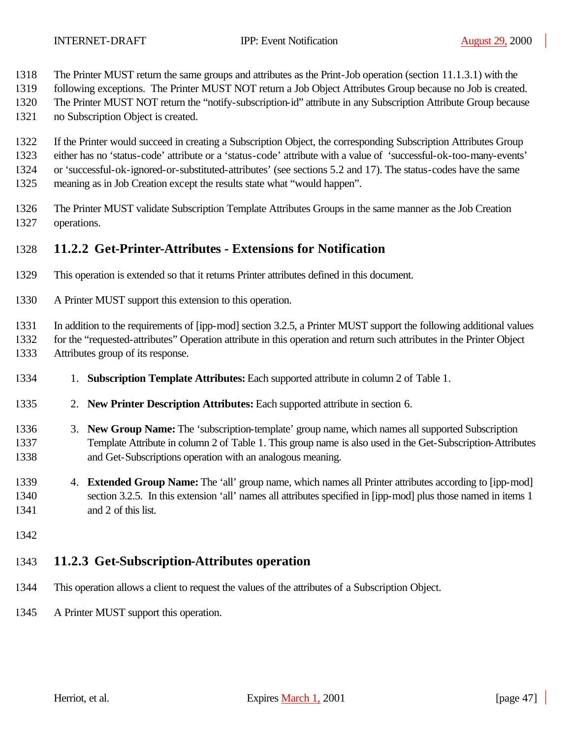The Printer MUST return the same groups and attributes as the Print-Job operation (section 11.1.3.1) with the following exceptions. The Printer MUST NOT return a Job Object Attributes Group because no Job is created. The Printer MUST NOT return the "notify-subscription-id" attribute in any Subscription Attribute Group because no Subscription Object is created.

If the Printer would succeed in creating a Subscription Object, the corresponding Subscription Attributes Group either has no 'status-code' attribute or a 'status-code' attribute with a value of 'successful-ok-too-many-events' or 'successful-ok-ignored-or-substituted-attributes' (see sections 5.2 and 17). The status-codes have the same meaning as in Job Creation except the results state what "would happen".

The Printer MUST validate Subscription Template Attributes Groups in the same manner as the Job Creation operations.

### 11.2.2 Get-Printer-Attributes - Extensions for Notification

This operation is extended so that it returns Printer attributes defined in this document.

A Printer MUST support this extension to this operation.

In addition to the requirements of [ipp-mod] section 3.2.5, a Printer MUST support the following additional values for the "requested-attributes" Operation attribute in this operation and return such attributes in the Printer Object Attributes group of its response.

1. **Subscription Template Attributes:** Each supported attribute in column 2 of Table 1.

2. **New Printer Description Attributes:** Each supported attribute in section 6.

3. **New Group Name:** The 'subscription-template' group name, which names all supported Subscription Template Attribute in column 2 of Table 1. This group name is also used in the Get-Subscription-Attributes and Get-Subscriptions operation with an analogous meaning.

4. **Extended Group Name:** The 'all' group name, which names all Printer attributes according to [ipp-mod] section 3.2.5. In this extension 'all' names all attributes specified in [ipp-mod] plus those named in items 1 and 2 of this list.

### 11.2.3 Get-Subscription-Attributes operation

This operation allows a client to request the values of the attributes of a Subscription Object.

A Printer MUST support this operation.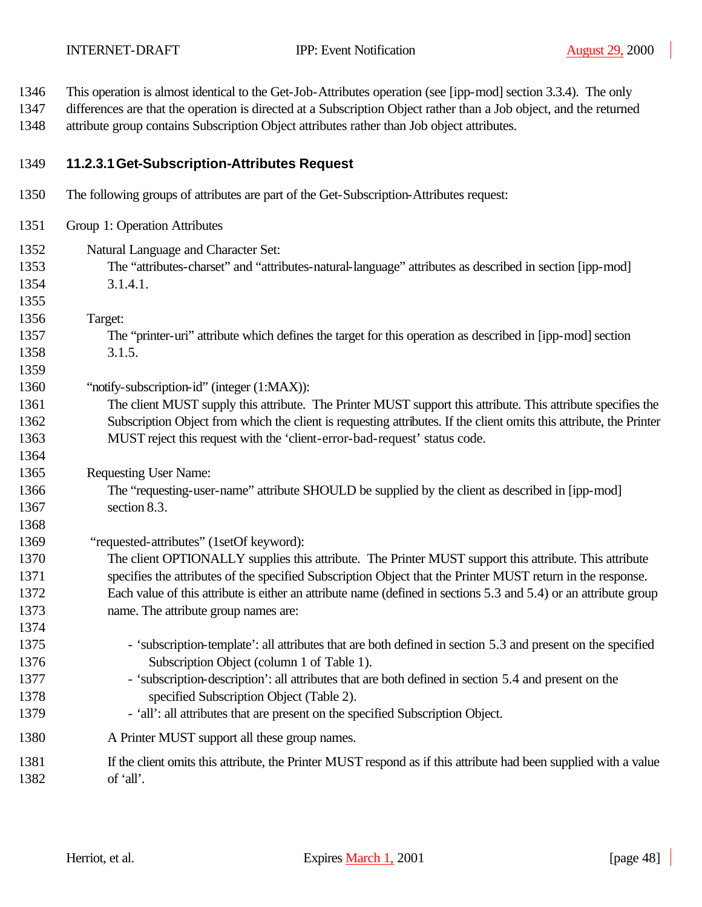This operation is almost identical to the Get-Job-Attributes operation (see [ipp-mod] section 3.3.4). The only differences are that the operation is directed at a Subscription Object rather than a Job object, and the returned attribute group contains Subscription Object attributes rather than Job object attributes.

### 11.2.3.1 Get-Subscription-Attributes Request

The following groups of attributes are part of the Get-Subscription-Attributes request:

Group 1: Operation Attributes

Natural Language and Character Set:
The “attributes-charset” and “attributes-natural-language” attributes as described in section [ipp-mod] 3.1.4.1.

Target:
The “printer-uri” attribute which defines the target for this operation as described in [ipp-mod] section 3.1.5.

“notify-subscription-id” (integer (1:MAX)):
The client MUST supply this attribute. The Printer MUST support this attribute. This attribute specifies the Subscription Object from which the client is requesting attributes. If the client omits this attribute, the Printer MUST reject this request with the ‘client-error-bad-request’ status code.

Requesting User Name:
The “requesting-user-name” attribute SHOULD be supplied by the client as described in [ipp-mod] section 8.3.

“requested-attributes” (1setOf keyword):
The client OPTIONALLY supplies this attribute. The Printer MUST support this attribute. This attribute specifies the attributes of the specified Subscription Object that the Printer MUST return in the response. Each value of this attribute is either an attribute name (defined in sections 5.3 and 5.4) or an attribute group name. The attribute group names are:

- ‘subscription-template’: all attributes that are both defined in section 5.3 and present on the specified Subscription Object (column 1 of Table 1).
- ‘subscription-description’: all attributes that are both defined in section 5.4 and present on the specified Subscription Object (Table 2).
- ‘all’: all attributes that are present on the specified Subscription Object.

A Printer MUST support all these group names.

If the client omits this attribute, the Printer MUST respond as if this attribute had been supplied with a value of ‘all’.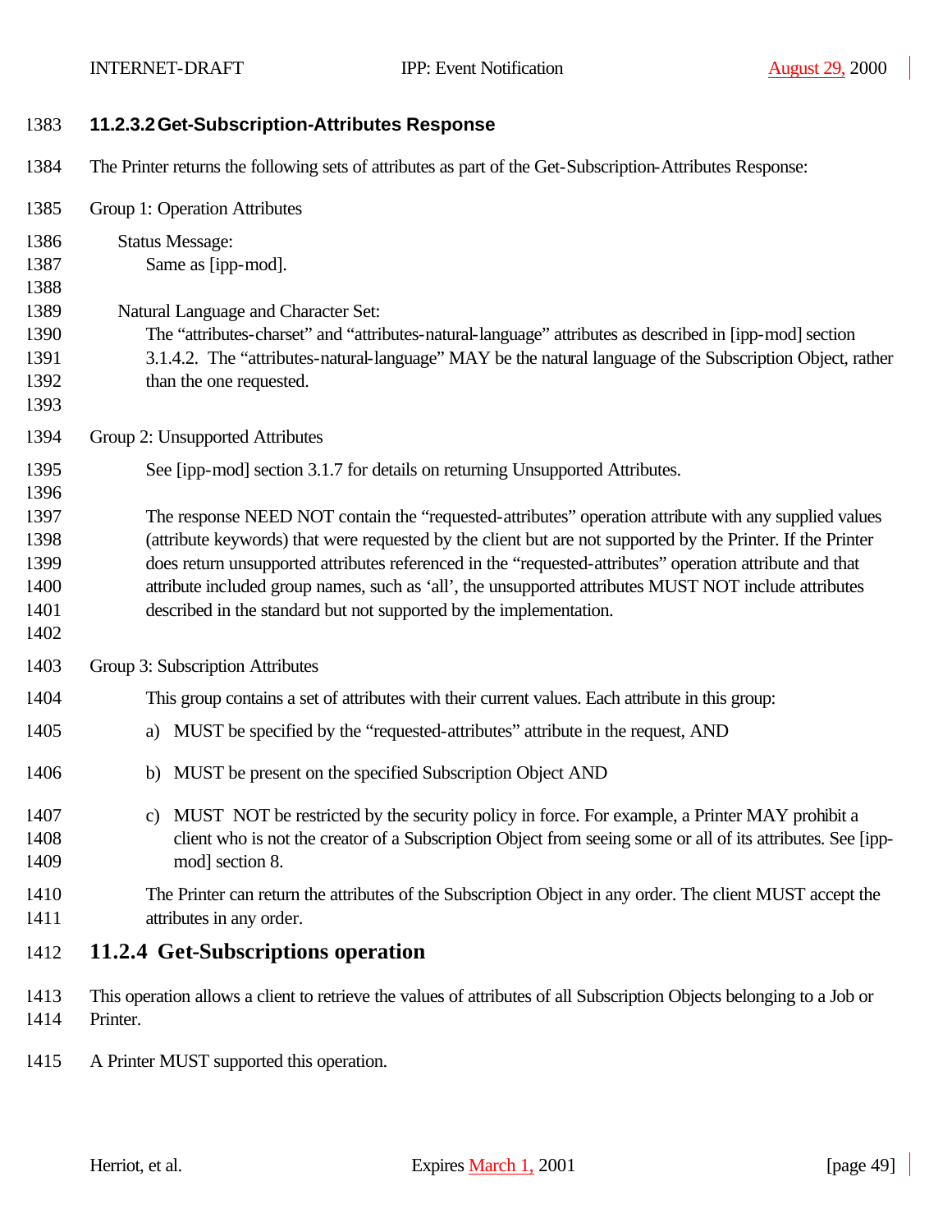#### 11.2.3.2 Get-Subscription-Attributes Response

The Printer returns the following sets of attributes as part of the Get-Subscription-Attributes Response:

Group 1: Operation Attributes

Status Message:
Same as [ipp-mod].

Natural Language and Character Set:
The "attributes-charset" and "attributes-natural-language" attributes as described in [ipp-mod] section 3.1.4.2. The "attributes-natural-language" MAY be the natural language of the Subscription Object, rather than the one requested.

Group 2: Unsupported Attributes

See [ipp-mod] section 3.1.7 for details on returning Unsupported Attributes.

The response NEED NOT contain the "requested-attributes" operation attribute with any supplied values (attribute keywords) that were requested by the client but are not supported by the Printer. If the Printer does return unsupported attributes referenced in the "requested-attributes" operation attribute and that attribute included group names, such as 'all', the unsupported attributes MUST NOT include attributes described in the standard but not supported by the implementation.

Group 3: Subscription Attributes

This group contains a set of attributes with their current values. Each attribute in this group:

a) MUST be specified by the "requested-attributes" attribute in the request, AND

b) MUST be present on the specified Subscription Object AND

c) MUST NOT be restricted by the security policy in force. For example, a Printer MAY prohibit a client who is not the creator of a Subscription Object from seeing some or all of its attributes. See [ipp-mod] section 8.

The Printer can return the attributes of the Subscription Object in any order. The client MUST accept the attributes in any order.

### 11.2.4 Get-Subscriptions operation

This operation allows a client to retrieve the values of attributes of all Subscription Objects belonging to a Job or Printer.

A Printer MUST supported this operation.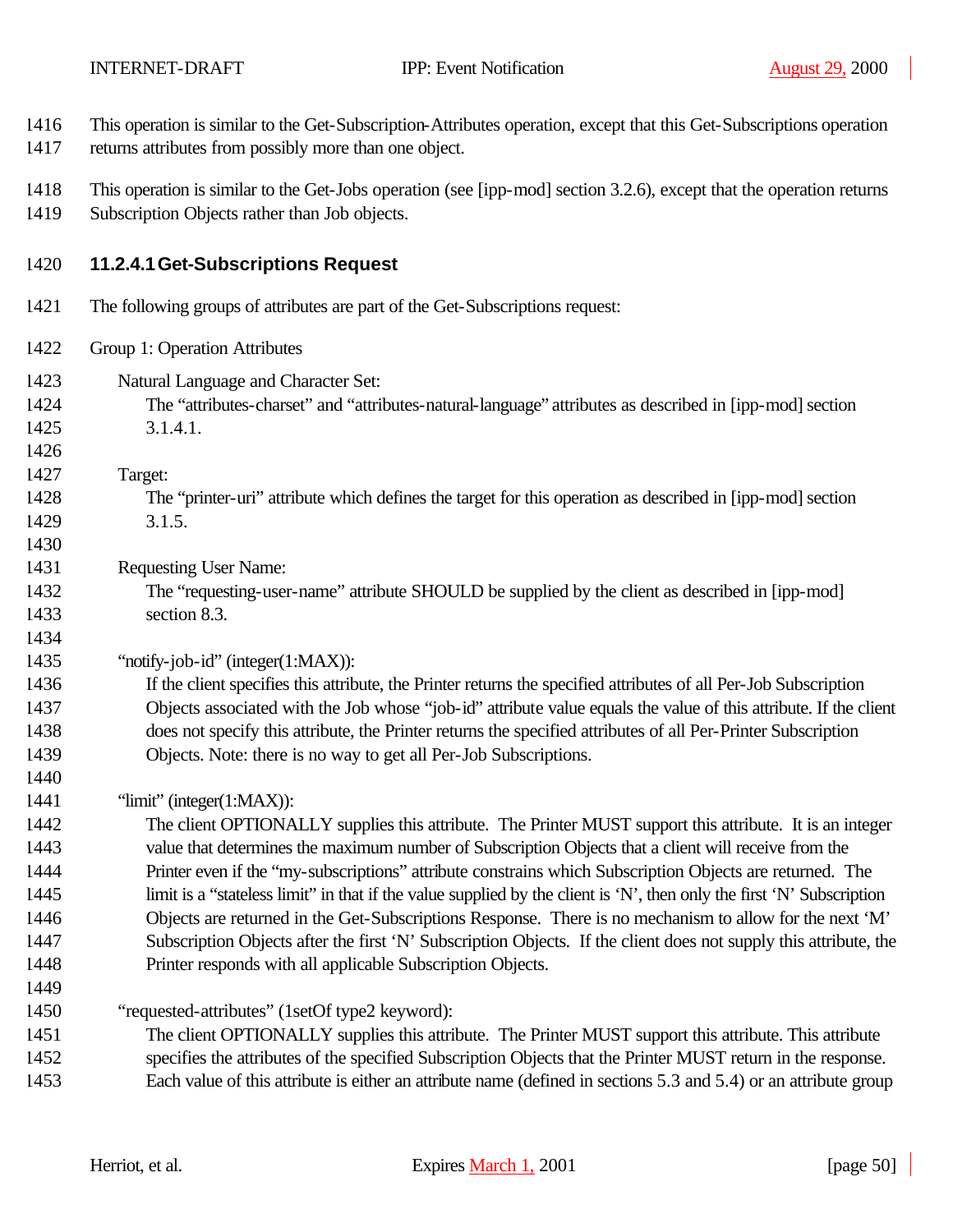This operation is similar to the Get-Subscription-Attributes operation, except that this Get-Subscriptions operation returns attributes from possibly more than one object.

This operation is similar to the Get-Jobs operation (see [ipp-mod] section 3.2.6), except that the operation returns Subscription Objects rather than Job objects.

#### 11.2.4.1 Get-Subscriptions Request

The following groups of attributes are part of the Get-Subscriptions request:

Group 1: Operation Attributes

Natural Language and Character Set:
: The "attributes-charset" and "attributes-natural-language" attributes as described in [ipp-mod] section 3.1.4.1.

Target:
: The "printer-uri" attribute which defines the target for this operation as described in [ipp-mod] section 3.1.5.

Requesting User Name:
: The "requesting-user-name" attribute SHOULD be supplied by the client as described in [ipp-mod] section 8.3.

"notify-job-id" (integer(1:MAX)):
: If the client specifies this attribute, the Printer returns the specified attributes of all Per-Job Subscription Objects associated with the Job whose "job-id" attribute value equals the value of this attribute. If the client does not specify this attribute, the Printer returns the specified attributes of all Per-Printer Subscription Objects. Note: there is no way to get all Per-Job Subscriptions.

"limit" (integer(1:MAX)):
: The client OPTIONALLY supplies this attribute. The Printer MUST support this attribute. It is an integer value that determines the maximum number of Subscription Objects that a client will receive from the Printer even if the "my-subscriptions" attribute constrains which Subscription Objects are returned. The limit is a "stateless limit" in that if the value supplied by the client is 'N', then only the first 'N' Subscription Objects are returned in the Get-Subscriptions Response. There is no mechanism to allow for the next 'M' Subscription Objects after the first 'N' Subscription Objects. If the client does not supply this attribute, the Printer responds with all applicable Subscription Objects.

"requested-attributes" (1setOf type2 keyword):
: The client OPTIONALLY supplies this attribute. The Printer MUST support this attribute. This attribute specifies the attributes of the specified Subscription Objects that the Printer MUST return in the response. Each value of this attribute is either an attribute name (defined in sections 5.3 and 5.4) or an attribute group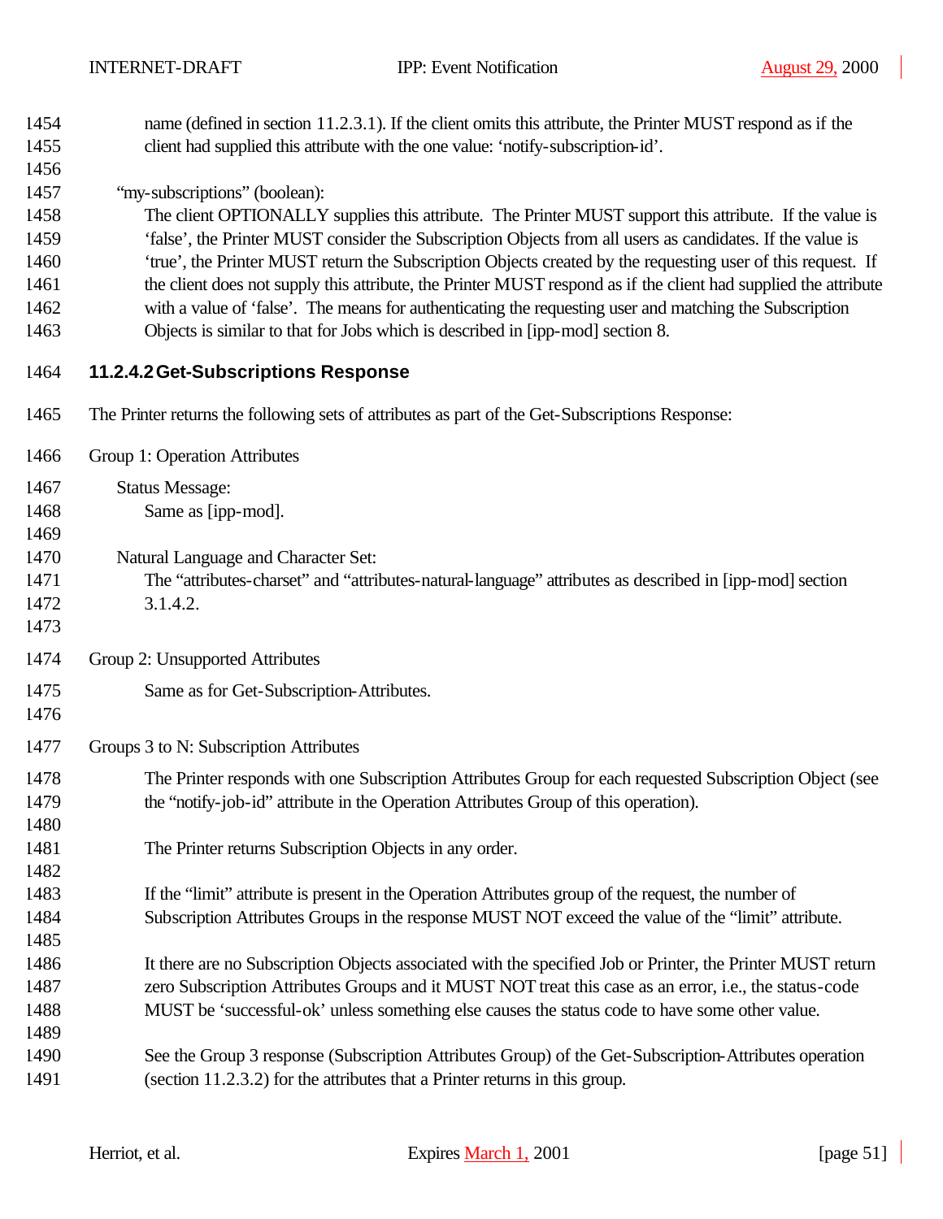name (defined in section 11.2.3.1). If the client omits this attribute, the Printer MUST respond as if the client had supplied this attribute with the one value: 'notify-subscription-id'.

"my-subscriptions" (boolean):
The client OPTIONALLY supplies this attribute. The Printer MUST support this attribute. If the value is 'false', the Printer MUST consider the Subscription Objects from all users as candidates. If the value is 'true', the Printer MUST return the Subscription Objects created by the requesting user of this request. If the client does not supply this attribute, the Printer MUST respond as if the client had supplied the attribute with a value of 'false'. The means for authenticating the requesting user and matching the Subscription Objects is similar to that for Jobs which is described in [ipp-mod] section 8.

#### 11.2.4.2 Get-Subscriptions Response

The Printer returns the following sets of attributes as part of the Get-Subscriptions Response:

Group 1: Operation Attributes

Status Message:
Same as [ipp-mod].

Natural Language and Character Set:
The "attributes-charset" and "attributes-natural-language" attributes as described in [ipp-mod] section 3.1.4.2.

Group 2: Unsupported Attributes

Same as for Get-Subscription-Attributes.

Groups 3 to N: Subscription Attributes

The Printer responds with one Subscription Attributes Group for each requested Subscription Object (see the "notify-job-id" attribute in the Operation Attributes Group of this operation).

The Printer returns Subscription Objects in any order.

If the "limit" attribute is present in the Operation Attributes group of the request, the number of Subscription Attributes Groups in the response MUST NOT exceed the value of the "limit" attribute.

It there are no Subscription Objects associated with the specified Job or Printer, the Printer MUST return zero Subscription Attributes Groups and it MUST NOT treat this case as an error, i.e., the status-code MUST be 'successful-ok' unless something else causes the status code to have some other value.

See the Group 3 response (Subscription Attributes Group) of the Get-Subscription-Attributes operation (section 11.2.3.2) for the attributes that a Printer returns in this group.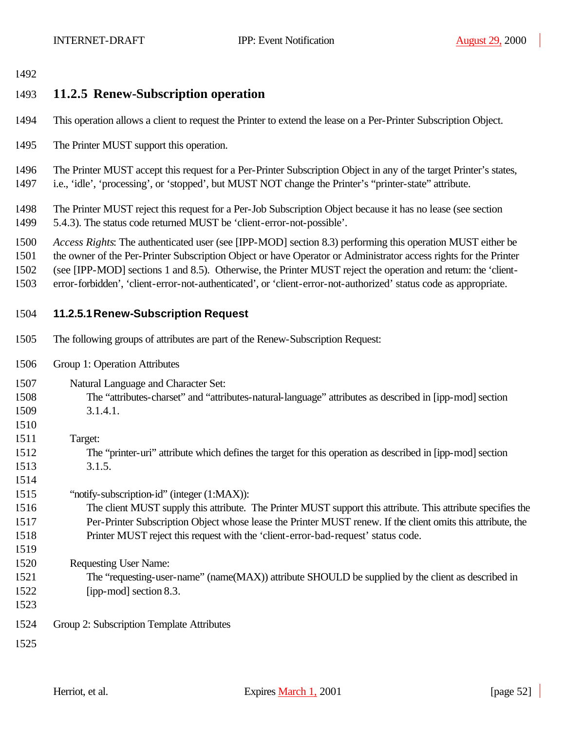### 11.2.5 Renew-Subscription operation

This operation allows a client to request the Printer to extend the lease on a Per-Printer Subscription Object.

The Printer MUST support this operation.

The Printer MUST accept this request for a Per-Printer Subscription Object in any of the target Printer's states, i.e., 'idle', 'processing', or 'stopped', but MUST NOT change the Printer's "printer-state" attribute.

The Printer MUST reject this request for a Per-Job Subscription Object because it has no lease (see section 5.4.3). The status code returned MUST be 'client-error-not-possible'.

*Access Rights*: The authenticated user (see [IPP-MOD] section 8.3) performing this operation MUST either be the owner of the Per-Printer Subscription Object or have Operator or Administrator access rights for the Printer (see [IPP-MOD] sections 1 and 8.5). Otherwise, the Printer MUST reject the operation and return: the 'client-error-forbidden', 'client-error-not-authenticated', or 'client-error-not-authorized' status code as appropriate.

#### 11.2.5.1 Renew-Subscription Request

The following groups of attributes are part of the Renew-Subscription Request:

Group 1: Operation Attributes

Natural Language and Character Set:
The "attributes-charset" and "attributes-natural-language" attributes as described in [ipp-mod] section 3.1.4.1.

Target:
The "printer-uri" attribute which defines the target for this operation as described in [ipp-mod] section 3.1.5.

"notify-subscription-id" (integer (1:MAX)):
The client MUST supply this attribute. The Printer MUST support this attribute. This attribute specifies the Per-Printer Subscription Object whose lease the Printer MUST renew. If the client omits this attribute, the Printer MUST reject this request with the 'client-error-bad-request' status code.

Requesting User Name:
The "requesting-user-name" (name(MAX)) attribute SHOULD be supplied by the client as described in [ipp-mod] section 8.3.

Group 2: Subscription Template Attributes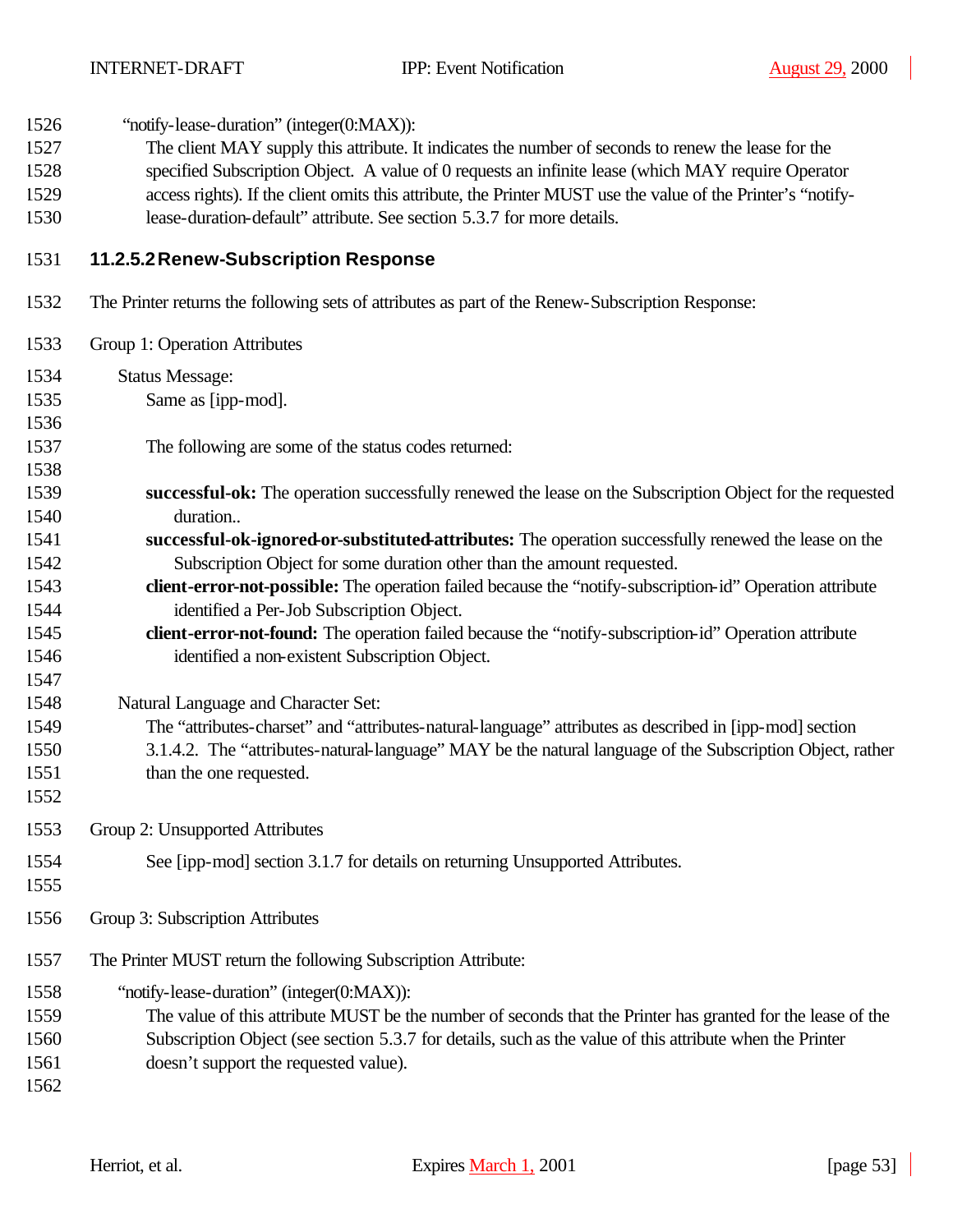"notify-lease-duration" (integer(0:MAX)):

The client MAY supply this attribute. It indicates the number of seconds to renew the lease for the specified Subscription Object. A value of 0 requests an infinite lease (which MAY require Operator access rights). If the client omits this attribute, the Printer MUST use the value of the Printer's "notify-lease-duration-default" attribute. See section 5.3.7 for more details.

#### 11.2.5.2 Renew-Subscription Response

The Printer returns the following sets of attributes as part of the Renew-Subscription Response:

Group 1: Operation Attributes

Status Message:

Same as [ipp-mod].

The following are some of the status codes returned:

**successful-ok:** The operation successfully renewed the lease on the Subscription Object for the requested duration..

**successful-ok-ignored-or-substituted-attributes:** The operation successfully renewed the lease on the Subscription Object for some duration other than the amount requested.

**client-error-not-possible:** The operation failed because the "notify-subscription-id" Operation attribute identified a Per-Job Subscription Object.

**client-error-not-found:** The operation failed because the "notify-subscription-id" Operation attribute identified a non-existent Subscription Object.

Natural Language and Character Set:

The "attributes-charset" and "attributes-natural-language" attributes as described in [ipp-mod] section 3.1.4.2. The "attributes-natural-language" MAY be the natural language of the Subscription Object, rather than the one requested.

Group 2: Unsupported Attributes

See [ipp-mod] section 3.1.7 for details on returning Unsupported Attributes.

Group 3: Subscription Attributes

The Printer MUST return the following Subscription Attribute:

"notify-lease-duration" (integer(0:MAX)):

The value of this attribute MUST be the number of seconds that the Printer has granted for the lease of the Subscription Object (see section 5.3.7 for details, such as the value of this attribute when the Printer doesn't support the requested value).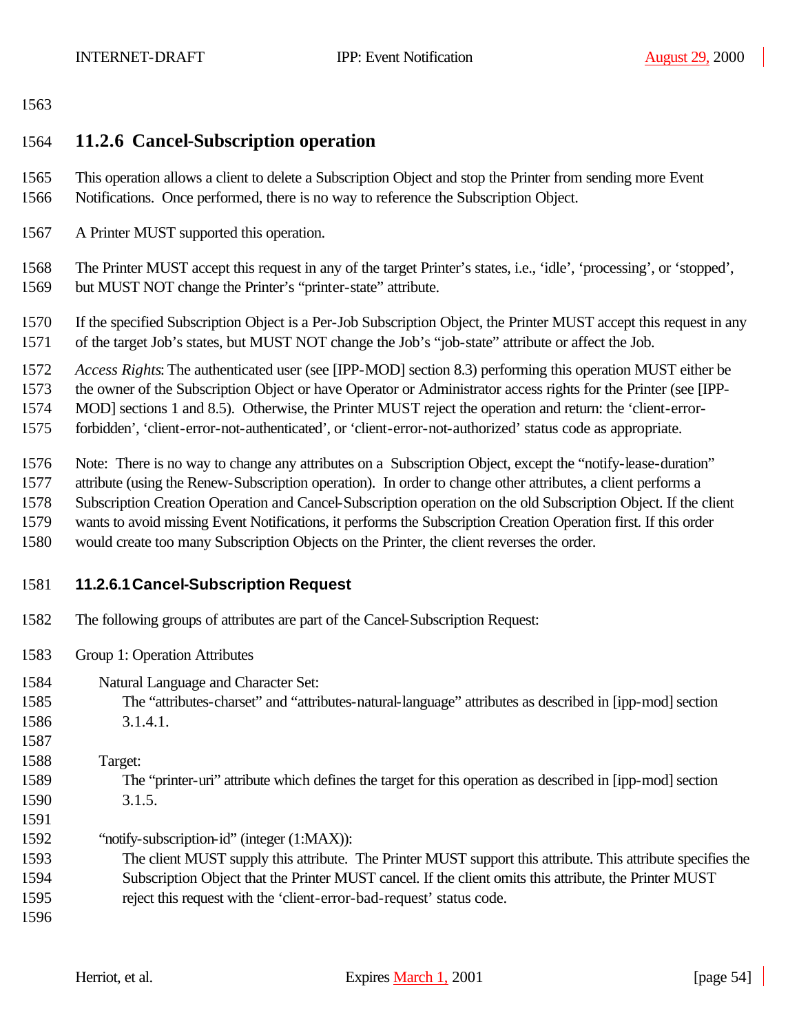### 11.2.6 Cancel-Subscription operation

This operation allows a client to delete a Subscription Object and stop the Printer from sending more Event Notifications. Once performed, there is no way to reference the Subscription Object.

A Printer MUST supported this operation.

The Printer MUST accept this request in any of the target Printer's states, i.e., 'idle', 'processing', or 'stopped', but MUST NOT change the Printer's "printer-state" attribute.

If the specified Subscription Object is a Per-Job Subscription Object, the Printer MUST accept this request in any of the target Job's states, but MUST NOT change the Job's "job-state" attribute or affect the Job.

*Access Rights*: The authenticated user (see [IPP-MOD] section 8.3) performing this operation MUST either be the owner of the Subscription Object or have Operator or Administrator access rights for the Printer (see [IPP-MOD] sections 1 and 8.5). Otherwise, the Printer MUST reject the operation and return: the 'client-error-forbidden', 'client-error-not-authenticated', or 'client-error-not-authorized' status code as appropriate.

Note: There is no way to change any attributes on a Subscription Object, except the "notify-lease-duration" attribute (using the Renew-Subscription operation). In order to change other attributes, a client performs a Subscription Creation Operation and Cancel-Subscription operation on the old Subscription Object. If the client wants to avoid missing Event Notifications, it performs the Subscription Creation Operation first. If this order would create too many Subscription Objects on the Printer, the client reverses the order.

#### 11.2.6.1 Cancel-Subscription Request

The following groups of attributes are part of the Cancel-Subscription Request:

Group 1: Operation Attributes

Natural Language and Character Set:
The "attributes-charset" and "attributes-natural-language" attributes as described in [ipp-mod] section 3.1.4.1.

Target:
The "printer-uri" attribute which defines the target for this operation as described in [ipp-mod] section 3.1.5.

"notify-subscription-id" (integer (1:MAX)):
The client MUST supply this attribute. The Printer MUST support this attribute. This attribute specifies the Subscription Object that the Printer MUST cancel. If the client omits this attribute, the Printer MUST reject this request with the 'client-error-bad-request' status code.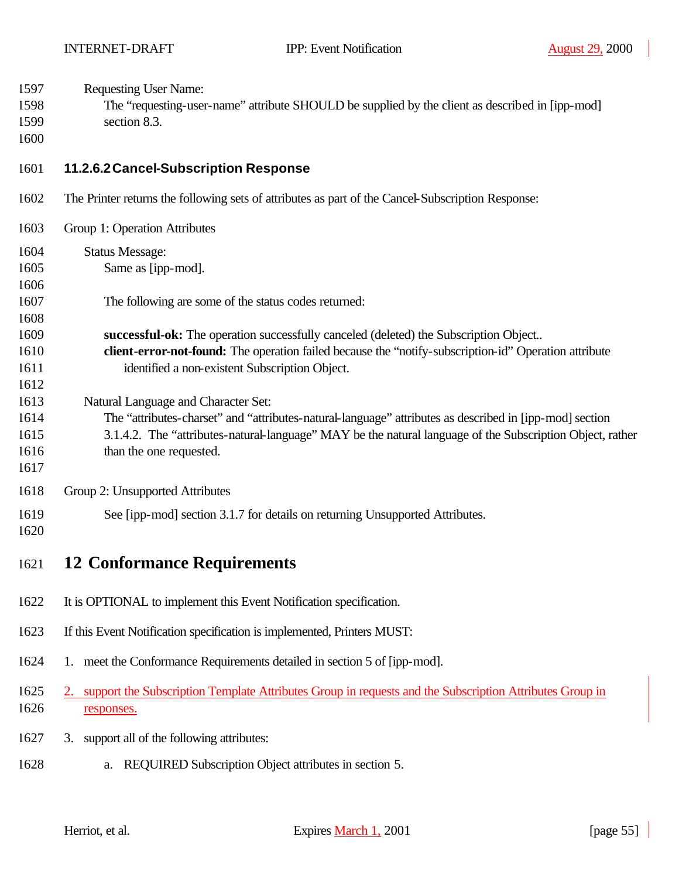Requesting User Name:

The “requesting-user-name” attribute SHOULD be supplied by the client as described in [ipp-mod] section 8.3.

#### 11.2.6.2 Cancel-Subscription Response

The Printer returns the following sets of attributes as part of the Cancel-Subscription Response:

Group 1: Operation Attributes

Status Message:

Same as [ipp-mod].

The following are some of the status codes returned:

**successful-ok:** The operation successfully canceled (deleted) the Subscription Object..

**client-error-not-found:** The operation failed because the “notify-subscription-id” Operation attribute identified a non-existent Subscription Object.

Natural Language and Character Set:

The “attributes-charset” and “attributes-natural-language” attributes as described in [ipp-mod] section 3.1.4.2. The “attributes-natural-language” MAY be the natural language of the Subscription Object, rather than the one requested.

Group 2: Unsupported Attributes

See [ipp-mod] section 3.1.7 for details on returning Unsupported Attributes.

# 12 Conformance Requirements

It is OPTIONAL to implement this Event Notification specification.

If this Event Notification specification is implemented, Printers MUST:

1. meet the Conformance Requirements detailed in section 5 of [ipp-mod].
2. support the Subscription Template Attributes Group in requests and the Subscription Attributes Group in responses.
3. support all of the following attributes:
   a. REQUIRED Subscription Object attributes in section 5.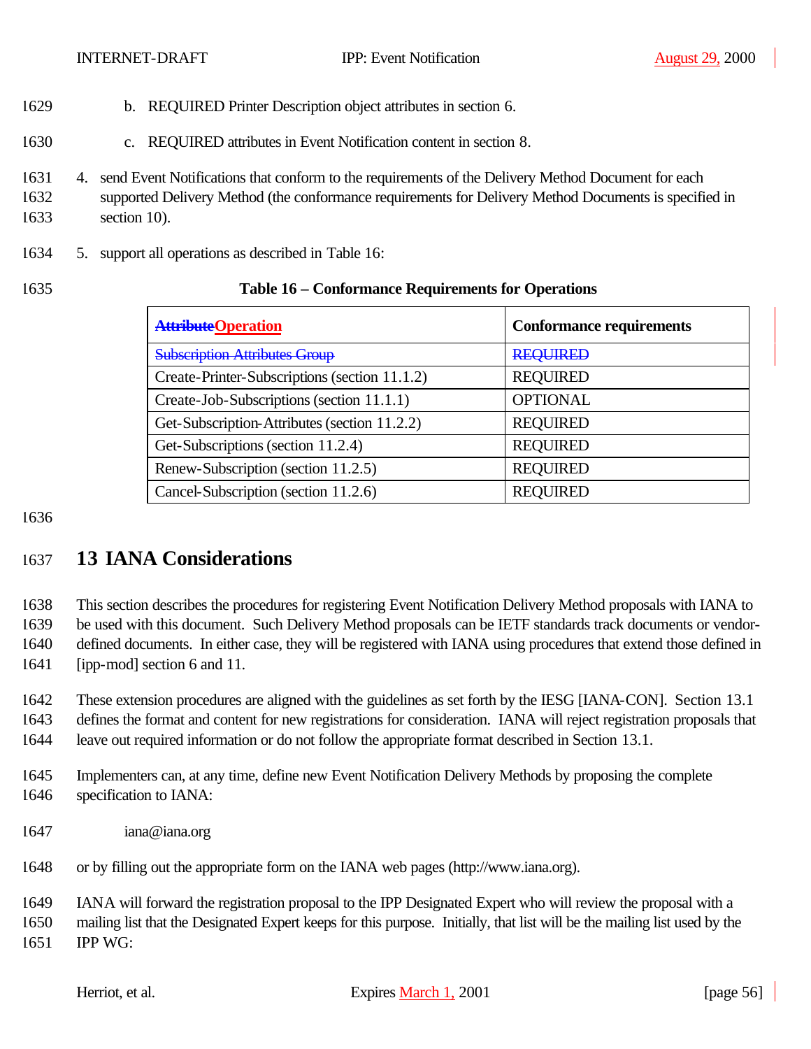b. REQUIRED Printer Description object attributes in section 6.

c. REQUIRED attributes in Event Notification content in section 8.

4. send Event Notifications that conform to the requirements of the Delivery Method Document for each supported Delivery Method (the conformance requirements for Delivery Method Documents is specified in section 10).

5. support all operations as described in Table 16:

**Table 16 – Conformance Requirements for Operations**

| ~~Attribute~~Operation | Conformance requirements |
|---|---|
| ~~Subscription Attributes Group~~ | ~~REQUIRED~~ |
| Create-Printer-Subscriptions (section 11.1.2) | REQUIRED |
| Create-Job-Subscriptions (section 11.1.1) | OPTIONAL |
| Get-Subscription-Attributes (section 11.2.2) | REQUIRED |
| Get-Subscriptions (section 11.2.4) | REQUIRED |
| Renew-Subscription (section 11.2.5) | REQUIRED |
| Cancel-Subscription (section 11.2.6) | REQUIRED |

# 13 IANA Considerations

This section describes the procedures for registering Event Notification Delivery Method proposals with IANA to be used with this document. Such Delivery Method proposals can be IETF standards track documents or vendor-defined documents. In either case, they will be registered with IANA using procedures that extend those defined in [ipp-mod] section 6 and 11.

These extension procedures are aligned with the guidelines as set forth by the IESG [IANA-CON]. Section 13.1 defines the format and content for new registrations for consideration. IANA will reject registration proposals that leave out required information or do not follow the appropriate format described in Section 13.1.

Implementers can, at any time, define new Event Notification Delivery Methods by proposing the complete specification to IANA:

iana@iana.org

or by filling out the appropriate form on the IANA web pages (http://www.iana.org).

IANA will forward the registration proposal to the IPP Designated Expert who will review the proposal with a mailing list that the Designated Expert keeps for this purpose. Initially, that list will be the mailing list used by the IPP WG: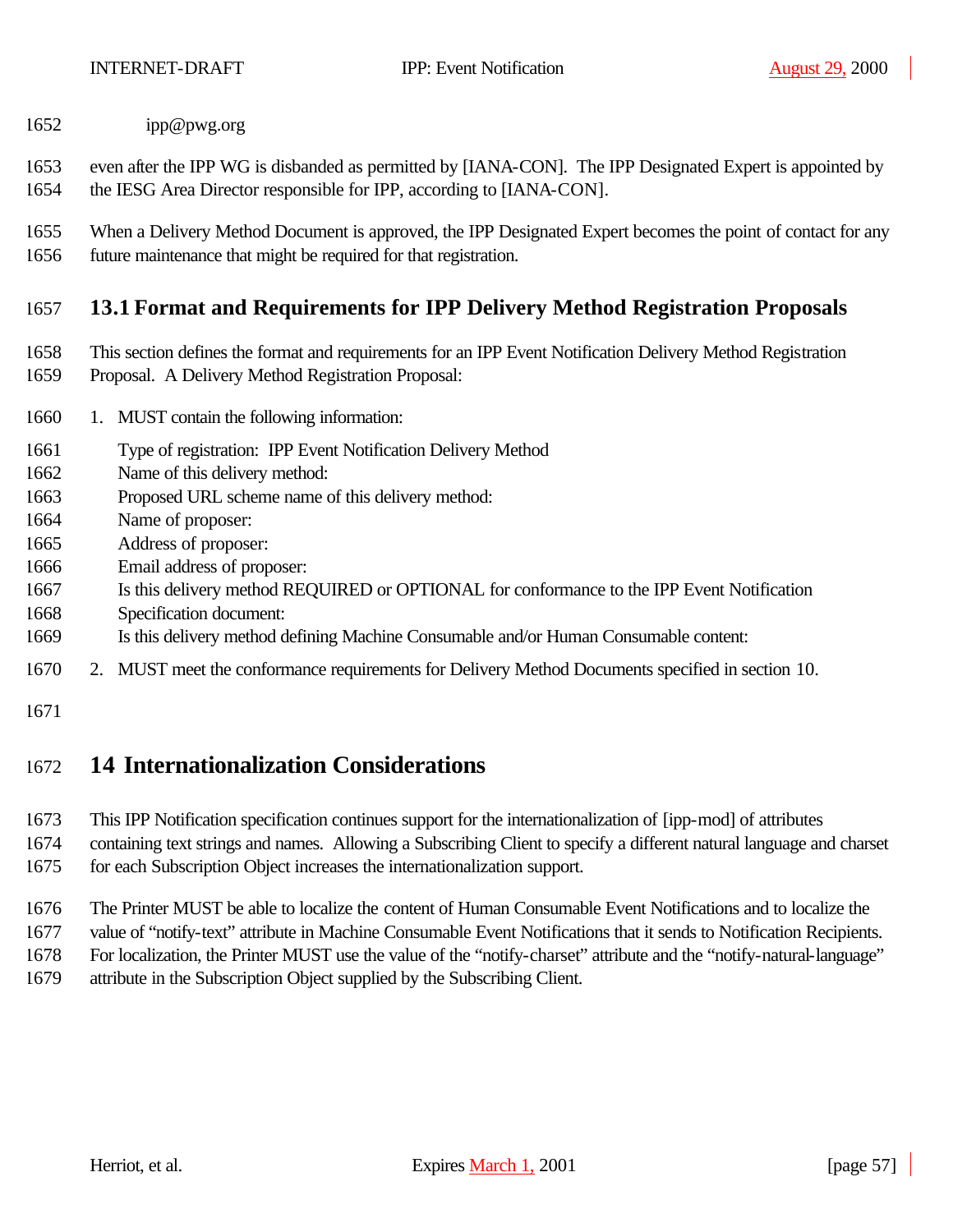ipp@pwg.org

even after the IPP WG is disbanded as permitted by [IANA-CON]. The IPP Designated Expert is appointed by the IESG Area Director responsible for IPP, according to [IANA-CON].

When a Delivery Method Document is approved, the IPP Designated Expert becomes the point of contact for any future maintenance that might be required for that registration.

## 13.1 Format and Requirements for IPP Delivery Method Registration Proposals

This section defines the format and requirements for an IPP Event Notification Delivery Method Registration Proposal. A Delivery Method Registration Proposal:

1. MUST contain the following information:

   Type of registration: IPP Event Notification Delivery Method
   Name of this delivery method:
   Proposed URL scheme name of this delivery method:
   Name of proposer:
   Address of proposer:
   Email address of proposer:
   Is this delivery method REQUIRED or OPTIONAL for conformance to the IPP Event Notification Specification document:
   Is this delivery method defining Machine Consumable and/or Human Consumable content:

2. MUST meet the conformance requirements for Delivery Method Documents specified in section 10.

# 14 Internationalization Considerations

This IPP Notification specification continues support for the internationalization of [ipp-mod] of attributes containing text strings and names. Allowing a Subscribing Client to specify a different natural language and charset for each Subscription Object increases the internationalization support.

The Printer MUST be able to localize the content of Human Consumable Event Notifications and to localize the value of "notify-text" attribute in Machine Consumable Event Notifications that it sends to Notification Recipients. For localization, the Printer MUST use the value of the "notify-charset" attribute and the "notify-natural-language" attribute in the Subscription Object supplied by the Subscribing Client.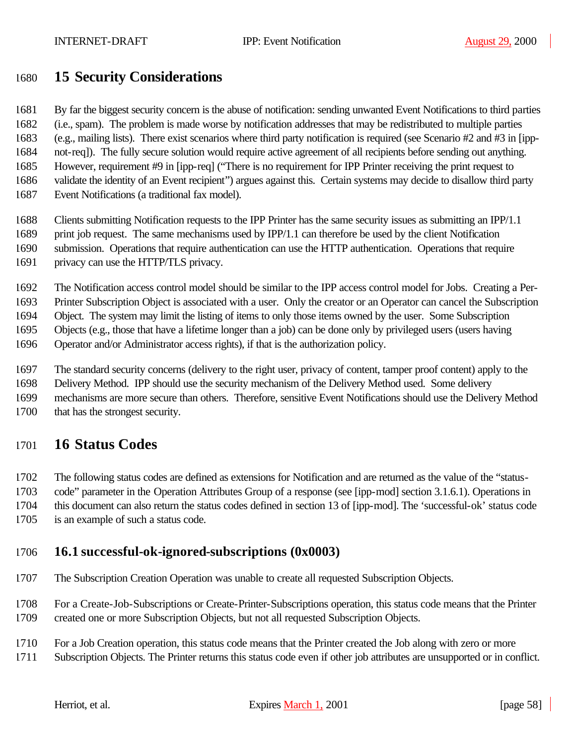# 15 Security Considerations

By far the biggest security concern is the abuse of notification: sending unwanted Event Notifications to third parties (i.e., spam). The problem is made worse by notification addresses that may be redistributed to multiple parties (e.g., mailing lists). There exist scenarios where third party notification is required (see Scenario #2 and #3 in [ipp-not-req]). The fully secure solution would require active agreement of all recipients before sending out anything. However, requirement #9 in [ipp-req] ("There is no requirement for IPP Printer receiving the print request to validate the identity of an Event recipient") argues against this. Certain systems may decide to disallow third party Event Notifications (a traditional fax model).

Clients submitting Notification requests to the IPP Printer has the same security issues as submitting an IPP/1.1 print job request. The same mechanisms used by IPP/1.1 can therefore be used by the client Notification submission. Operations that require authentication can use the HTTP authentication. Operations that require privacy can use the HTTP/TLS privacy.

The Notification access control model should be similar to the IPP access control model for Jobs. Creating a Per-Printer Subscription Object is associated with a user. Only the creator or an Operator can cancel the Subscription Object. The system may limit the listing of items to only those items owned by the user. Some Subscription Objects (e.g., those that have a lifetime longer than a job) can be done only by privileged users (users having Operator and/or Administrator access rights), if that is the authorization policy.

The standard security concerns (delivery to the right user, privacy of content, tamper proof content) apply to the Delivery Method. IPP should use the security mechanism of the Delivery Method used. Some delivery mechanisms are more secure than others. Therefore, sensitive Event Notifications should use the Delivery Method that has the strongest security.

# 16 Status Codes

The following status codes are defined as extensions for Notification and are returned as the value of the "status-code" parameter in the Operation Attributes Group of a response (see [ipp-mod] section 3.1.6.1). Operations in this document can also return the status codes defined in section 13 of [ipp-mod]. The 'successful-ok' status code is an example of such a status code.

## 16.1 successful-ok-ignored-subscriptions (0x0003)

The Subscription Creation Operation was unable to create all requested Subscription Objects.

For a Create-Job-Subscriptions or Create-Printer-Subscriptions operation, this status code means that the Printer created one or more Subscription Objects, but not all requested Subscription Objects.

For a Job Creation operation, this status code means that the Printer created the Job along with zero or more Subscription Objects. The Printer returns this status code even if other job attributes are unsupported or in conflict.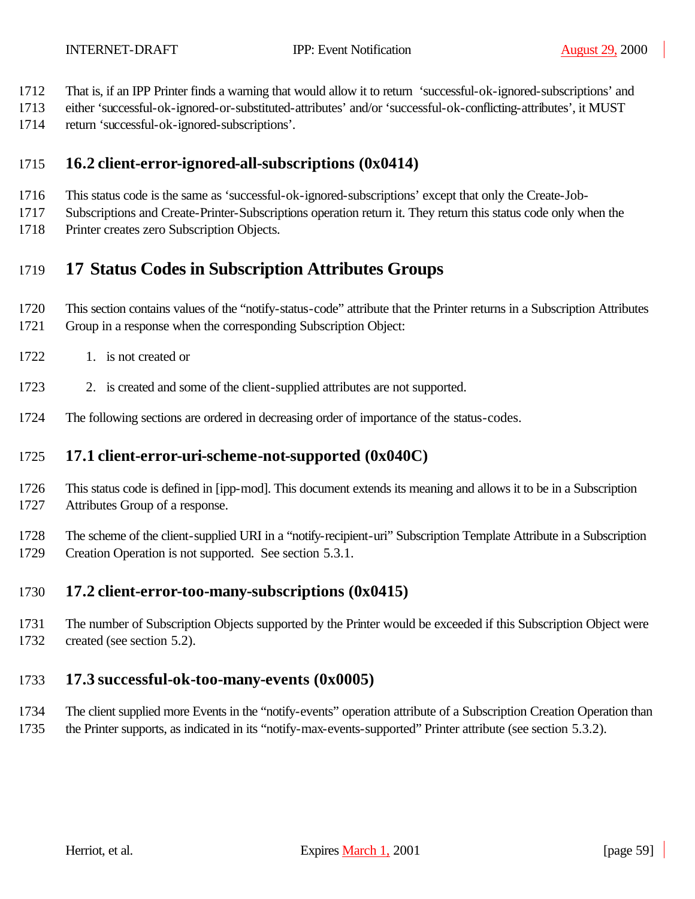That is, if an IPP Printer finds a warning that would allow it to return 'successful-ok-ignored-subscriptions' and either 'successful-ok-ignored-or-substituted-attributes' and/or 'successful-ok-conflicting-attributes', it MUST return 'successful-ok-ignored-subscriptions'.

## 16.2 client-error-ignored-all-subscriptions (0x0414)

This status code is the same as 'successful-ok-ignored-subscriptions' except that only the Create-Job-Subscriptions and Create-Printer-Subscriptions operation return it. They return this status code only when the Printer creates zero Subscription Objects.

# 17 Status Codes in Subscription Attributes Groups

This section contains values of the "notify-status-code" attribute that the Printer returns in a Subscription Attributes Group in a response when the corresponding Subscription Object:

1. is not created or
2. is created and some of the client-supplied attributes are not supported.

The following sections are ordered in decreasing order of importance of the status-codes.

## 17.1 client-error-uri-scheme-not-supported (0x040C)

This status code is defined in [ipp-mod]. This document extends its meaning and allows it to be in a Subscription Attributes Group of a response.

The scheme of the client-supplied URI in a "notify-recipient-uri" Subscription Template Attribute in a Subscription Creation Operation is not supported. See section 5.3.1.

## 17.2 client-error-too-many-subscriptions (0x0415)

The number of Subscription Objects supported by the Printer would be exceeded if this Subscription Object were created (see section 5.2).

## 17.3 successful-ok-too-many-events (0x0005)

The client supplied more Events in the "notify-events" operation attribute of a Subscription Creation Operation than the Printer supports, as indicated in its "notify-max-events-supported" Printer attribute (see section 5.3.2).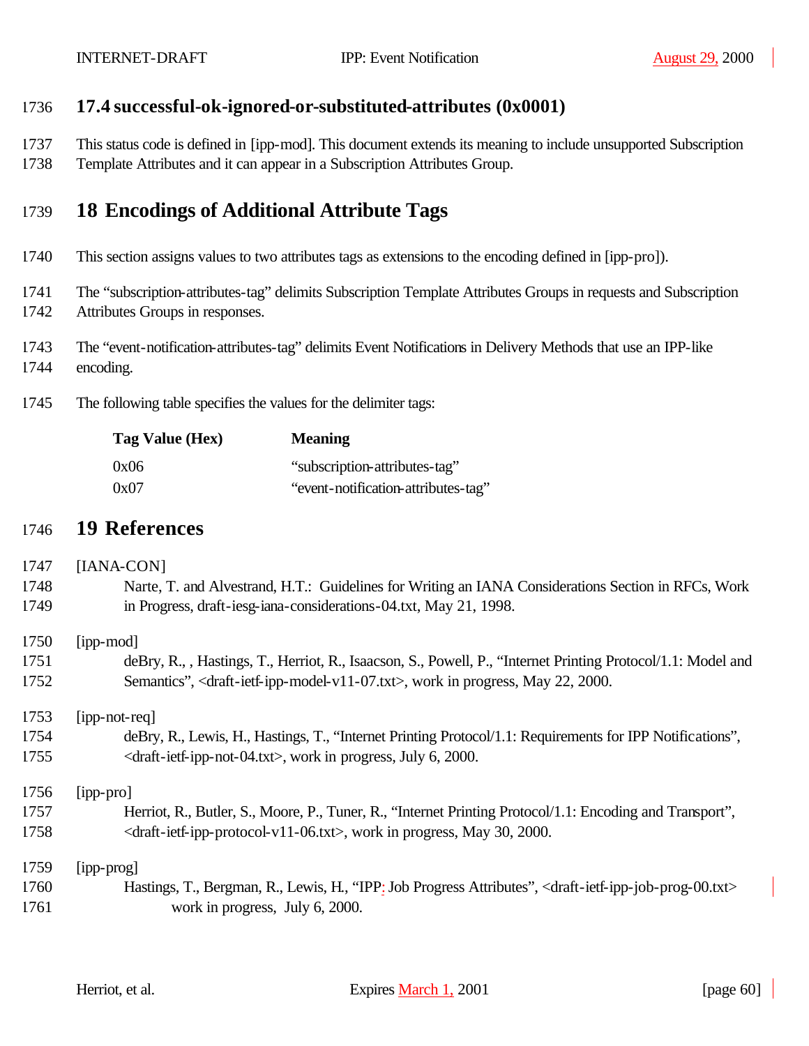### 17.4 successful-ok-ignored-or-substituted-attributes (0x0001)

This status code is defined in [ipp-mod]. This document extends its meaning to include unsupported Subscription Template Attributes and it can appear in a Subscription Attributes Group.

## 18 Encodings of Additional Attribute Tags

This section assigns values to two attributes tags as extensions to the encoding defined in [ipp-pro]).

The “subscription-attributes-tag” delimits Subscription Template Attributes Groups in requests and Subscription Attributes Groups in responses.

The “event-notification-attributes-tag” delimits Event Notifications in Delivery Methods that use an IPP-like encoding.

The following table specifies the values for the delimiter tags:

| Tag Value (Hex) | Meaning |
|---|---|
| 0x06 | “subscription-attributes-tag” |
| 0x07 | “event-notification-attributes-tag” |

## 19 References

[IANA-CON]
Narte, T. and Alvestrand, H.T.: Guidelines for Writing an IANA Considerations Section in RFCs, Work in Progress, draft-iesg-iana-considerations-04.txt, May 21, 1998.

[ipp-mod]
deBry, R., , Hastings, T., Herriot, R., Isaacson, S., Powell, P., “Internet Printing Protocol/1.1: Model and Semantics”, <draft-ietf-ipp-model-v11-07.txt>, work in progress, May 22, 2000.

[ipp-not-req]
deBry, R., Lewis, H., Hastings, T., “Internet Printing Protocol/1.1: Requirements for IPP Notifications”, <draft-ietf-ipp-not-04.txt>, work in progress, July 6, 2000.

[ipp-pro]
Herriot, R., Butler, S., Moore, P., Tuner, R., “Internet Printing Protocol/1.1: Encoding and Transport”, <draft-ietf-ipp-protocol-v11-06.txt>, work in progress, May 30, 2000.

[ipp-prog]
Hastings, T., Bergman, R., Lewis, H., “IPP: Job Progress Attributes”, <draft-ietf-ipp-job-prog-00.txt> work in progress, July 6, 2000.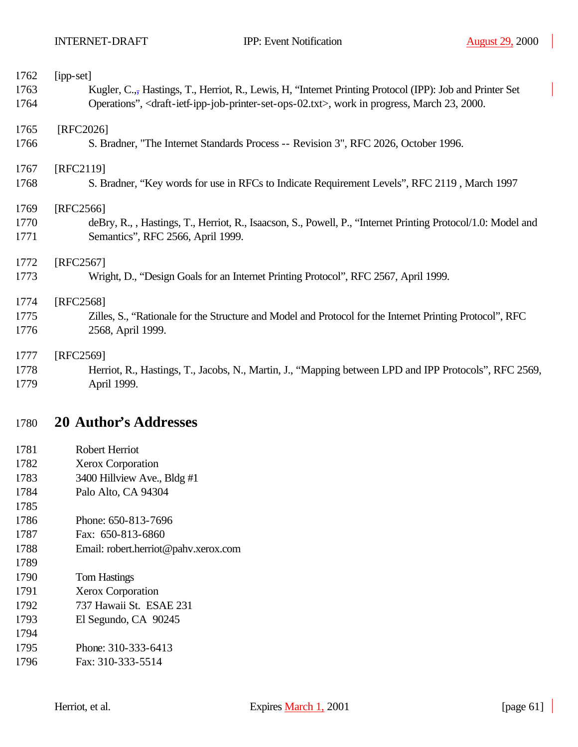[ipp-set]

Kugler, C.,, Hastings, T., Herriot, R., Lewis, H, “Internet Printing Protocol (IPP): Job and Printer Set Operations”, <draft-ietf-ipp-job-printer-set-ops-02.txt>, work in progress, March 23, 2000.

[RFC2026]

S. Bradner, "The Internet Standards Process -- Revision 3", RFC 2026, October 1996.

[RFC2119]

S. Bradner, “Key words for use in RFCs to Indicate Requirement Levels”, RFC 2119 , March 1997

[RFC2566]

deBry, R., , Hastings, T., Herriot, R., Isaacson, S., Powell, P., “Internet Printing Protocol/1.0: Model and Semantics”, RFC 2566, April 1999.

[RFC2567]

Wright, D., “Design Goals for an Internet Printing Protocol”, RFC 2567, April 1999.

[RFC2568]

Zilles, S., “Rationale for the Structure and Model and Protocol for the Internet Printing Protocol”, RFC 2568, April 1999.

[RFC2569]

Herriot, R., Hastings, T., Jacobs, N., Martin, J., “Mapping between LPD and IPP Protocols”, RFC 2569, April 1999.

# 20 Author’s Addresses

Robert Herriot
Xerox Corporation
3400 Hillview Ave., Bldg #1
Palo Alto, CA 94304

Phone: 650-813-7696
Fax: 650-813-6860
Email: robert.herriot@pahv.xerox.com

Tom Hastings
Xerox Corporation
737 Hawaii St. ESAE 231
El Segundo, CA 90245

Phone: 310-333-6413
Fax: 310-333-5514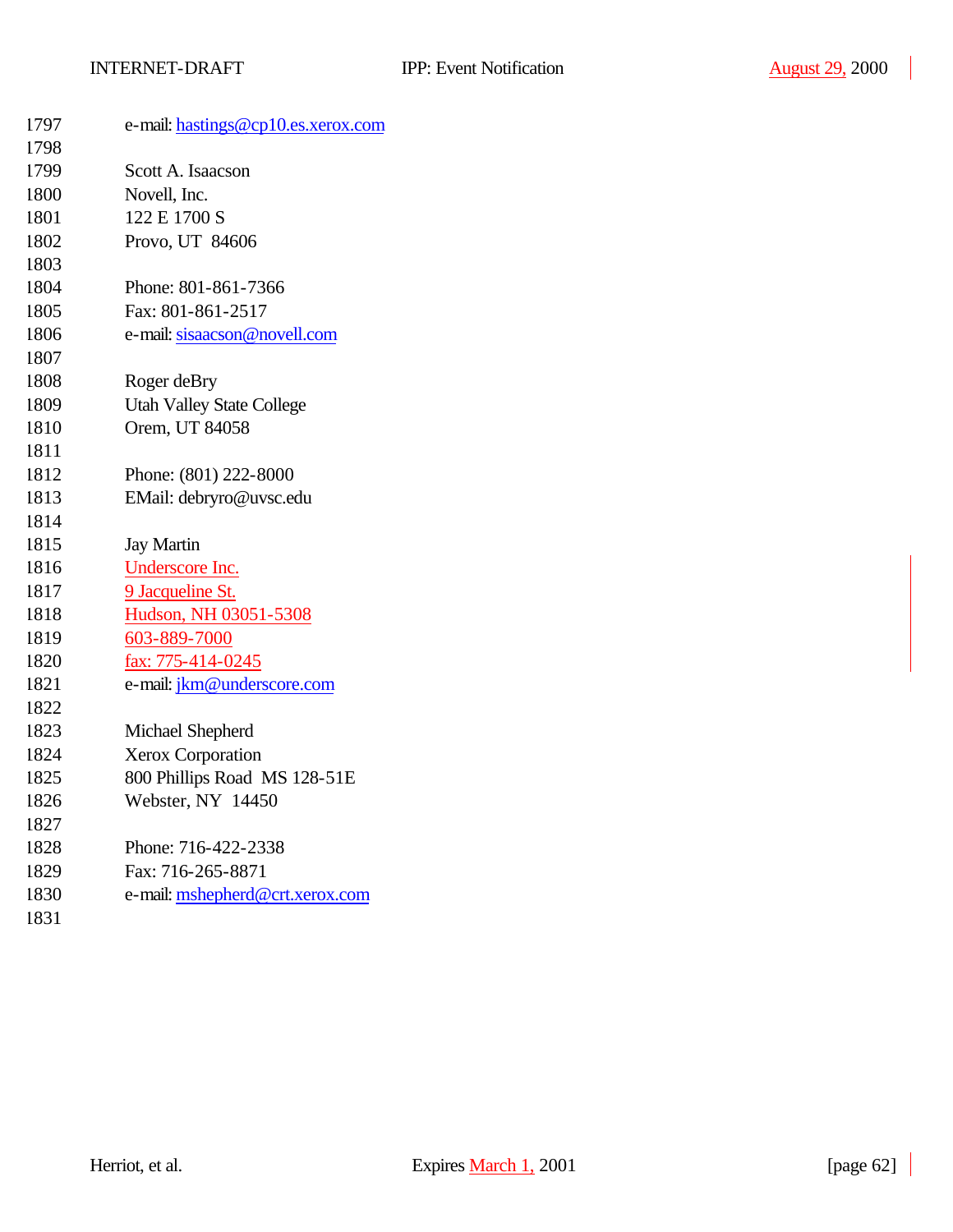e-mail: hastings@cp10.es.xerox.com

Scott A. Isaacson
Novell, Inc.
122 E 1700 S
Provo, UT  84606

Phone: 801-861-7366
Fax: 801-861-2517
e-mail: sisaacson@novell.com

Roger deBry
Utah Valley State College
Orem, UT 84058

Phone: (801) 222-8000
EMail: debryro@uvsc.edu

Jay Martin
Underscore Inc.
9 Jacqueline St.
Hudson, NH 03051-5308
603-889-7000
fax: 775-414-0245
e-mail: jkm@underscore.com

Michael Shepherd
Xerox Corporation
800 Phillips Road  MS 128-51E
Webster, NY  14450

Phone: 716-422-2338
Fax: 716-265-8871
e-mail: mshepherd@crt.xerox.com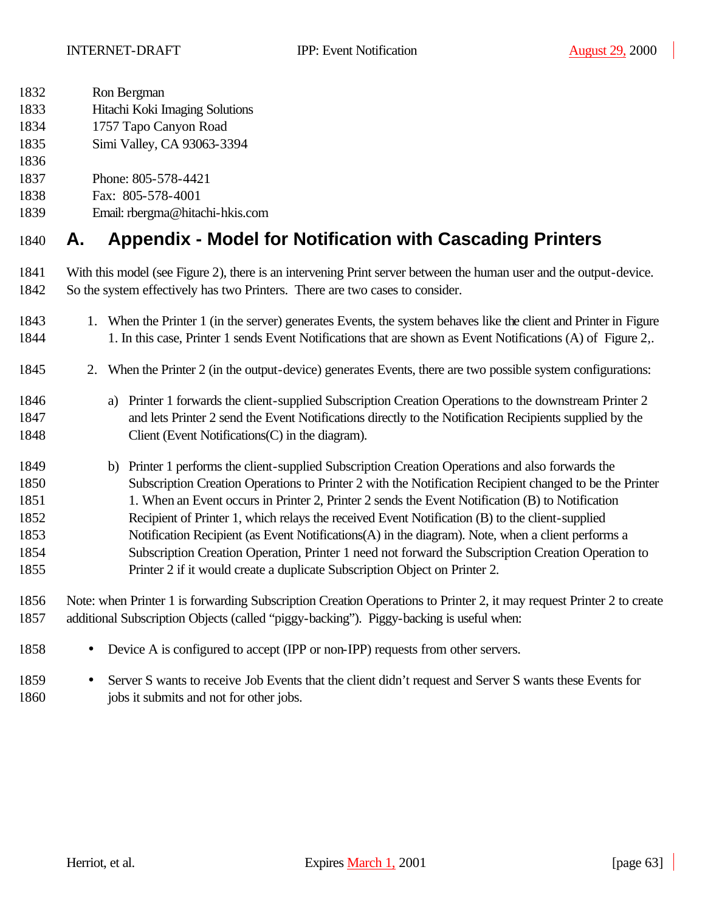Ron Bergman
Hitachi Koki Imaging Solutions
1757 Tapo Canyon Road
Simi Valley, CA 93063-3394

Phone: 805-578-4421
Fax: 805-578-4001
Email: rbergma@hitachi-hkis.com

# A. Appendix - Model for Notification with Cascading Printers

With this model (see Figure 2), there is an intervening Print server between the human user and the output-device. So the system effectively has two Printers. There are two cases to consider.

1. When the Printer 1 (in the server) generates Events, the system behaves like the client and Printer in Figure 1. In this case, Printer 1 sends Event Notifications that are shown as Event Notifications (A) of Figure 2,.

2. When the Printer 2 (in the output-device) generates Events, there are two possible system configurations:

   a) Printer 1 forwards the client-supplied Subscription Creation Operations to the downstream Printer 2 and lets Printer 2 send the Event Notifications directly to the Notification Recipients supplied by the Client (Event Notifications(C) in the diagram).

   b) Printer 1 performs the client-supplied Subscription Creation Operations and also forwards the Subscription Creation Operations to Printer 2 with the Notification Recipient changed to be the Printer 1. When an Event occurs in Printer 2, Printer 2 sends the Event Notification (B) to Notification Recipient of Printer 1, which relays the received Event Notification (B) to the client-supplied Notification Recipient (as Event Notifications(A) in the diagram). Note, when a client performs a Subscription Creation Operation, Printer 1 need not forward the Subscription Creation Operation to Printer 2 if it would create a duplicate Subscription Object on Printer 2.

Note: when Printer 1 is forwarding Subscription Creation Operations to Printer 2, it may request Printer 2 to create additional Subscription Objects (called "piggy-backing"). Piggy-backing is useful when:

- Device A is configured to accept (IPP or non-IPP) requests from other servers.
- Server S wants to receive Job Events that the client didn't request and Server S wants these Events for jobs it submits and not for other jobs.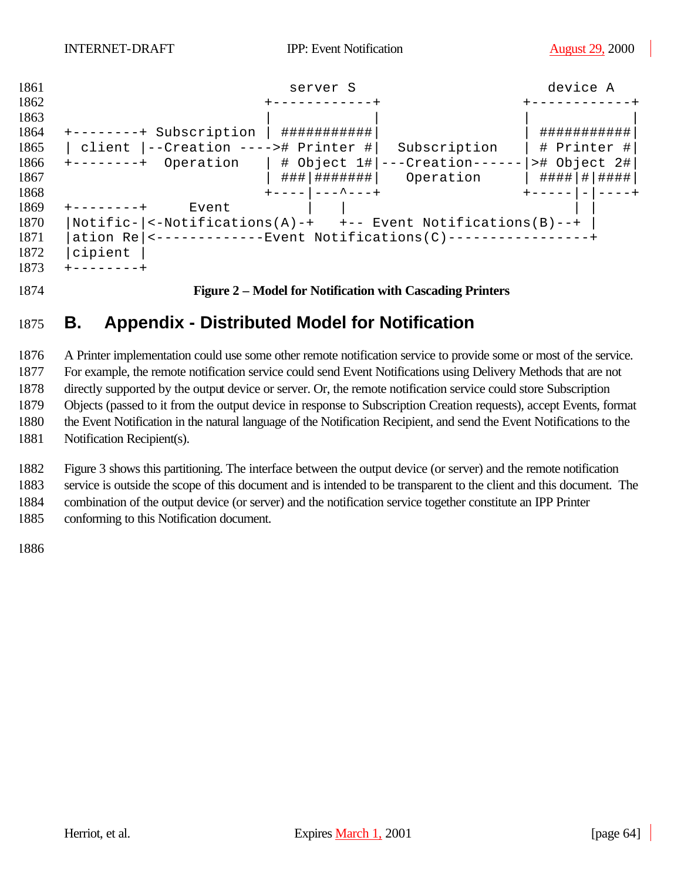```
                                  server S                      device A
                               +------------+                +------------+
                               |            |                |            |
+--------+ Subscription | ###########|                | ###########|
| client |--Creation ---->#  Printer  #|  Subscription  | #  Printer  #|
+--------+  Operation    | # Object 1#|---Creation------|># Object 2#|
                               | ###|#######|   Operation    | ####|#|####|
                               +----|---^---+                +-----|-|----+
+--------+     Event          |   |                              | |
|Notific-|<-Notifications(A)-+   +-- Event Notifications(B)--+ |
|ation Re|<-------------Event Notifications(C)-----------------+
|cipient |
+--------+
```

**Figure 2 – Model for Notification with Cascading Printers**

# B. Appendix - Distributed Model for Notification

A Printer implementation could use some other remote notification service to provide some or most of the service. For example, the remote notification service could send Event Notifications using Delivery Methods that are not directly supported by the output device or server. Or, the remote notification service could store Subscription Objects (passed to it from the output device in response to Subscription Creation requests), accept Events, format the Event Notification in the natural language of the Notification Recipient, and send the Event Notifications to the Notification Recipient(s).

Figure 3 shows this partitioning. The interface between the output device (or server) and the remote notification service is outside the scope of this document and is intended to be transparent to the client and this document. The combination of the output device (or server) and the notification service together constitute an IPP Printer conforming to this Notification document.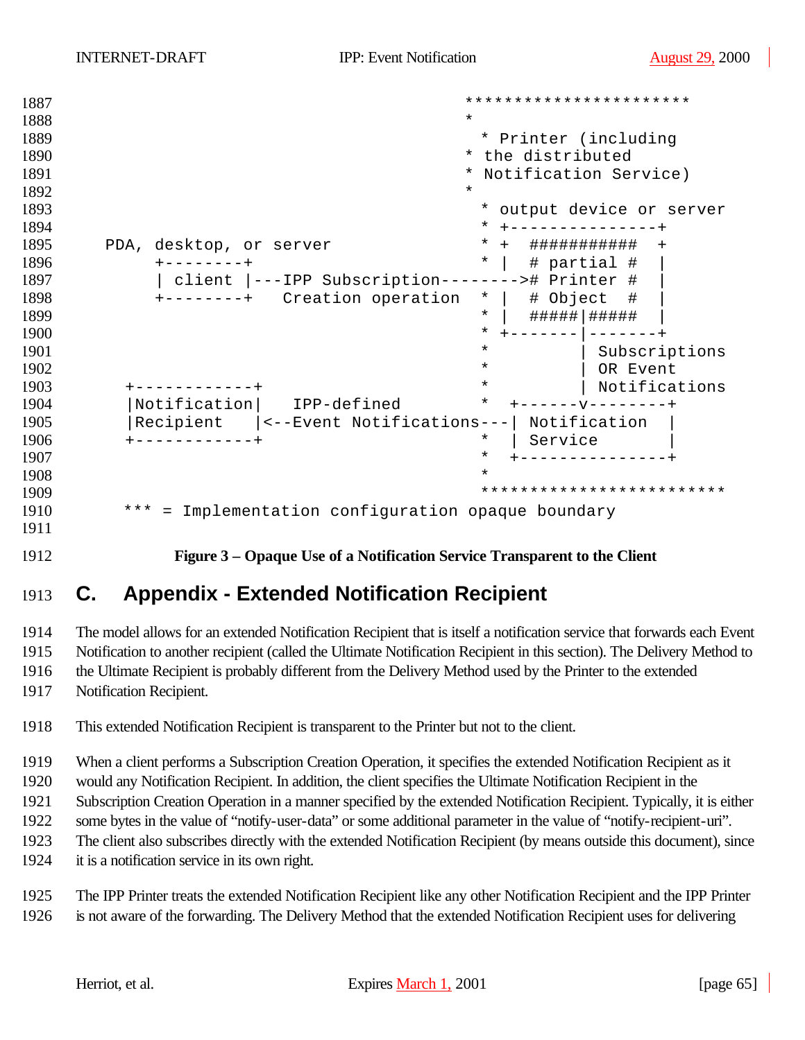```
                                                        ***********************
                                                        *
                                                          * Printer (including
                                                        * the distributed
                                                        * Notification Service)
                                                        *
                                                          * output device or server
                                                          * +---------------+
    PDA, desktop, or server                               * +  ###########  +
         +--------+                                       * |  # partial #  |
         | client |---IPP Subscription-------->#  Printer #  |
         +--------+   Creation operation      * |  # Object  #  |
                                                          * |  #####|#####  |
                                                          * +-------|-------+
                                                          *         | Subscriptions
                                                          *         | OR Event
                                                          *         | Notifications
      +------------+                                      *  +------v--------+
      |Notification|   IPP-defined                        *  | Notification  |
      |Recipient   |<--Event Notifications---| Notification  |
      +------------+                                      *  | Service       |
                                                          *  +---------------+
                                                          *
                                                          ************************
      *** = Implementation configuration opaque boundary
```

**Figure 3 – Opaque Use of a Notification Service Transparent to the Client**

# C. Appendix - Extended Notification Recipient

The model allows for an extended Notification Recipient that is itself a notification service that forwards each Event Notification to another recipient (called the Ultimate Notification Recipient in this section). The Delivery Method to the Ultimate Recipient is probably different from the Delivery Method used by the Printer to the extended Notification Recipient.

This extended Notification Recipient is transparent to the Printer but not to the client.

When a client performs a Subscription Creation Operation, it specifies the extended Notification Recipient as it would any Notification Recipient. In addition, the client specifies the Ultimate Notification Recipient in the Subscription Creation Operation in a manner specified by the extended Notification Recipient. Typically, it is either some bytes in the value of "notify-user-data" or some additional parameter in the value of "notify-recipient-uri". The client also subscribes directly with the extended Notification Recipient (by means outside this document), since it is a notification service in its own right.

The IPP Printer treats the extended Notification Recipient like any other Notification Recipient and the IPP Printer is not aware of the forwarding. The Delivery Method that the extended Notification Recipient uses for delivering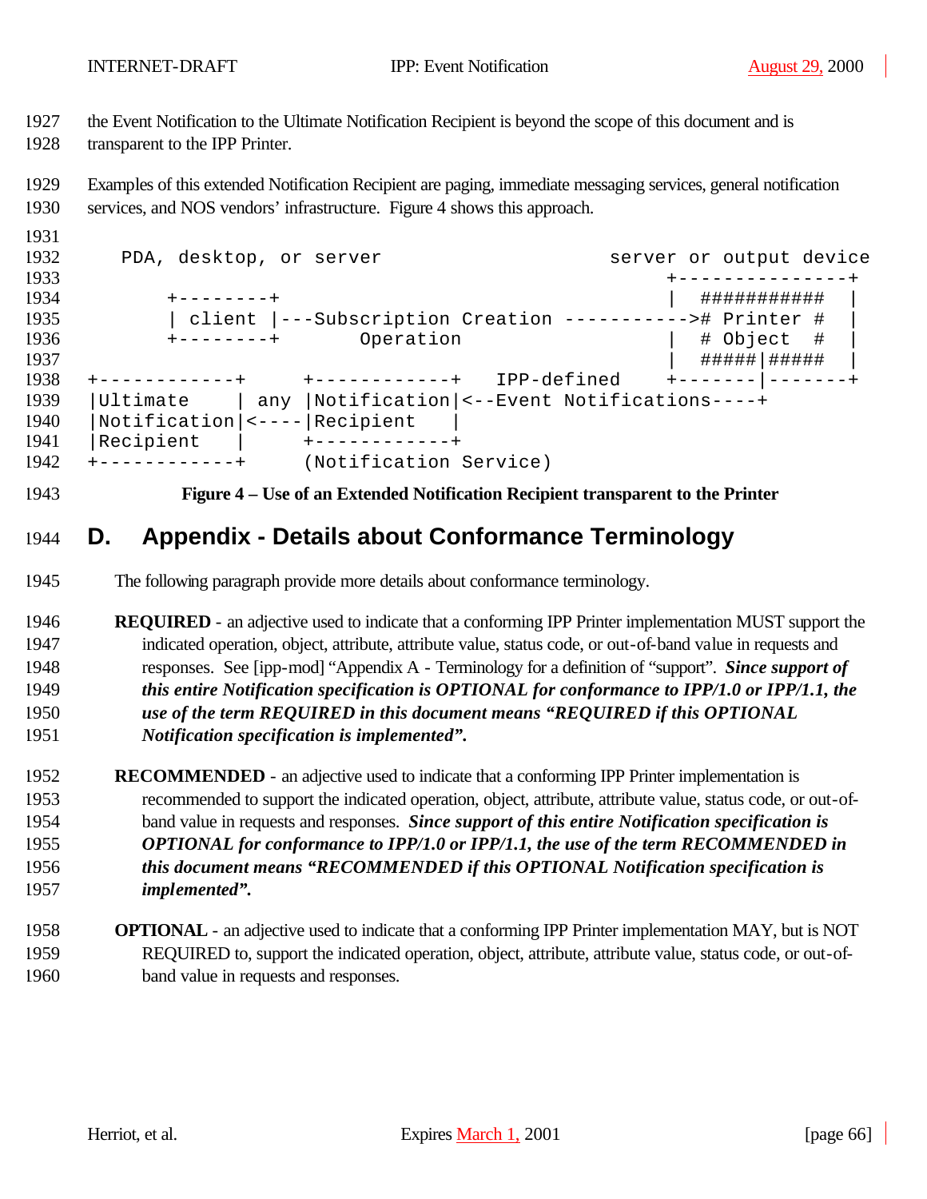the Event Notification to the Ultimate Notification Recipient is beyond the scope of this document and is transparent to the IPP Printer.

Examples of this extended Notification Recipient are paging, immediate messaging services, general notification services, and NOS vendors' infrastructure. Figure 4 shows this approach.

```
    PDA, desktop, or server                     server or output device
                                                   +---------------+
        +--------+                                 |  ###########  |
        | client |---Subscription Creation ----------->#  Printer #  |
        +--------+       Operation                 |  # Object  #  |
                                                   |  #####|#####  |
+------------+     +------------+   IPP-defined    +-------|-------+
|Ultimate    | any |Notification|<--Event Notifications----+
|Notification|<----|Recipient   |
|Recipient   |     +------------+
+------------+     (Notification Service)
```

**Figure 4 – Use of an Extended Notification Recipient transparent to the Printer**

# D. Appendix - Details about Conformance Terminology

The following paragraph provide more details about conformance terminology.

**REQUIRED** - an adjective used to indicate that a conforming IPP Printer implementation MUST support the indicated operation, object, attribute, attribute value, status code, or out-of-band value in requests and responses. See [ipp-mod] "Appendix A - Terminology for a definition of "support". ***Since support of this entire Notification specification is OPTIONAL for conformance to IPP/1.0 or IPP/1.1, the use of the term REQUIRED in this document means "REQUIRED if this OPTIONAL Notification specification is implemented".***

**RECOMMENDED** - an adjective used to indicate that a conforming IPP Printer implementation is recommended to support the indicated operation, object, attribute, attribute value, status code, or out-of-band value in requests and responses. ***Since support of this entire Notification specification is OPTIONAL for conformance to IPP/1.0 or IPP/1.1, the use of the term RECOMMENDED in this document means "RECOMMENDED if this OPTIONAL Notification specification is implemented".***

**OPTIONAL** - an adjective used to indicate that a conforming IPP Printer implementation MAY, but is NOT REQUIRED to, support the indicated operation, object, attribute, attribute value, status code, or out-of-band value in requests and responses.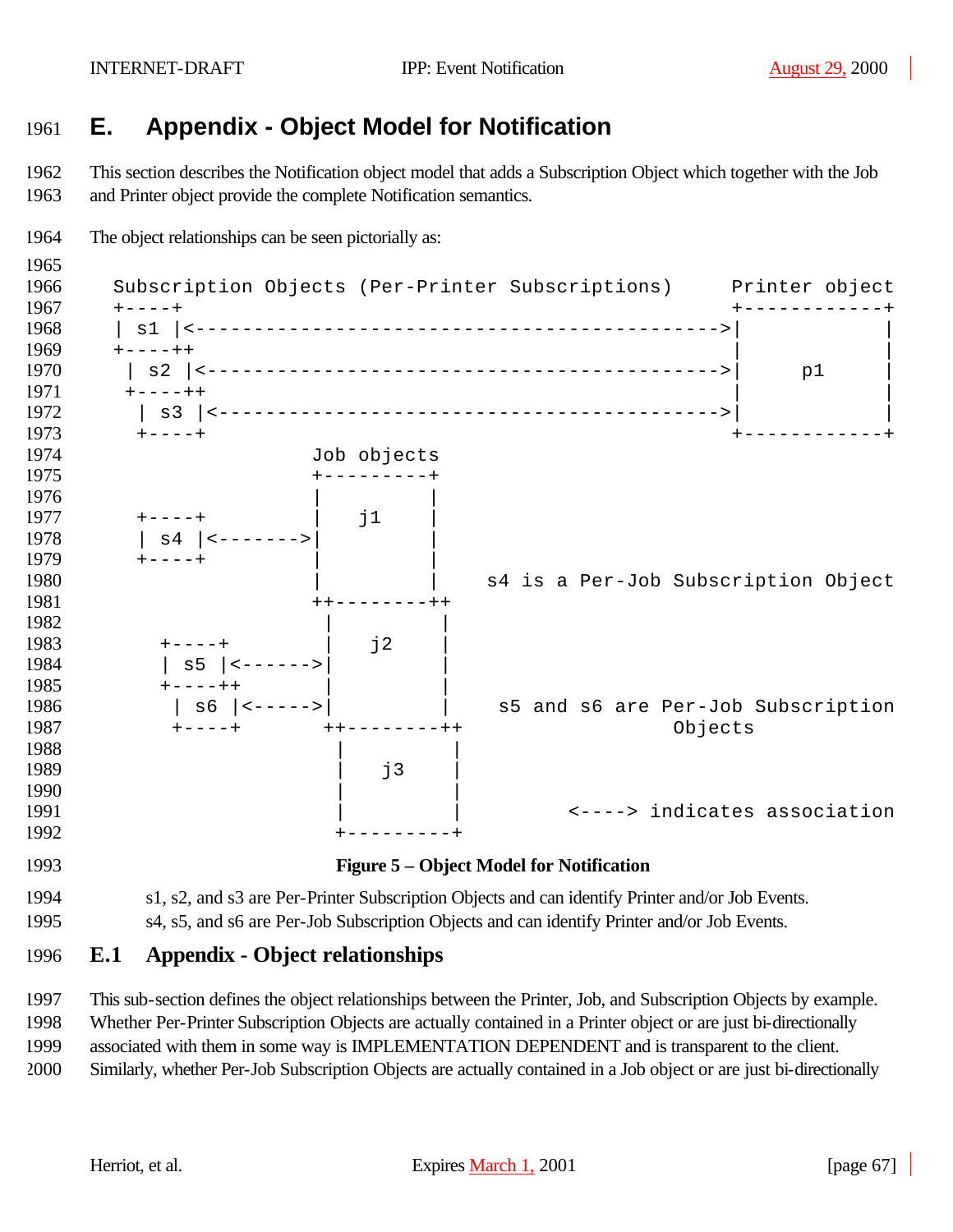# E. Appendix - Object Model for Notification

This section describes the Notification object model that adds a Subscription Object which together with the Job and Printer object provide the complete Notification semantics.

The object relationships can be seen pictorially as:

```
Subscription Objects (Per-Printer Subscriptions)     Printer object
+----+                                               +------------+
| s1 |<--------------------------------------------->|            |
+----++                                              |            |
 | s2 |<-------------------------------------------->|     p1     |
 +----++                                             |            |
  | s3 |<------------------------------------------->|            |
  +----+                                             +------------+
                  Job objects
                  +---------+
                  |         |
  +----+          |   j1    |
  | s4 |<-------->|         |
  +----+          |         |
                  |         |    s4 is a Per-Job Subscription Object
                  ++--------++
                   |         |
    +----+         |   j2    |
    | s5 |<------->|         |
    +----++        |         |
     | s6 |<------>|         |    s5 and s6 are Per-Job Subscription
     +----+       ++--------++                   Objects
                   |         |
                   |   j3    |
                   |         |
                   |         |         <----> indicates association
                   +---------+
```

**Figure 5 – Object Model for Notification**

s1, s2, and s3 are Per-Printer Subscription Objects and can identify Printer and/or Job Events.
s4, s5, and s6 are Per-Job Subscription Objects and can identify Printer and/or Job Events.

## E.1 Appendix - Object relationships

This sub-section defines the object relationships between the Printer, Job, and Subscription Objects by example. Whether Per-Printer Subscription Objects are actually contained in a Printer object or are just bi-directionally associated with them in some way is IMPLEMENTATION DEPENDENT and is transparent to the client. Similarly, whether Per-Job Subscription Objects are actually contained in a Job object or are just bi-directionally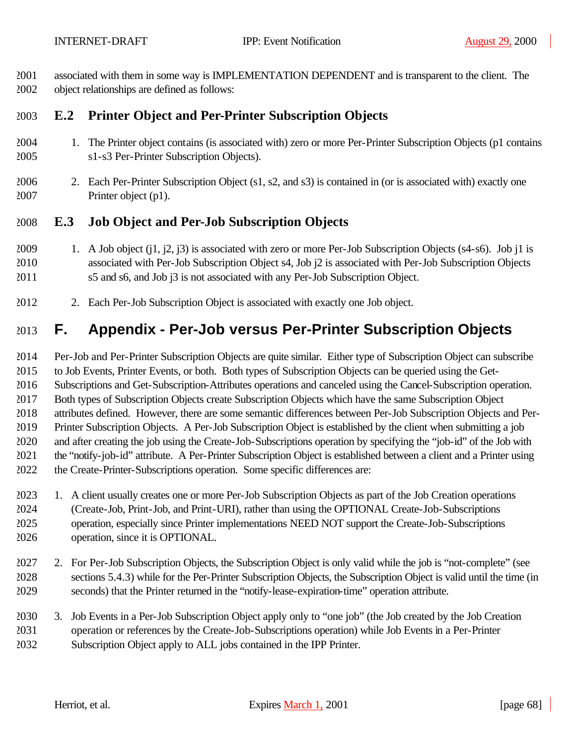associated with them in some way is IMPLEMENTATION DEPENDENT and is transparent to the client. The object relationships are defined as follows:

### E.2 Printer Object and Per-Printer Subscription Objects

1. The Printer object contains (is associated with) zero or more Per-Printer Subscription Objects (p1 contains s1-s3 Per-Printer Subscription Objects).

2. Each Per-Printer Subscription Object (s1, s2, and s3) is contained in (or is associated with) exactly one Printer object (p1).

### E.3 Job Object and Per-Job Subscription Objects

1. A Job object (j1, j2, j3) is associated with zero or more Per-Job Subscription Objects (s4-s6). Job j1 is associated with Per-Job Subscription Object s4, Job j2 is associated with Per-Job Subscription Objects s5 and s6, and Job j3 is not associated with any Per-Job Subscription Object.

2. Each Per-Job Subscription Object is associated with exactly one Job object.

## F. Appendix - Per-Job versus Per-Printer Subscription Objects

Per-Job and Per-Printer Subscription Objects are quite similar. Either type of Subscription Object can subscribe to Job Events, Printer Events, or both. Both types of Subscription Objects can be queried using the Get-Subscriptions and Get-Subscription-Attributes operations and canceled using the Cancel-Subscription operation. Both types of Subscription Objects create Subscription Objects which have the same Subscription Object attributes defined. However, there are some semantic differences between Per-Job Subscription Objects and Per-Printer Subscription Objects. A Per-Job Subscription Object is established by the client when submitting a job and after creating the job using the Create-Job-Subscriptions operation by specifying the "job-id" of the Job with the "notify-job-id" attribute. A Per-Printer Subscription Object is established between a client and a Printer using the Create-Printer-Subscriptions operation. Some specific differences are:

1. A client usually creates one or more Per-Job Subscription Objects as part of the Job Creation operations (Create-Job, Print-Job, and Print-URI), rather than using the OPTIONAL Create-Job-Subscriptions operation, especially since Printer implementations NEED NOT support the Create-Job-Subscriptions operation, since it is OPTIONAL.

2. For Per-Job Subscription Objects, the Subscription Object is only valid while the job is "not-complete" (see sections 5.4.3) while for the Per-Printer Subscription Objects, the Subscription Object is valid until the time (in seconds) that the Printer returned in the "notify-lease-expiration-time" operation attribute.

3. Job Events in a Per-Job Subscription Object apply only to "one job" (the Job created by the Job Creation operation or references by the Create-Job-Subscriptions operation) while Job Events in a Per-Printer Subscription Object apply to ALL jobs contained in the IPP Printer.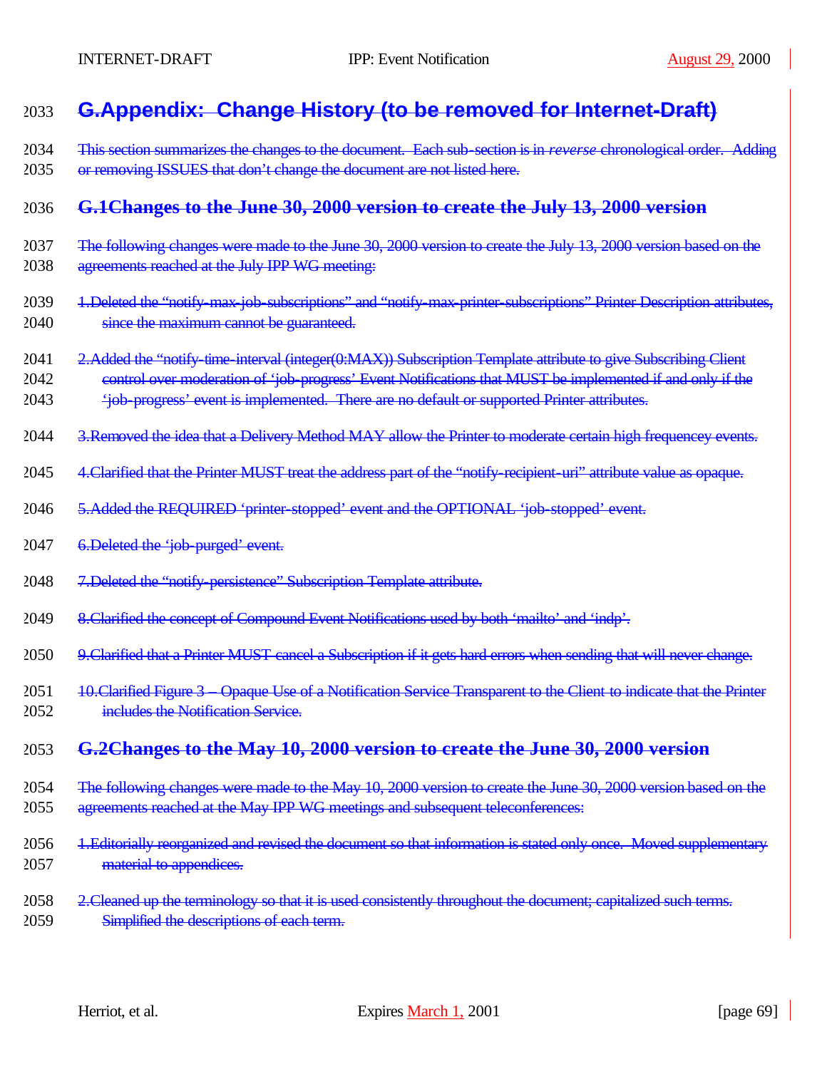# G.Appendix: Change History (to be removed for Internet-Draft)

This section summarizes the changes to the document. Each sub-section is in *reverse* chronological order. Adding or removing ISSUES that don't change the document are not listed here.

## G.1Changes to the June 30, 2000 version to create the July 13, 2000 version

The following changes were made to the June 30, 2000 version to create the July 13, 2000 version based on the agreements reached at the July IPP WG meeting:

1. Deleted the "notify-max-job-subscriptions" and "notify-max-printer-subscriptions" Printer Description attributes, since the maximum cannot be guaranteed.
2. Added the "notify-time-interval (integer(0:MAX)) Subscription Template attribute to give Subscribing Client control over moderation of 'job-progress' Event Notifications that MUST be implemented if and only if the 'job-progress' event is implemented. There are no default or supported Printer attributes.
3. Removed the idea that a Delivery Method MAY allow the Printer to moderate certain high frequencey events.
4. Clarified that the Printer MUST treat the address part of the "notify-recipient-uri" attribute value as opaque.
5. Added the REQUIRED 'printer-stopped' event and the OPTIONAL 'job-stopped' event.
6. Deleted the 'job-purged' event.
7. Deleted the "notify-persistence" Subscription Template attribute.
8. Clarified the concept of Compound Event Notifications used by both 'mailto' and 'indp'.
9. Clarified that a Printer MUST cancel a Subscription if it gets hard errors when sending that will never change.
10. Clarified Figure 3 – Opaque Use of a Notification Service Transparent to the Client to indicate that the Printer includes the Notification Service.

## G.2Changes to the May 10, 2000 version to create the June 30, 2000 version

The following changes were made to the May 10, 2000 version to create the June 30, 2000 version based on the agreements reached at the May IPP WG meetings and subsequent teleconferences:

1. Editorially reorganized and revised the document so that information is stated only once. Moved supplementary material to appendices.
2. Cleaned up the terminology so that it is used consistently throughout the document; capitalized such terms. Simplified the descriptions of each term.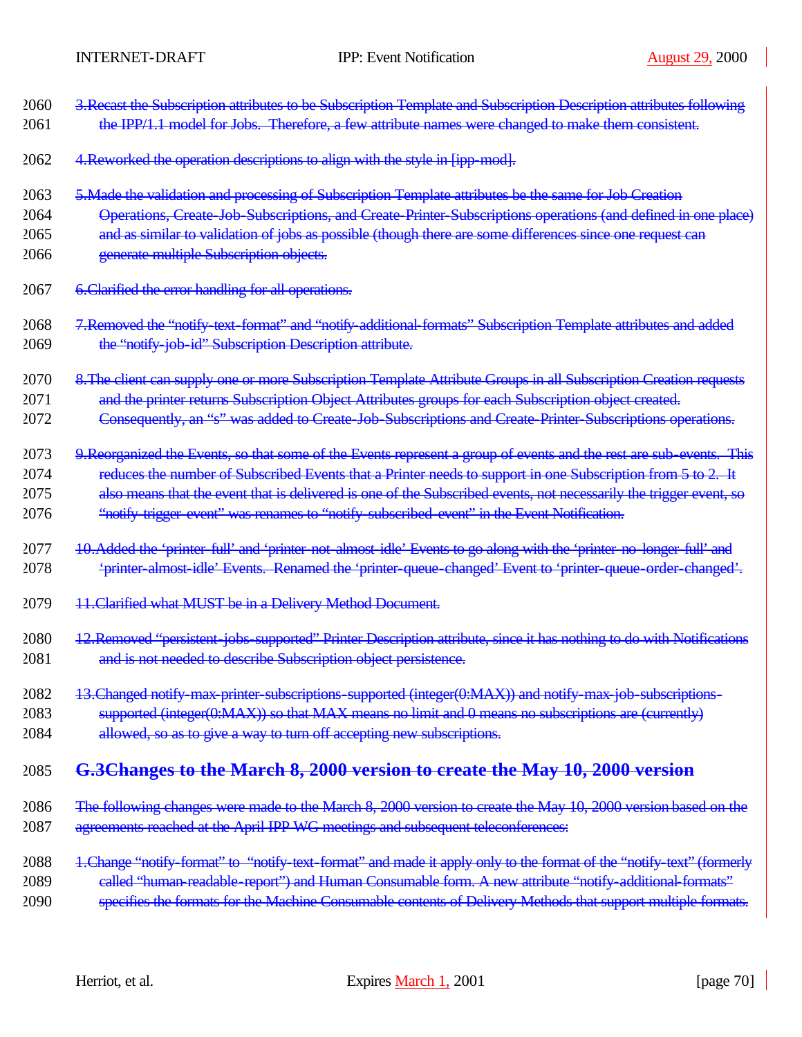3. Recast the Subscription attributes to be Subscription Template and Subscription Description attributes following the IPP/1.1 model for Jobs. Therefore, a few attribute names were changed to make them consistent.

4. Reworked the operation descriptions to align with the style in [ipp-mod].

5. Made the validation and processing of Subscription Template attributes be the same for Job Creation Operations, Create-Job-Subscriptions, and Create-Printer-Subscriptions operations (and defined in one place) and as similar to validation of jobs as possible (though there are some differences since one request can generate multiple Subscription objects.

6. Clarified the error handling for all operations.

7. Removed the "notify-text-format" and "notify-additional-formats" Subscription Template attributes and added the "notify-job-id" Subscription Description attribute.

8. The client can supply one or more Subscription Template Attribute Groups in all Subscription Creation requests and the printer returns Subscription Object Attributes groups for each Subscription object created. Consequently, an "s" was added to Create-Job-Subscriptions and Create-Printer-Subscriptions operations.

9. Reorganized the Events, so that some of the Events represent a group of events and the rest are sub-events. This reduces the number of Subscribed Events that a Printer needs to support in one Subscription from 5 to 2. It also means that the event that is delivered is one of the Subscribed events, not necessarily the trigger event, so "notify-trigger-event" was renames to "notify-subscribed-event" in the Event Notification.

10. Added the 'printer-full' and 'printer-not-almost-idle' Events to go along with the 'printer-no-longer-full' and 'printer-almost-idle' Events. Renamed the 'printer-queue-changed' Event to 'printer-queue-order-changed'.

11. Clarified what MUST be in a Delivery Method Document.

12. Removed "persistent-jobs-supported" Printer Description attribute, since it has nothing to do with Notifications and is not needed to describe Subscription object persistence.

13. Changed notify-max-printer-subscriptions-supported (integer(0:MAX)) and notify-max-job-subscriptions-supported (integer(0:MAX)) so that MAX means no limit and 0 means no subscriptions are (currently) allowed, so as to give a way to turn off accepting new subscriptions.

## G.3 Changes to the March 8, 2000 version to create the May 10, 2000 version

The following changes were made to the March 8, 2000 version to create the May 10, 2000 version based on the agreements reached at the April IPP WG meetings and subsequent teleconferences:

1. Change "notify-format" to "notify-text-format" and made it apply only to the format of the "notify-text" (formerly called "human-readable-report") and Human Consumable form. A new attribute "notify-additional-formats" specifies the formats for the Machine Consumable contents of Delivery Methods that support multiple formats.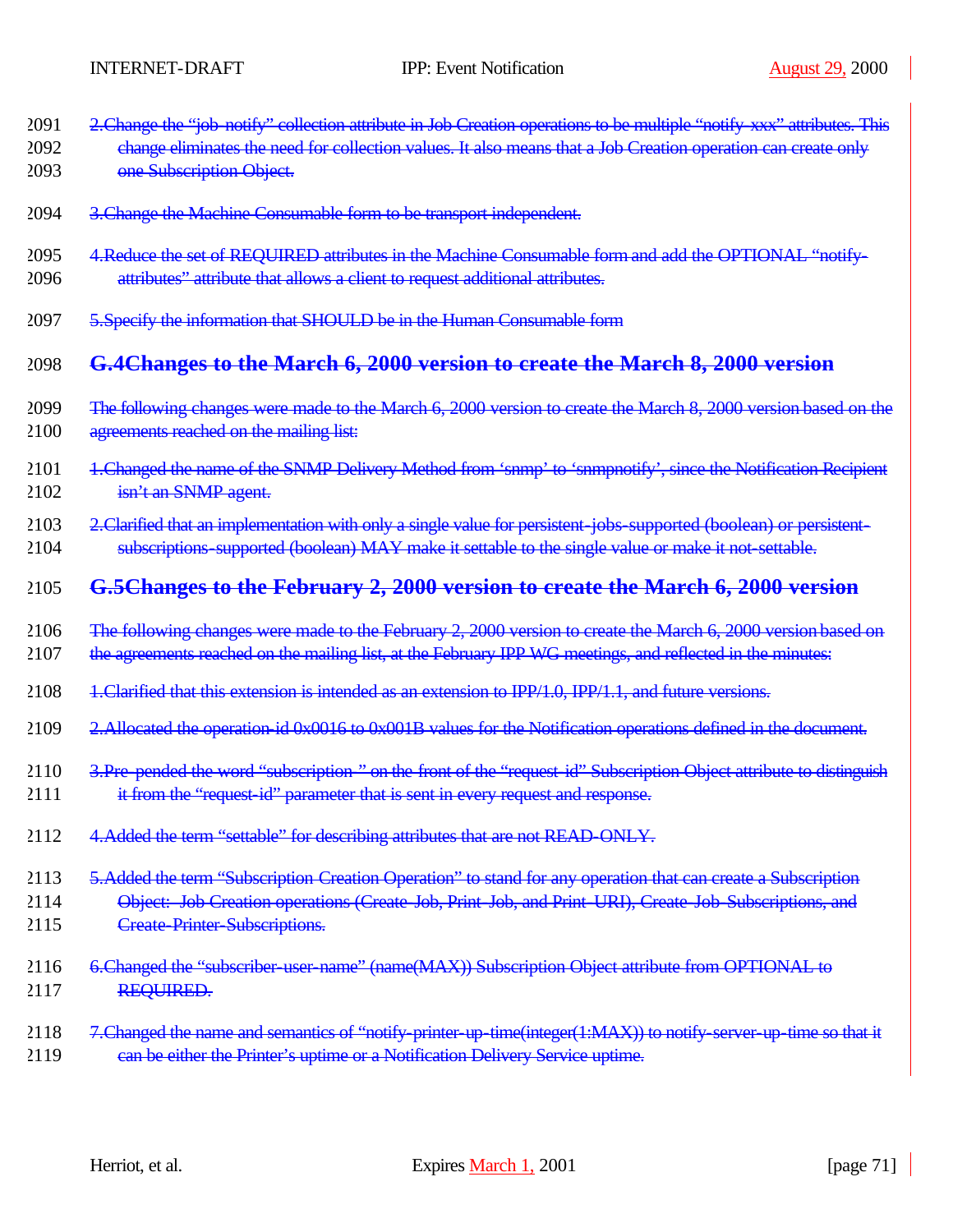2. Change the "job-notify" collection attribute in Job Creation operations to be multiple "notify-xxx" attributes. This change eliminates the need for collection values. It also means that a Job Creation operation can create only one Subscription Object.

3. Change the Machine Consumable form to be transport independent.

4. Reduce the set of REQUIRED attributes in the Machine Consumable form and add the OPTIONAL "notify-attributes" attribute that allows a client to request additional attributes.

5. Specify the information that SHOULD be in the Human Consumable form

## G.4 Changes to the March 6, 2000 version to create the March 8, 2000 version

The following changes were made to the March 6, 2000 version to create the March 8, 2000 version based on the agreements reached on the mailing list:

1. Changed the name of the SNMP Delivery Method from 'snmp' to 'snmpnotify', since the Notification Recipient isn't an SNMP agent.

2. Clarified that an implementation with only a single value for persistent-jobs-supported (boolean) or persistent-subscriptions-supported (boolean) MAY make it settable to the single value or make it not-settable.

## G.5 Changes to the February 2, 2000 version to create the March 6, 2000 version

The following changes were made to the February 2, 2000 version to create the March 6, 2000 version based on the agreements reached on the mailing list, at the February IPP WG meetings, and reflected in the minutes:

1. Clarified that this extension is intended as an extension to IPP/1.0, IPP/1.1, and future versions.

2. Allocated the operation-id 0x0016 to 0x001B values for the Notification operations defined in the document.

3. Pre-pended the word "subscription-" on the front of the "request-id" Subscription Object attribute to distinguish it from the "request-id" parameter that is sent in every request and response.

4. Added the term "settable" for describing attributes that are not READ-ONLY.

5. Added the term "Subscription Creation Operation" to stand for any operation that can create a Subscription Object: Job Creation operations (Create-Job, Print-Job, and Print-URI), Create-Job-Subscriptions, and Create-Printer-Subscriptions.

6. Changed the "subscriber-user-name" (name(MAX)) Subscription Object attribute from OPTIONAL to REQUIRED.

7. Changed the name and semantics of "notify-printer-up-time(integer(1:MAX)) to notify-server-up-time so that it can be either the Printer's uptime or a Notification Delivery Service uptime.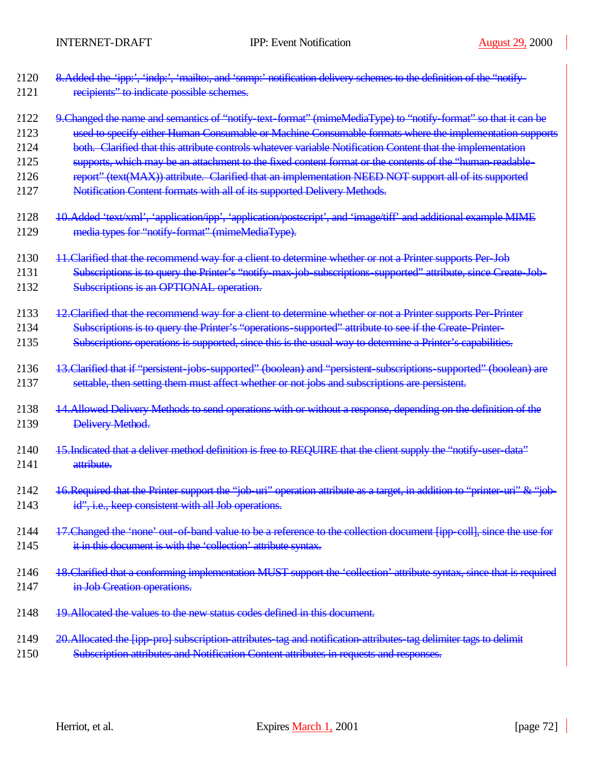8. Added the 'ipp:', 'indp:', 'mailto:, and 'snmp:' notification delivery schemes to the definition of the "notify-recipients" to indicate possible schemes.

9. Changed the name and semantics of "notify-text-format" (mimeMediaType) to "notify-format" so that it can be used to specify either Human Consumable or Machine Consumable formats where the implementation supports both. Clarified that this attribute controls whatever variable Notification Content that the implementation supports, which may be an attachment to the fixed content format or the contents of the "human-readable-report" (text(MAX)) attribute. Clarified that an implementation NEED NOT support all of its supported Notification Content formats with all of its supported Delivery Methods.

10. Added 'text/xml', 'application/ipp', 'application/postscript', and 'image/tiff' and additional example MIME media types for "notify-format" (mimeMediaType).

11. Clarified that the recommend way for a client to determine whether or not a Printer supports Per-Job Subscriptions is to query the Printer's "notify-max-job-subscriptions-supported" attribute, since Create-Job-Subscriptions is an OPTIONAL operation.

12. Clarified that the recommend way for a client to determine whether or not a Printer supports Per-Printer Subscriptions is to query the Printer's "operations-supported" attribute to see if the Create-Printer-Subscriptions operations is supported, since this is the usual way to determine a Printer's capabilities.

13. Clarified that if "persistent-jobs-supported" (boolean) and "persistent-subscriptions-supported" (boolean) are settable, then setting them must affect whether or not jobs and subscriptions are persistent.

14. Allowed Delivery Methods to send operations with or without a response, depending on the definition of the Delivery Method.

15. Indicated that a deliver method definition is free to REQUIRE that the client supply the "notify-user-data" attribute.

16. Required that the Printer support the "job-uri" operation attribute as a target, in addition to "printer-uri" & "job-id", i.e., keep consistent with all Job operations.

17. Changed the 'none' out-of-band value to be a reference to the collection document [ipp-coll], since the use for it in this document is with the 'collection' attribute syntax.

18. Clarified that a conforming implementation MUST support the 'collection' attribute syntax, since that is required in Job Creation operations.

19. Allocated the values to the new status codes defined in this document.

20. Allocated the [ipp-pro] subscription-attributes-tag and notification-attributes-tag delimiter tags to delimit Subscription attributes and Notification Content attributes in requests and responses.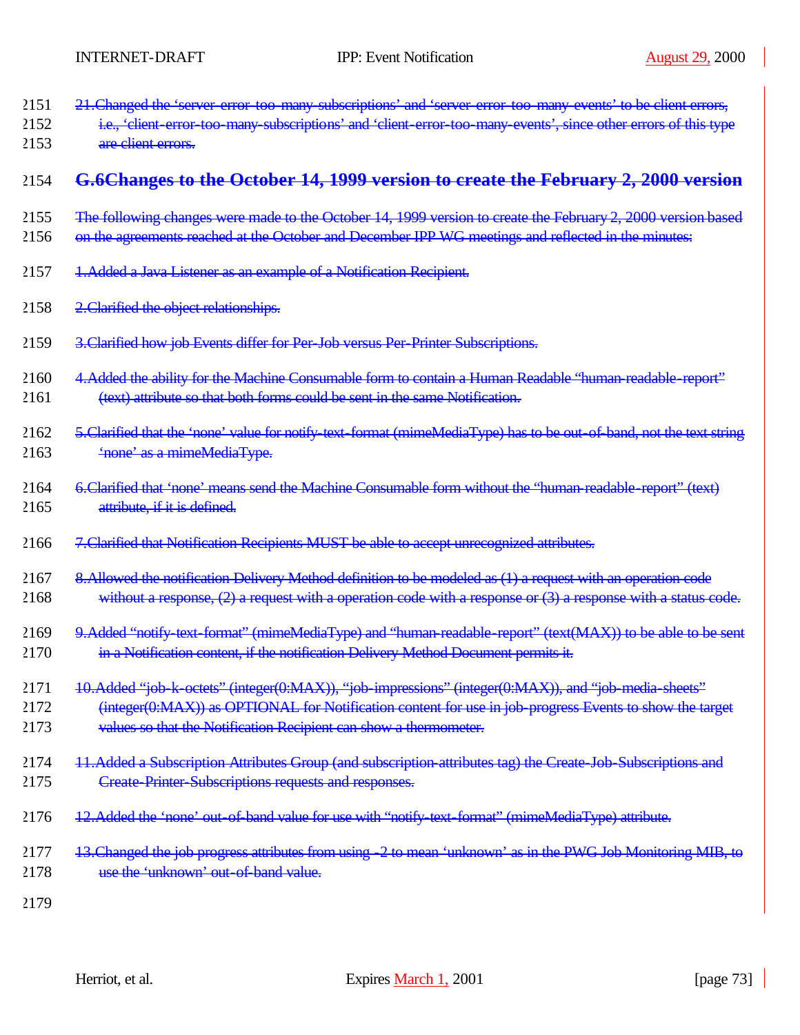21. Changed the 'server-error-too-many-subscriptions' and 'server-error-too-many-events' to be client errors, i.e., 'client-error-too-many-subscriptions' and 'client-error-too-many-events', since other errors of this type are client errors.

## G.6 Changes to the October 14, 1999 version to create the February 2, 2000 version

The following changes were made to the October 14, 1999 version to create the February 2, 2000 version based on the agreements reached at the October and December IPP WG meetings and reflected in the minutes:

1. Added a Java Listener as an example of a Notification Recipient.

2. Clarified the object relationships.

3. Clarified how job Events differ for Per-Job versus Per-Printer Subscriptions.

4. Added the ability for the Machine Consumable form to contain a Human Readable "human-readable-report" (text) attribute so that both forms could be sent in the same Notification.

5. Clarified that the 'none' value for notify-text-format (mimeMediaType) has to be out-of-band, not the text string 'none' as a mimeMediaType.

6. Clarified that 'none' means send the Machine Consumable form without the "human-readable-report" (text) attribute, if it is defined.

7. Clarified that Notification Recipients MUST be able to accept unrecognized attributes.

8. Allowed the notification Delivery Method definition to be modeled as (1) a request with an operation code without a response, (2) a request with a operation code with a response or (3) a response with a status code.

9. Added "notify-text-format" (mimeMediaType) and "human-readable-report" (text(MAX)) to be able to be sent in a Notification content, if the notification Delivery Method Document permits it.

10. Added "job-k-octets" (integer(0:MAX)), "job-impressions" (integer(0:MAX)), and "job-media-sheets" (integer(0:MAX)) as OPTIONAL for Notification content for use in job-progress Events to show the target values so that the Notification Recipient can show a thermometer.

11. Added a Subscription Attributes Group (and subscription-attributes tag) the Create-Job-Subscriptions and Create-Printer-Subscriptions requests and responses.

12. Added the 'none' out-of-band value for use with "notify-text-format" (mimeMediaType) attribute.

13. Changed the job progress attributes from using -2 to mean 'unknown' as in the PWG Job Monitoring MIB, to use the 'unknown' out-of-band value.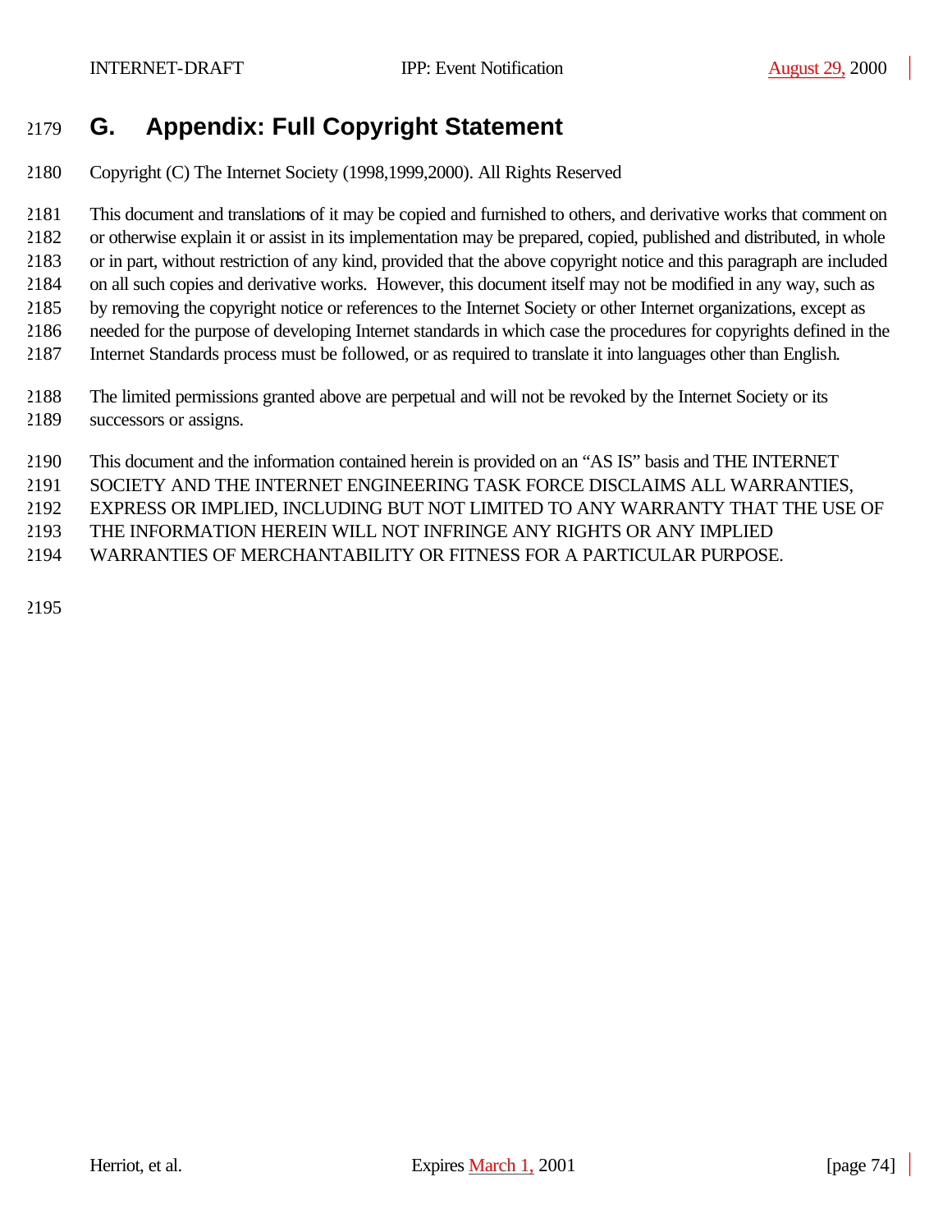# G. Appendix: Full Copyright Statement

Copyright (C) The Internet Society (1998,1999,2000). All Rights Reserved

This document and translations of it may be copied and furnished to others, and derivative works that comment on or otherwise explain it or assist in its implementation may be prepared, copied, published and distributed, in whole or in part, without restriction of any kind, provided that the above copyright notice and this paragraph are included on all such copies and derivative works. However, this document itself may not be modified in any way, such as by removing the copyright notice or references to the Internet Society or other Internet organizations, except as needed for the purpose of developing Internet standards in which case the procedures for copyrights defined in the Internet Standards process must be followed, or as required to translate it into languages other than English.

The limited permissions granted above are perpetual and will not be revoked by the Internet Society or its successors or assigns.

This document and the information contained herein is provided on an "AS IS" basis and THE INTERNET SOCIETY AND THE INTERNET ENGINEERING TASK FORCE DISCLAIMS ALL WARRANTIES, EXPRESS OR IMPLIED, INCLUDING BUT NOT LIMITED TO ANY WARRANTY THAT THE USE OF THE INFORMATION HEREIN WILL NOT INFRINGE ANY RIGHTS OR ANY IMPLIED WARRANTIES OF MERCHANTABILITY OR FITNESS FOR A PARTICULAR PURPOSE.